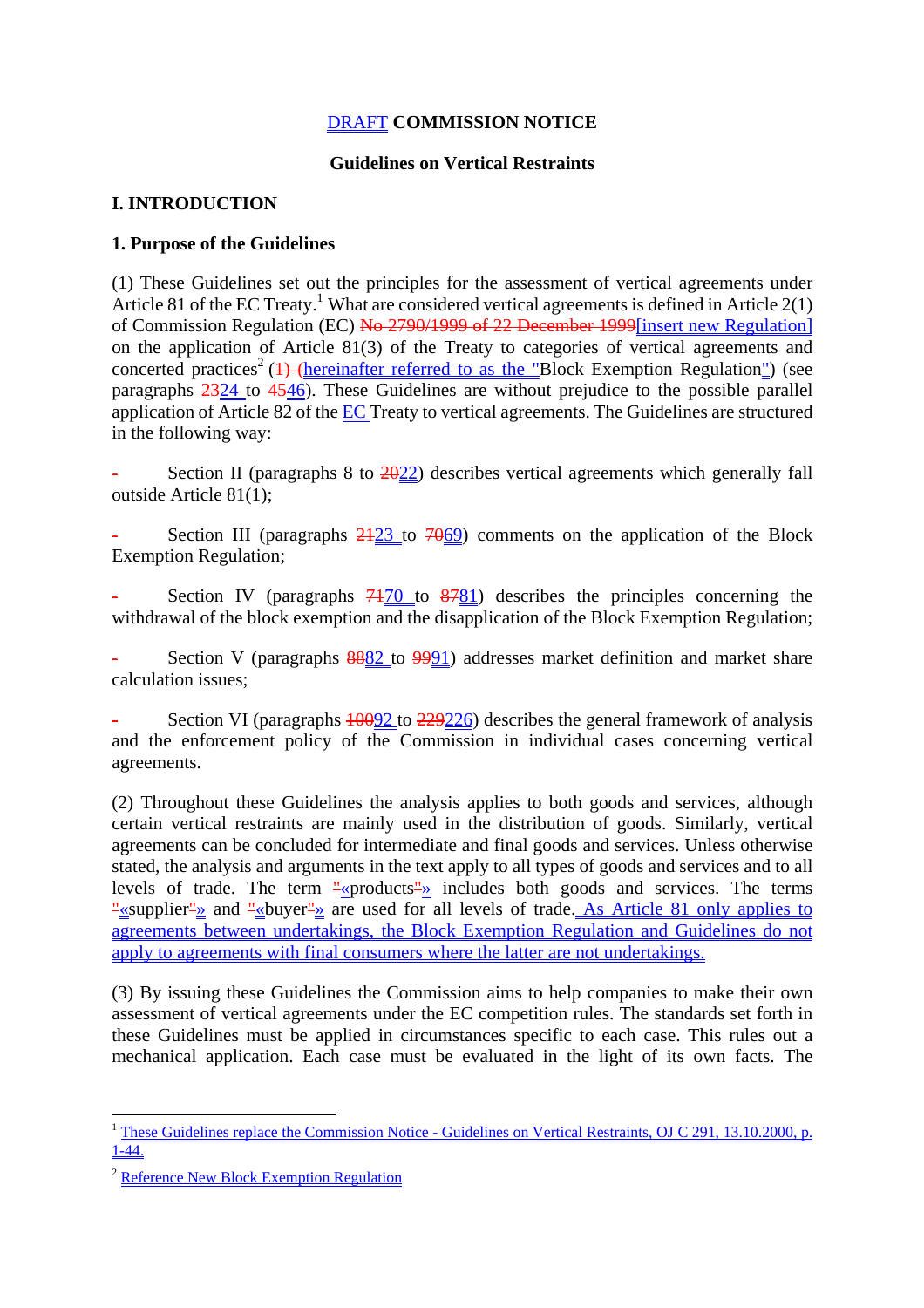DRAFT **COMMISSION NOTICE**

**Guidelines on Vertical Restraints**

## I. INTRODUCTION

### 1. Purpose of the Guidelines

(1) These Guidelines set out the principles for the assessment of vertical agreements under Article 81 of the EC Treaty.[1] What are considered vertical agreements is defined in Article 2(1) of Commission Regulation (EC) ~~No 2790/1999 of 22 December 1999~~[insert new Regulation] on the application of Article 81(3) of the Treaty to categories of vertical agreements and concerted practices[2] (~~(1) (~~hereinafter referred to as the "Block Exemption Regulation") (see paragraphs ~~23~~24 to ~~45~~46). These Guidelines are without prejudice to the possible parallel application of Article 82 of the EC Treaty to vertical agreements. The Guidelines are structured in the following way:

- Section II (paragraphs 8 to ~~20~~22) describes vertical agreements which generally fall outside Article 81(1);

- Section III (paragraphs ~~21~~23 to ~~70~~69) comments on the application of the Block Exemption Regulation;

- Section IV (paragraphs ~~71~~70 to ~~87~~81) describes the principles concerning the withdrawal of the block exemption and the disapplication of the Block Exemption Regulation;

- Section V (paragraphs ~~88~~82 to ~~99~~91) addresses market definition and market share calculation issues;

- Section VI (paragraphs ~~100~~92 to ~~229~~226) describes the general framework of analysis and the enforcement policy of the Commission in individual cases concerning vertical agreements.

(2) Throughout these Guidelines the analysis applies to both goods and services, although certain vertical restraints are mainly used in the distribution of goods. Similarly, vertical agreements can be concluded for intermediate and final goods and services. Unless otherwise stated, the analysis and arguments in the text apply to all types of goods and services and to all levels of trade. The term ~~"~~«products~~"~~» includes both goods and services. The terms ~~"~~«supplier~~"~~» and ~~"~~«buyer~~"~~» are used for all levels of trade. As Article 81 only applies to agreements between undertakings, the Block Exemption Regulation and Guidelines do not apply to agreements with final consumers where the latter are not undertakings.

(3) By issuing these Guidelines the Commission aims to help companies to make their own assessment of vertical agreements under the EC competition rules. The standards set forth in these Guidelines must be applied in circumstances specific to each case. This rules out a mechanical application. Each case must be evaluated in the light of its own facts. The

---

[1] These Guidelines replace the Commission Notice - Guidelines on Vertical Restraints, OJ C 291, 13.10.2000, p. 1-44.

[2] Reference New Block Exemption Regulation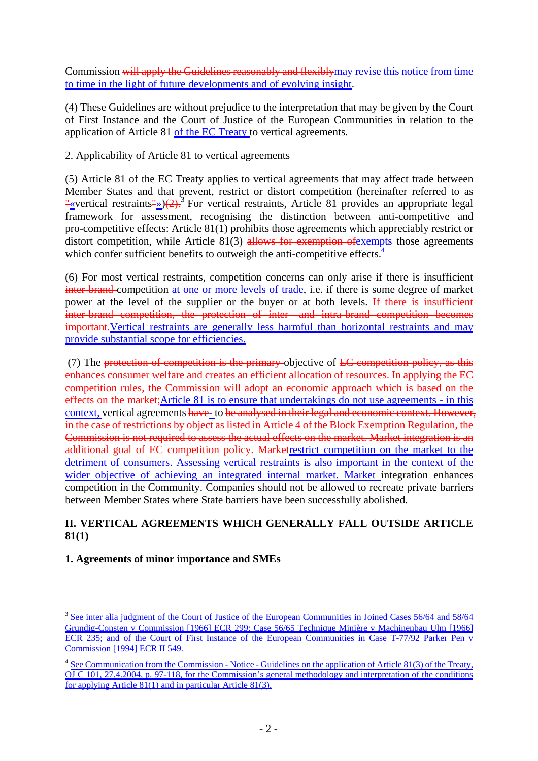Commission ~~will apply the Guidelines reasonably and flexibly~~may revise this notice from time to time in the light of future developments and of evolving insight.

(4) These Guidelines are without prejudice to the interpretation that may be given by the Court of First Instance and the Court of Justice of the European Communities in relation to the application of Article 81 of the EC Treaty to vertical agreements.

2. Applicability of Article 81 to vertical agreements

(5) Article 81 of the EC Treaty applies to vertical agreements that may affect trade between Member States and that prevent, restrict or distort competition (hereinafter referred to as ~~"~~«vertical restraints~~"~~»)~~(2).~~[3] For vertical restraints, Article 81 provides an appropriate legal framework for assessment, recognising the distinction between anti-competitive and pro-competitive effects: Article 81(1) prohibits those agreements which appreciably restrict or distort competition, while Article 81(3) ~~allows for exemption of~~exempts those agreements which confer sufficient benefits to outweigh the anti-competitive effects.[4]

(6) For most vertical restraints, competition concerns can only arise if there is insufficient ~~inter-brand~~ competition at one or more levels of trade, i.e. if there is some degree of market power at the level of the supplier or the buyer or at both levels. ~~If there is insufficient inter-brand competition, the protection of inter- and intra-brand competition becomes important.~~Vertical restraints are generally less harmful than horizontal restraints and may provide substantial scope for efficiencies.

(7) The ~~protection of competition is the primary~~ objective of ~~EC competition policy, as this enhances consumer welfare and creates an efficient allocation of resources. In applying the EC competition rules, the Commission will adopt an economic approach which is based on the effects on the market;~~Article 81 is to ensure that undertakings do not use agreements - in this context, vertical agreements ~~have~~ to ~~be analysed in their legal and economic context. However, in the case of restrictions by object as listed in Article 4 of the Block Exemption Regulation, the Commission is not required to assess the actual effects on the market. Market integration is an additional goal of EC competition policy. Market~~restrict competition on the market to the detriment of consumers. Assessing vertical restraints is also important in the context of the wider objective of achieving an integrated internal market. Market integration enhances competition in the Community. Companies should not be allowed to recreate private barriers between Member States where State barriers have been successfully abolished.

## II. VERTICAL AGREEMENTS WHICH GENERALLY FALL OUTSIDE ARTICLE 81(1)

### 1. Agreements of minor importance and SMEs

---

[3] See inter alia judgment of the Court of Justice of the European Communities in Joined Cases 56/64 and 58/64 Grundig-Consten v Commission [1966] ECR 299; Case 56/65 Technique Minière v Machinenbau Ulm [1966] ECR 235; and of the Court of First Instance of the European Communities in Case T-77/92 Parker Pen v Commission [1994] ECR II 549.

[4] See Communication from the Commission - Notice - Guidelines on the application of Article 81(3) of the Treaty, OJ C 101, 27.4.2004, p. 97-118, for the Commission's general methodology and interpretation of the conditions for applying Article 81(1) and in particular Article 81(3).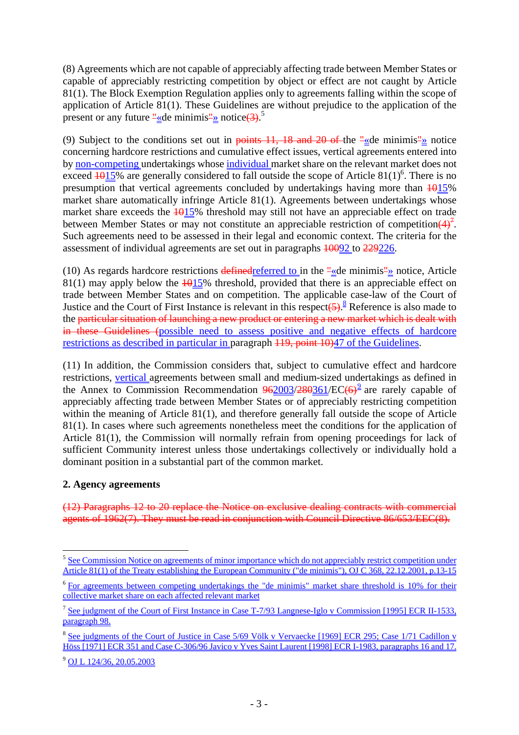(8) Agreements which are not capable of appreciably affecting trade between Member States or capable of appreciably restricting competition by object or effect are not caught by Article 81(1). The Block Exemption Regulation applies only to agreements falling within the scope of application of Article 81(1). These Guidelines are without prejudice to the application of the present or any future ~~"~~«de minimis~~"~~» notice~~(3)~~.[5]

(9) Subject to the conditions set out in ~~points 11, 18 and 20 of~~ the ~~"~~«de minimis~~"~~» notice concerning hardcore restrictions and cumulative effect issues, vertical agreements entered into by non-competing undertakings whose individual market share on the relevant market does not exceed ~~10~~15% are generally considered to fall outside the scope of Article 81(1)[6]. There is no presumption that vertical agreements concluded by undertakings having more than ~~10~~15% market share automatically infringe Article 81(1). Agreements between undertakings whose market share exceeds the ~~10~~15% threshold may still not have an appreciable effect on trade between Member States or may not constitute an appreciable restriction of competition~~(4)~~[7]. Such agreements need to be assessed in their legal and economic context. The criteria for the assessment of individual agreements are set out in paragraphs ~~100~~92 to ~~229~~226.

(10) As regards hardcore restrictions ~~defined~~referred to in the ~~"~~«de minimis~~"~~» notice, Article 81(1) may apply below the ~~10~~15% threshold, provided that there is an appreciable effect on trade between Member States and on competition. The applicable case-law of the Court of Justice and the Court of First Instance is relevant in this respect~~(5)~~.[8] Reference is also made to the ~~particular situation of launching a new product or entering a new market which is dealt with in these Guidelines (~~possible need to assess positive and negative effects of hardcore restrictions as described in particular in paragraph ~~119, point 10)~~47 of the Guidelines.

(11) In addition, the Commission considers that, subject to cumulative effect and hardcore restrictions, vertical agreements between small and medium-sized undertakings as defined in the Annex to Commission Recommendation ~~96~~2003/~~280~~361/EC~~(6)~~[9] are rarely capable of appreciably affecting trade between Member States or of appreciably restricting competition within the meaning of Article 81(1), and therefore generally fall outside the scope of Article 81(1). In cases where such agreements nonetheless meet the conditions for the application of Article 81(1), the Commission will normally refrain from opening proceedings for lack of sufficient Community interest unless those undertakings collectively or individually hold a dominant position in a substantial part of the common market.

**2. Agency agreements**

~~(12) Paragraphs 12 to 20 replace the Notice on exclusive dealing contracts with commercial agents of 1962(7). They must be read in conjunction with Council Directive 86/653/EEC(8).~~

---

[5] See Commission Notice on agreements of minor importance which do not appreciably restrict competition under Article 81(1) of the Treaty establishing the European Community ("de minimis"), OJ C 368, 22.12.2001, p.13-15

[6] For agreements between competing undertakings the "de minimis" market share threshold is 10% for their collective market share on each affected relevant market

[7] See judgment of the Court of First Instance in Case T-7/93 Langnese-Iglo v Commission [1995] ECR II-1533, paragraph 98.

[8] See judgments of the Court of Justice in Case 5/69 Völk v Vervaecke [1969] ECR 295; Case 1/71 Cadillon v Höss [1971] ECR 351 and Case C-306/96 Javico v Yves Saint Laurent [1998] ECR I-1983, paragraphs 16 and 17.

[9] OJ L 124/36, 20.05.2003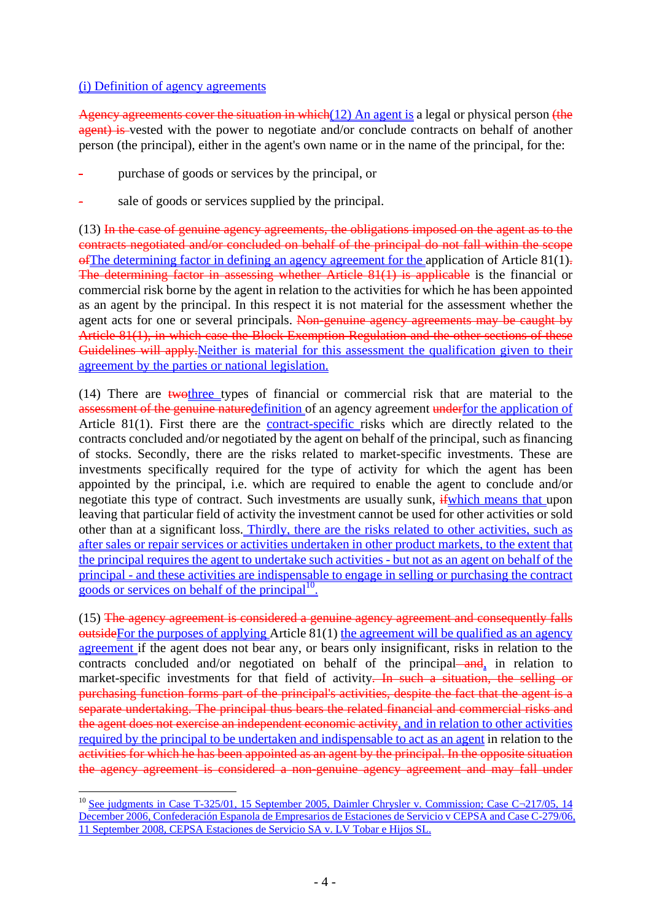(i) Definition of agency agreements

Agency agreements cover the situation in which(12) An agent is a legal or physical person (the agent) is vested with the power to negotiate and/or conclude contracts on behalf of another person (the principal), either in the agent's own name or in the name of the principal, for the:

- purchase of goods or services by the principal, or
- sale of goods or services supplied by the principal.

(13) In the case of genuine agency agreements, the obligations imposed on the agent as to the contracts negotiated and/or concluded on behalf of the principal do not fall within the scope ofThe determining factor in defining an agency agreement for the application of Article 81(1). The determining factor in assessing whether Article 81(1) is applicable is the financial or commercial risk borne by the agent in relation to the activities for which he has been appointed as an agent by the principal. In this respect it is not material for the assessment whether the agent acts for one or several principals. Non-genuine agency agreements may be caught by Article 81(1), in which case the Block Exemption Regulation and the other sections of these Guidelines will apply.Neither is material for this assessment the qualification given to their agreement by the parties or national legislation.

(14) There are twothree types of financial or commercial risk that are material to the assessment of the genuine naturedefinition of an agency agreement underfor the application of Article 81(1). First there are the contract-specific risks which are directly related to the contracts concluded and/or negotiated by the agent on behalf of the principal, such as financing of stocks. Secondly, there are the risks related to market-specific investments. These are investments specifically required for the type of activity for which the agent has been appointed by the principal, i.e. which are required to enable the agent to conclude and/or negotiate this type of contract. Such investments are usually sunk, ifwhich means that upon leaving that particular field of activity the investment cannot be used for other activities or sold other than at a significant loss. Thirdly, there are the risks related to other activities, such as after sales or repair services or activities undertaken in other product markets, to the extent that the principal requires the agent to undertake such activities - but not as an agent on behalf of the principal - and these activities are indispensable to engage in selling or purchasing the contract goods or services on behalf of the principal[10].

(15) The agency agreement is considered a genuine agency agreement and consequently falls outsideFor the purposes of applying Article 81(1) the agreement will be qualified as an agency agreement if the agent does not bear any, or bears only insignificant, risks in relation to the contracts concluded and/or negotiated on behalf of the principal and, in relation to market-specific investments for that field of activity. In such a situation, the selling or purchasing function forms part of the principal's activities, despite the fact that the agent is a separate undertaking. The principal thus bears the related financial and commercial risks and the agent does not exercise an independent economic activity, and in relation to other activities required by the principal to be undertaken and indispensable to act as an agent in relation to the activities for which he has been appointed as an agent by the principal. In the opposite situation the agency agreement is considered a non-genuine agency agreement and may fall under

[10] See judgments in Case T-325/01, 15 September 2005, Daimler Chrysler v. Commission; Case C¬217/05, 14 December 2006, Confederación Espanola de Empresarios de Estaciones de Servicio v CEPSA and Case C-279/06, 11 September 2008, CEPSA Estaciones de Servicio SA v. LV Tobar e Hijos SL.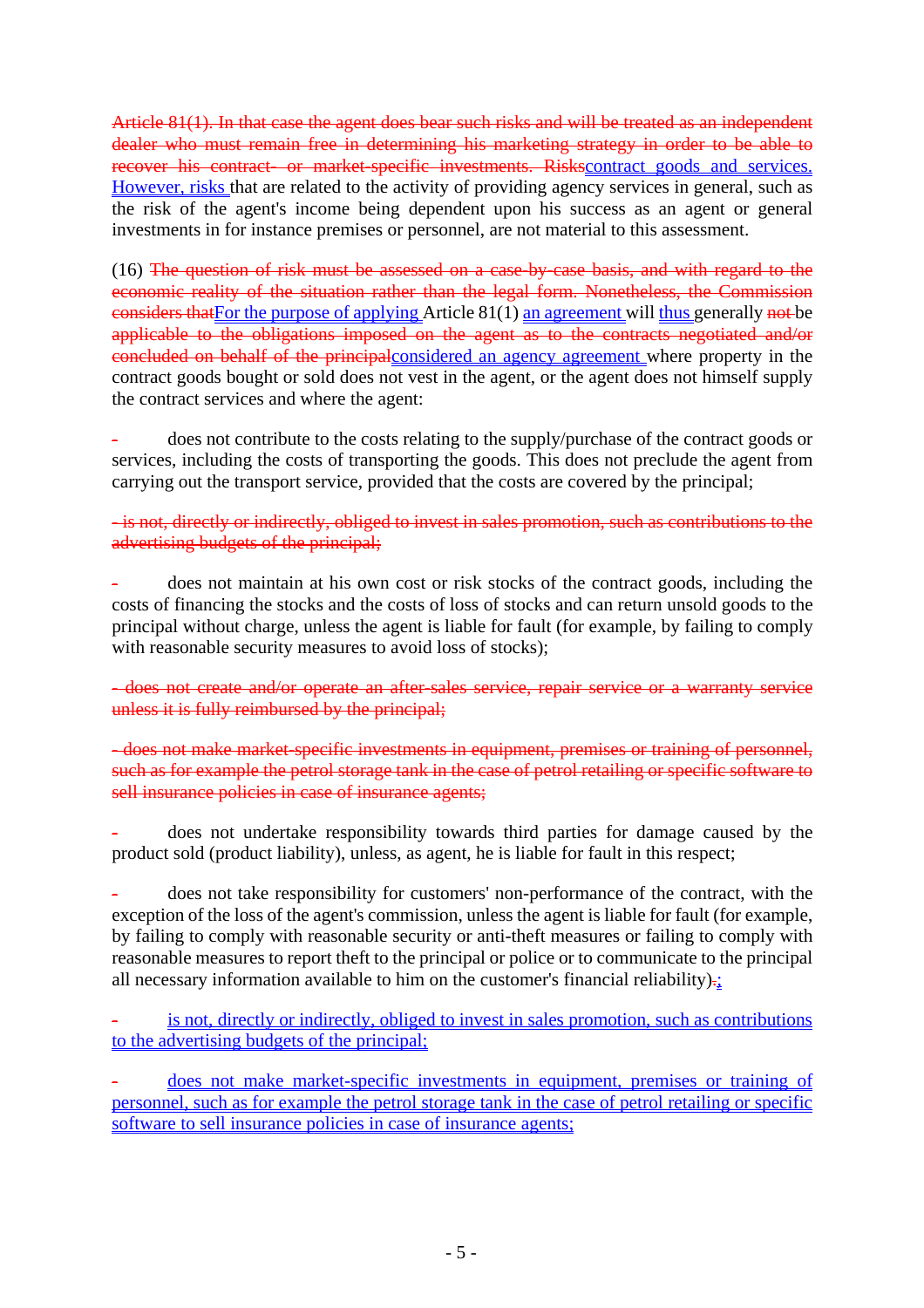~~Article 81(1). In that case the agent does bear such risks and will be treated as an independent dealer who must remain free in determining his marketing strategy in order to be able to recover his contract- or market-specific investments. Risks~~<u>contract goods and services. However, risks</u> that are related to the activity of providing agency services in general, such as the risk of the agent's income being dependent upon his success as an agent or general investments in for instance premises or personnel, are not material to this assessment.

(16) ~~The question of risk must be assessed on a case-by-case basis, and with regard to the economic reality of the situation rather than the legal form. Nonetheless, the Commission considers that~~<u>For the purpose of applying</u> Article 81(1) <u>an agreement</u> will <u>thus</u> generally ~~not~~ be ~~applicable to the obligations imposed on the agent as to the contracts negotiated and/or concluded on behalf of the principal~~<u>considered an agency agreement</u> where property in the contract goods bought or sold does not vest in the agent, or the agent does not himself supply the contract services and where the agent:

- does not contribute to the costs relating to the supply/purchase of the contract goods or services, including the costs of transporting the goods. This does not preclude the agent from carrying out the transport service, provided that the costs are covered by the principal;

~~- is not, directly or indirectly, obliged to invest in sales promotion, such as contributions to the advertising budgets of the principal;~~

- does not maintain at his own cost or risk stocks of the contract goods, including the costs of financing the stocks and the costs of loss of stocks and can return unsold goods to the principal without charge, unless the agent is liable for fault (for example, by failing to comply with reasonable security measures to avoid loss of stocks);

~~- does not create and/or operate an after-sales service, repair service or a warranty service unless it is fully reimbursed by the principal;~~

~~- does not make market-specific investments in equipment, premises or training of personnel, such as for example the petrol storage tank in the case of petrol retailing or specific software to sell insurance policies in case of insurance agents;~~

- does not undertake responsibility towards third parties for damage caused by the product sold (product liability), unless, as agent, he is liable for fault in this respect;

- does not take responsibility for customers' non-performance of the contract, with the exception of the loss of the agent's commission, unless the agent is liable for fault (for example, by failing to comply with reasonable security or anti-theft measures or failing to comply with reasonable measures to report theft to the principal or police or to communicate to the principal all necessary information available to him on the customer's financial reliability)~~.~~<u>;</u>

- <u>is not, directly or indirectly, obliged to invest in sales promotion, such as contributions to the advertising budgets of the principal;</u>

- <u>does not make market-specific investments in equipment, premises or training of personnel, such as for example the petrol storage tank in the case of petrol retailing or specific software to sell insurance policies in case of insurance agents;</u>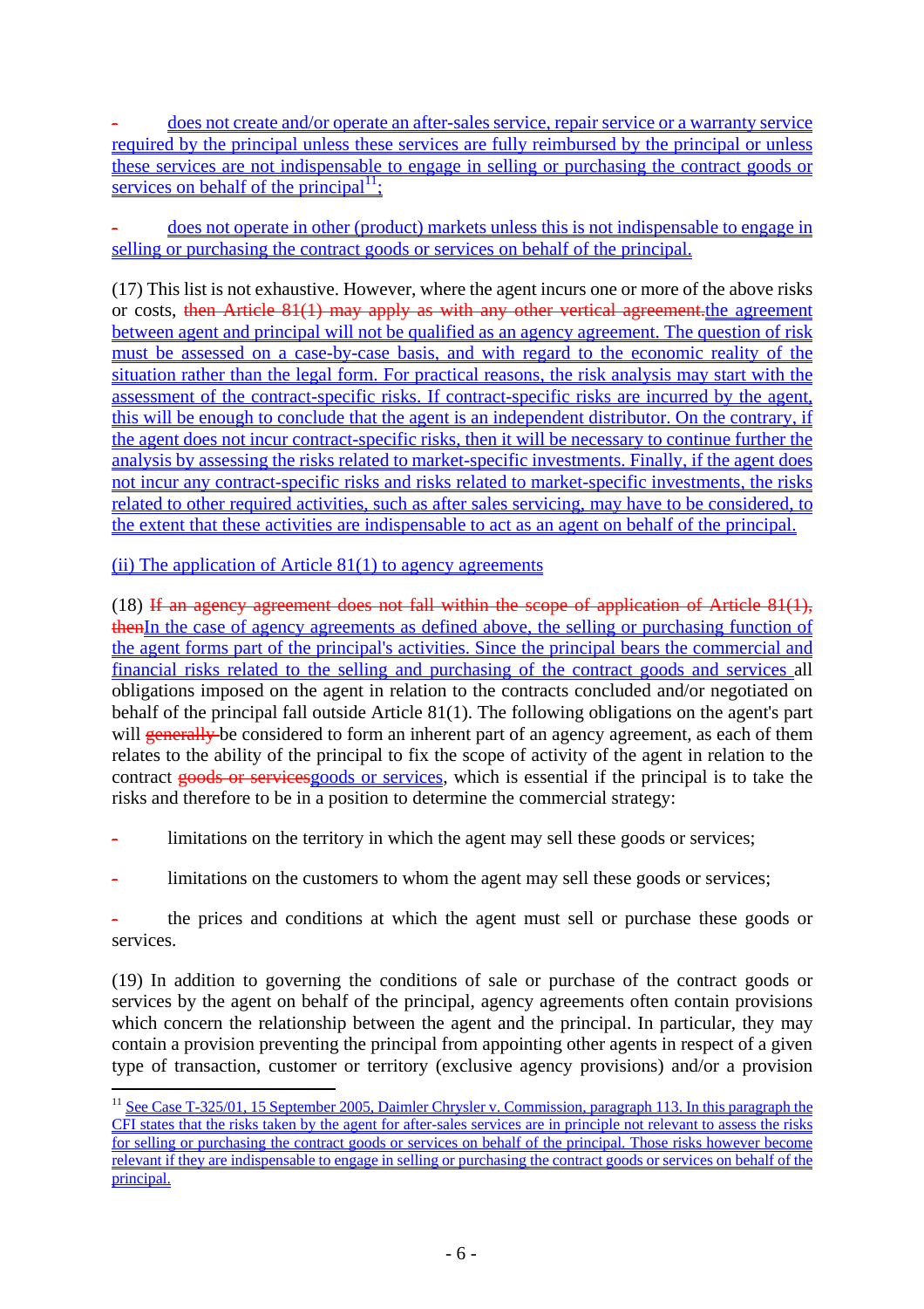- does not create and/or operate an after-sales service, repair service or a warranty service required by the principal unless these services are fully reimbursed by the principal or unless these services are not indispensable to engage in selling or purchasing the contract goods or services on behalf of the principal[11];

- does not operate in other (product) markets unless this is not indispensable to engage in selling or purchasing the contract goods or services on behalf of the principal.

(17) This list is not exhaustive. However, where the agent incurs one or more of the above risks or costs, then Article 81(1) may apply as with any other vertical agreement.the agreement between agent and principal will not be qualified as an agency agreement. The question of risk must be assessed on a case-by-case basis, and with regard to the economic reality of the situation rather than the legal form. For practical reasons, the risk analysis may start with the assessment of the contract-specific risks. If contract-specific risks are incurred by the agent, this will be enough to conclude that the agent is an independent distributor. On the contrary, if the agent does not incur contract-specific risks, then it will be necessary to continue further the analysis by assessing the risks related to market-specific investments. Finally, if the agent does not incur any contract-specific risks and risks related to market-specific investments, the risks related to other required activities, such as after sales servicing, may have to be considered, to the extent that these activities are indispensable to act as an agent on behalf of the principal.

(ii) The application of Article 81(1) to agency agreements

(18) If an agency agreement does not fall within the scope of application of Article 81(1), thenIn the case of agency agreements as defined above, the selling or purchasing function of the agent forms part of the principal's activities. Since the principal bears the commercial and financial risks related to the selling and purchasing of the contract goods and services all obligations imposed on the agent in relation to the contracts concluded and/or negotiated on behalf of the principal fall outside Article 81(1). The following obligations on the agent's part will generally be considered to form an inherent part of an agency agreement, as each of them relates to the ability of the principal to fix the scope of activity of the agent in relation to the contract goods or servicesgoods or services, which is essential if the principal is to take the risks and therefore to be in a position to determine the commercial strategy:

- limitations on the territory in which the agent may sell these goods or services;

- limitations on the customers to whom the agent may sell these goods or services;

- the prices and conditions at which the agent must sell or purchase these goods or services.

(19) In addition to governing the conditions of sale or purchase of the contract goods or services by the agent on behalf of the principal, agency agreements often contain provisions which concern the relationship between the agent and the principal. In particular, they may contain a provision preventing the principal from appointing other agents in respect of a given type of transaction, customer or territory (exclusive agency provisions) and/or a provision

[11] See Case T-325/01, 15 September 2005, Daimler Chrysler v. Commission, paragraph 113. In this paragraph the CFI states that the risks taken by the agent for after-sales services are in principle not relevant to assess the risks for selling or purchasing the contract goods or services on behalf of the principal. Those risks however become relevant if they are indispensable to engage in selling or purchasing the contract goods or services on behalf of the principal.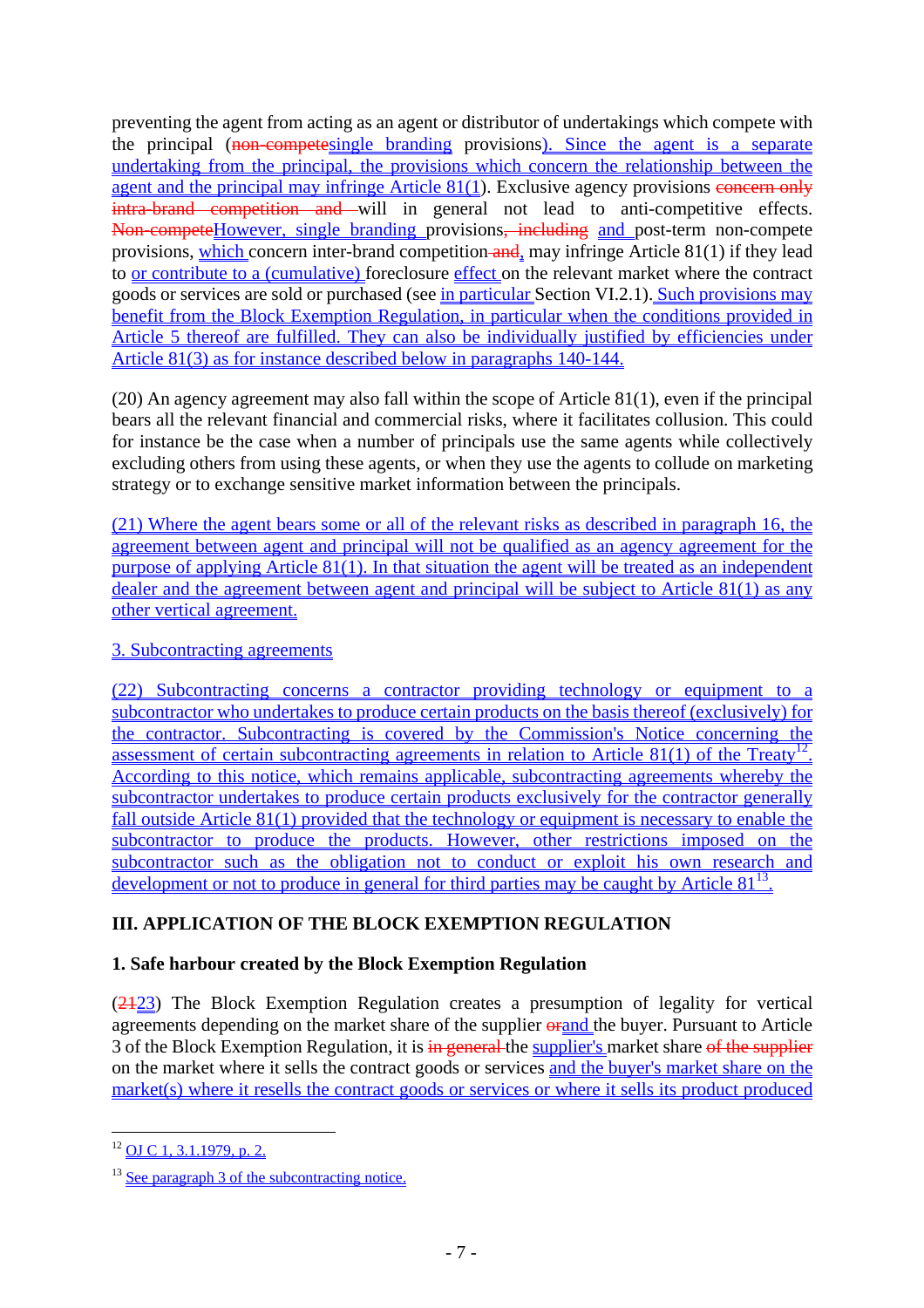preventing the agent from acting as an agent or distributor of undertakings which compete with the principal (~~non-compete~~single branding provisions). Since the agent is a separate undertaking from the principal, the provisions which concern the relationship between the agent and the principal may infringe Article 81(1). Exclusive agency provisions ~~concern only intra-brand competition and~~ will in general not lead to anti-competitive effects. ~~Non-compete~~However, single branding provisions~~, including~~ and post-term non-compete provisions, which concern inter-brand competition~~ and~~, may infringe Article 81(1) if they lead to or contribute to a (cumulative) foreclosure effect on the relevant market where the contract goods or services are sold or purchased (see in particular Section VI.2.1). Such provisions may benefit from the Block Exemption Regulation, in particular when the conditions provided in Article 5 thereof are fulfilled. They can also be individually justified by efficiencies under Article 81(3) as for instance described below in paragraphs 140-144.

(20) An agency agreement may also fall within the scope of Article 81(1), even if the principal bears all the relevant financial and commercial risks, where it facilitates collusion. This could for instance be the case when a number of principals use the same agents while collectively excluding others from using these agents, or when they use the agents to collude on marketing strategy or to exchange sensitive market information between the principals.

(21) Where the agent bears some or all of the relevant risks as described in paragraph 16, the agreement between agent and principal will not be qualified as an agency agreement for the purpose of applying Article 81(1). In that situation the agent will be treated as an independent dealer and the agreement between agent and principal will be subject to Article 81(1) as any other vertical agreement.

3. Subcontracting agreements

(22) Subcontracting concerns a contractor providing technology or equipment to a subcontractor who undertakes to produce certain products on the basis thereof (exclusively) for the contractor. Subcontracting is covered by the Commission's Notice concerning the assessment of certain subcontracting agreements in relation to Article 81(1) of the Treaty[12]. According to this notice, which remains applicable, subcontracting agreements whereby the subcontractor undertakes to produce certain products exclusively for the contractor generally fall outside Article 81(1) provided that the technology or equipment is necessary to enable the subcontractor to produce the products. However, other restrictions imposed on the subcontractor such as the obligation not to conduct or exploit his own research and development or not to produce in general for third parties may be caught by Article 81[13].

## III. APPLICATION OF THE BLOCK EXEMPTION REGULATION

### 1. Safe harbour created by the Block Exemption Regulation

(~~21~~23) The Block Exemption Regulation creates a presumption of legality for vertical agreements depending on the market share of the supplier ~~or~~and the buyer. Pursuant to Article 3 of the Block Exemption Regulation, it is ~~in general~~ the supplier's market share ~~of the supplier~~ on the market where it sells the contract goods or services and the buyer's market share on the market(s) where it resells the contract goods or services or where it sells its product produced

[12] OJ C 1, 3.1.1979, p. 2.

[13] See paragraph 3 of the subcontracting notice.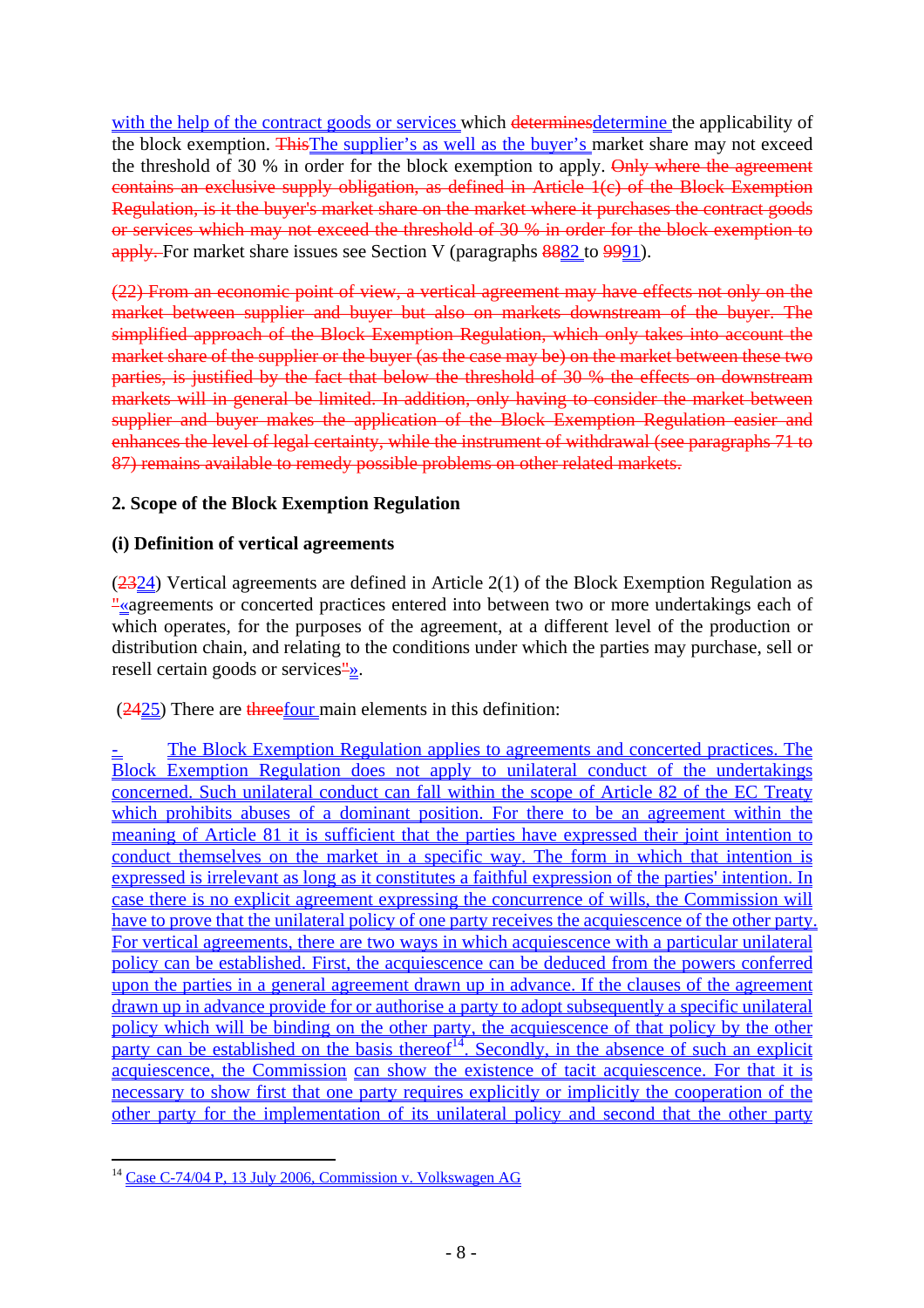with the help of the contract goods or services which ~~determines~~determine the applicability of the block exemption. ~~This~~The supplier's as well as the buyer's market share may not exceed the threshold of 30 % in order for the block exemption to apply. ~~Only where the agreement contains an exclusive supply obligation, as defined in Article 1(c) of the Block Exemption Regulation, is it the buyer's market share on the market where it purchases the contract goods or services which may not exceed the threshold of 30 % in order for the block exemption to apply.~~ For market share issues see Section V (paragraphs ~~88~~82 to ~~99~~91).

~~(22) From an economic point of view, a vertical agreement may have effects not only on the market between supplier and buyer but also on markets downstream of the buyer. The simplified approach of the Block Exemption Regulation, which only takes into account the market share of the supplier or the buyer (as the case may be) on the market between these two parties, is justified by the fact that below the threshold of 30 % the effects on downstream markets will in general be limited. In addition, only having to consider the market between supplier and buyer makes the application of the Block Exemption Regulation easier and enhances the level of legal certainty, while the instrument of withdrawal (see paragraphs 71 to 87) remains available to remedy possible problems on other related markets.~~

## 2. Scope of the Block Exemption Regulation

### (i) Definition of vertical agreements

(~~23~~24) Vertical agreements are defined in Article 2(1) of the Block Exemption Regulation as ~~"~~«agreements or concerted practices entered into between two or more undertakings each of which operates, for the purposes of the agreement, at a different level of the production or distribution chain, and relating to the conditions under which the parties may purchase, sell or resell certain goods or services~~"~~».

(~~24~~25) There are ~~three~~four main elements in this definition:

- The Block Exemption Regulation applies to agreements and concerted practices. The Block Exemption Regulation does not apply to unilateral conduct of the undertakings concerned. Such unilateral conduct can fall within the scope of Article 82 of the EC Treaty which prohibits abuses of a dominant position. For there to be an agreement within the meaning of Article 81 it is sufficient that the parties have expressed their joint intention to conduct themselves on the market in a specific way. The form in which that intention is expressed is irrelevant as long as it constitutes a faithful expression of the parties' intention. In case there is no explicit agreement expressing the concurrence of wills, the Commission will have to prove that the unilateral policy of one party receives the acquiescence of the other party. For vertical agreements, there are two ways in which acquiescence with a particular unilateral policy can be established. First, the acquiescence can be deduced from the powers conferred upon the parties in a general agreement drawn up in advance. If the clauses of the agreement drawn up in advance provide for or authorise a party to adopt subsequently a specific unilateral policy which will be binding on the other party, the acquiescence of that policy by the other party can be established on the basis thereof[14]. Secondly, in the absence of such an explicit acquiescence, the Commission can show the existence of tacit acquiescence. For that it is necessary to show first that one party requires explicitly or implicitly the cooperation of the other party for the implementation of its unilateral policy and second that the other party

[14] Case C-74/04 P, 13 July 2006, Commission v. Volkswagen AG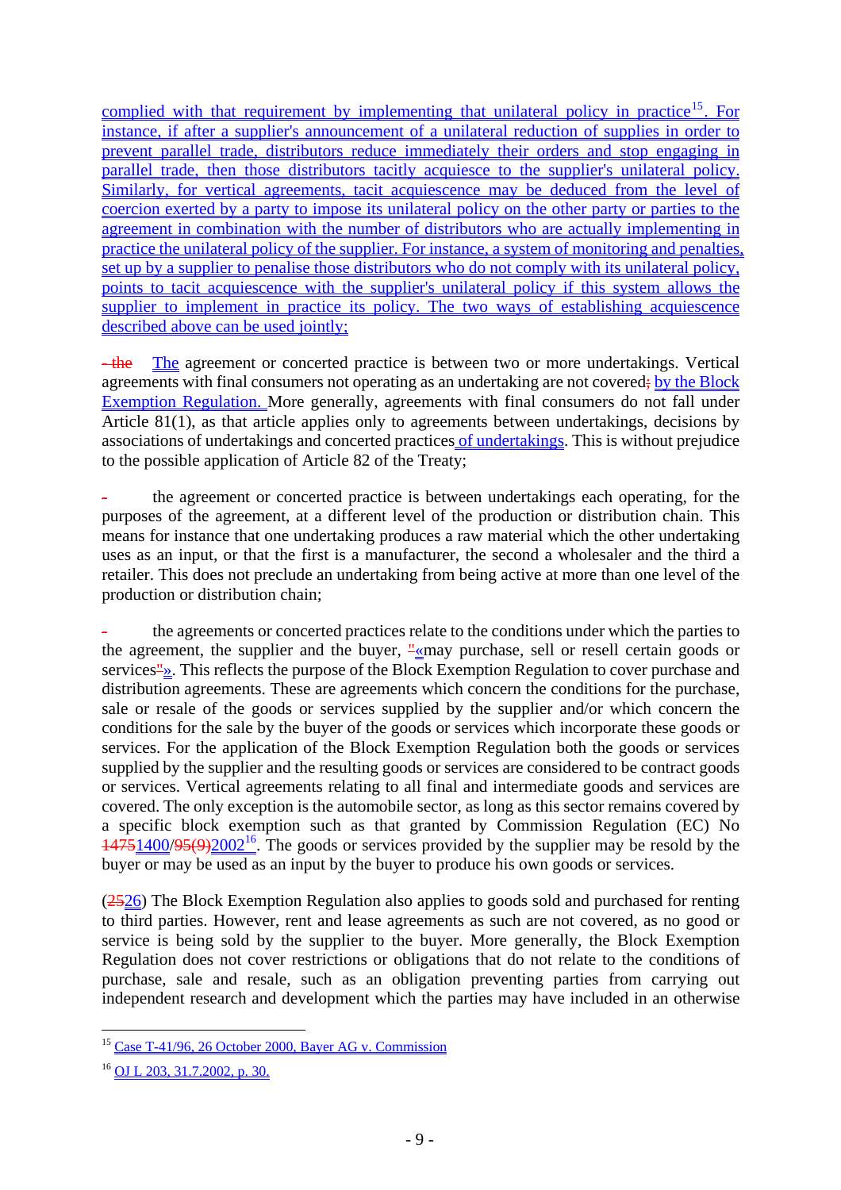complied with that requirement by implementing that unilateral policy in practice[15]. For instance, if after a supplier's announcement of a unilateral reduction of supplies in order to prevent parallel trade, distributors reduce immediately their orders and stop engaging in parallel trade, then those distributors tacitly acquiesce to the supplier's unilateral policy. Similarly, for vertical agreements, tacit acquiescence may be deduced from the level of coercion exerted by a party to impose its unilateral policy on the other party or parties to the agreement in combination with the number of distributors who are actually implementing in practice the unilateral policy of the supplier. For instance, a system of monitoring and penalties, set up by a supplier to penalise those distributors who do not comply with its unilateral policy, points to tacit acquiescence with the supplier's unilateral policy if this system allows the supplier to implement in practice its policy. The two ways of establishing acquiescence described above can be used jointly;

~~- the~~ The agreement or concerted practice is between two or more undertakings. Vertical agreements with final consumers not operating as an undertaking are not covered~~;~~ by the Block Exemption Regulation. More generally, agreements with final consumers do not fall under Article 81(1), as that article applies only to agreements between undertakings, decisions by associations of undertakings and concerted practices of undertakings. This is without prejudice to the possible application of Article 82 of the Treaty;

~~-~~ the agreement or concerted practice is between undertakings each operating, for the purposes of the agreement, at a different level of the production or distribution chain. This means for instance that one undertaking produces a raw material which the other undertaking uses as an input, or that the first is a manufacturer, the second a wholesaler and the third a retailer. This does not preclude an undertaking from being active at more than one level of the production or distribution chain;

~~-~~ the agreements or concerted practices relate to the conditions under which the parties to the agreement, the supplier and the buyer, ~~"~~«may purchase, sell or resell certain goods or services~~"~~». This reflects the purpose of the Block Exemption Regulation to cover purchase and distribution agreements. These are agreements which concern the conditions for the purchase, sale or resale of the goods or services supplied by the supplier and/or which concern the conditions for the sale by the buyer of the goods or services which incorporate these goods or services. For the application of the Block Exemption Regulation both the goods or services supplied by the supplier and the resulting goods or services are considered to be contract goods or services. Vertical agreements relating to all final and intermediate goods and services are covered. The only exception is the automobile sector, as long as this sector remains covered by a specific block exemption such as that granted by Commission Regulation (EC) No ~~1475~~1400/~~95(9)~~2002[16]. The goods or services provided by the supplier may be resold by the buyer or may be used as an input by the buyer to produce his own goods or services.

(~~25~~26) The Block Exemption Regulation also applies to goods sold and purchased for renting to third parties. However, rent and lease agreements as such are not covered, as no good or service is being sold by the supplier to the buyer. More generally, the Block Exemption Regulation does not cover restrictions or obligations that do not relate to the conditions of purchase, sale and resale, such as an obligation preventing parties from carrying out independent research and development which the parties may have included in an otherwise

[15] Case T-41/96, 26 October 2000, Bayer AG v. Commission

[16] OJ L 203, 31.7.2002, p. 30.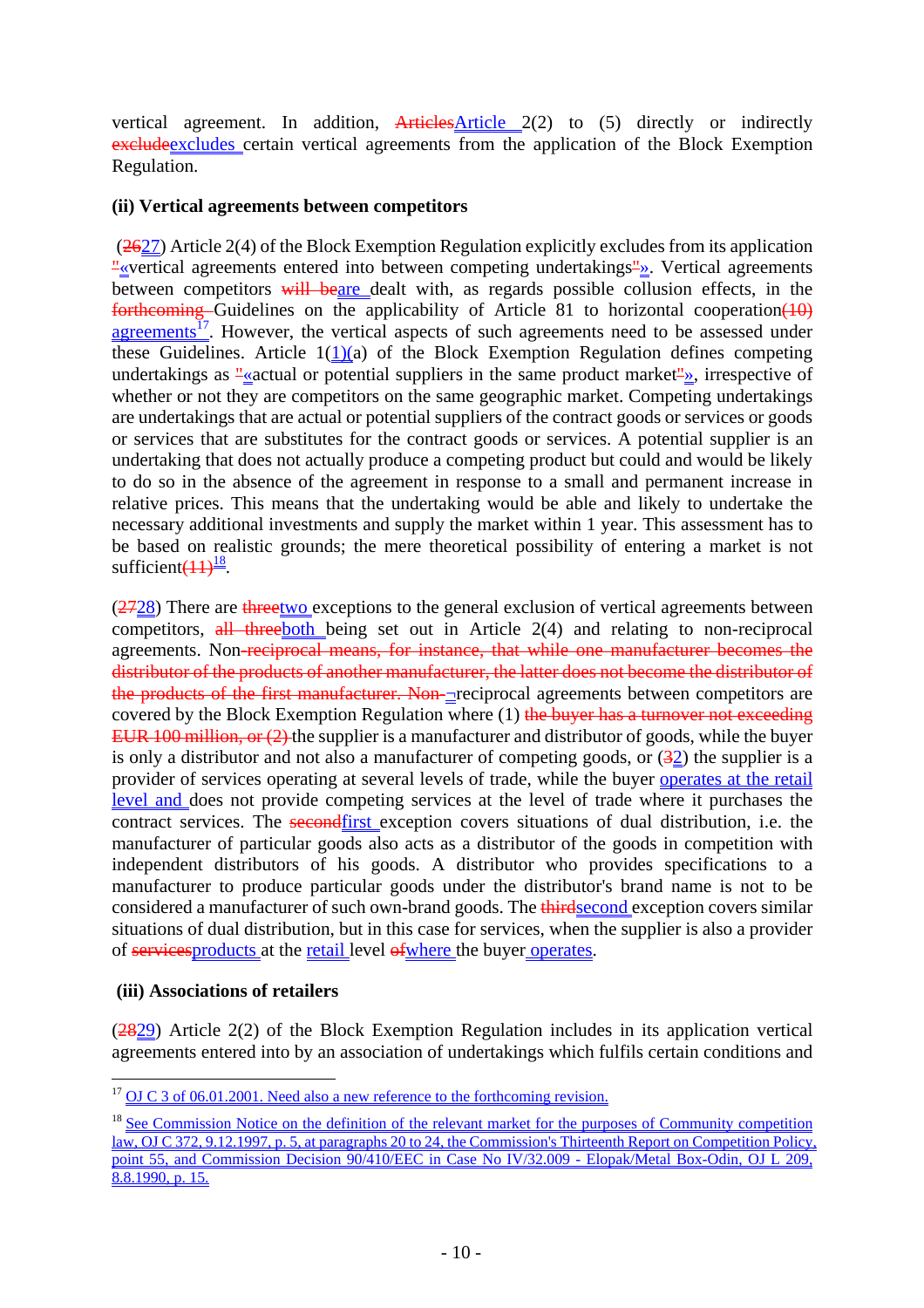vertical agreement. In addition, ~~Articles~~Article 2(2) to (5) directly or indirectly ~~exclude~~excludes certain vertical agreements from the application of the Block Exemption Regulation.

**(ii) Vertical agreements between competitors**

(~~26~~27) Article 2(4) of the Block Exemption Regulation explicitly excludes from its application ~~"~~«vertical agreements entered into between competing undertakings~~"~~». Vertical agreements between competitors ~~will be~~are dealt with, as regards possible collusion effects, in the ~~forthcoming~~ Guidelines on the applicability of Article 81 to horizontal cooperation~~(10)~~ agreements[17]. However, the vertical aspects of such agreements need to be assessed under these Guidelines. Article 1(1)(a) of the Block Exemption Regulation defines competing undertakings as ~~"~~«actual or potential suppliers in the same product market~~"~~», irrespective of whether or not they are competitors on the same geographic market. Competing undertakings are undertakings that are actual or potential suppliers of the contract goods or services or goods or services that are substitutes for the contract goods or services. A potential supplier is an undertaking that does not actually produce a competing product but could and would be likely to do so in the absence of the agreement in response to a small and permanent increase in relative prices. This means that the undertaking would be able and likely to undertake the necessary additional investments and supply the market within 1 year. This assessment has to be based on realistic grounds; the mere theoretical possibility of entering a market is not sufficient~~(11)~~[18].

(~~27~~28) There are ~~three~~two exceptions to the general exclusion of vertical agreements between competitors, ~~all three~~both being set out in Article 2(4) and relating to non-reciprocal agreements. Non~~-reciprocal means, for instance, that while one manufacturer becomes the distributor of the products of another manufacturer, the latter does not become the distributor of the products of the first manufacturer. Non-~~-reciprocal agreements between competitors are covered by the Block Exemption Regulation where (1) ~~the buyer has a turnover not exceeding EUR 100 million, or (2)~~ the supplier is a manufacturer and distributor of goods, while the buyer is only a distributor and not also a manufacturer of competing goods, or (~~3~~2) the supplier is a provider of services operating at several levels of trade, while the buyer operates at the retail level and does not provide competing services at the level of trade where it purchases the contract services. The ~~second~~first exception covers situations of dual distribution, i.e. the manufacturer of particular goods also acts as a distributor of the goods in competition with independent distributors of his goods. A distributor who provides specifications to a manufacturer to produce particular goods under the distributor's brand name is not to be considered a manufacturer of such own-brand goods. The ~~third~~second exception covers similar situations of dual distribution, but in this case for services, when the supplier is also a provider of ~~services~~products at the retail level ~~of~~where the buyer operates.

**(iii) Associations of retailers**

(~~28~~29) Article 2(2) of the Block Exemption Regulation includes in its application vertical agreements entered into by an association of undertakings which fulfils certain conditions and

---

[17] OJ C 3 of 06.01.2001. Need also a new reference to the forthcoming revision.

[18] See Commission Notice on the definition of the relevant market for the purposes of Community competition law, OJ C 372, 9.12.1997, p. 5, at paragraphs 20 to 24, the Commission's Thirteenth Report on Competition Policy, point 55, and Commission Decision 90/410/EEC in Case No IV/32.009 - Elopak/Metal Box-Odin, OJ L 209, 8.8.1990, p. 15.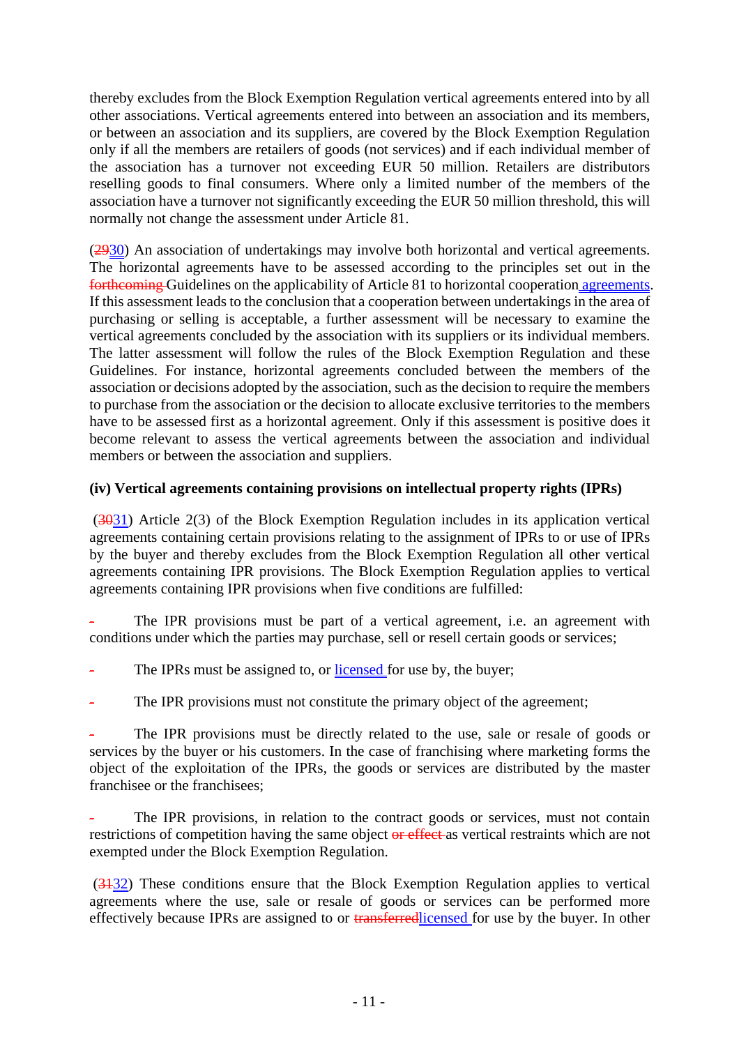thereby excludes from the Block Exemption Regulation vertical agreements entered into by all other associations. Vertical agreements entered into between an association and its members, or between an association and its suppliers, are covered by the Block Exemption Regulation only if all the members are retailers of goods (not services) and if each individual member of the association has a turnover not exceeding EUR 50 million. Retailers are distributors reselling goods to final consumers. Where only a limited number of the members of the association have a turnover not significantly exceeding the EUR 50 million threshold, this will normally not change the assessment under Article 81.

(~~29~~30) An association of undertakings may involve both horizontal and vertical agreements. The horizontal agreements have to be assessed according to the principles set out in the ~~forthcoming~~ Guidelines on the applicability of Article 81 to horizontal cooperation agreements. If this assessment leads to the conclusion that a cooperation between undertakings in the area of purchasing or selling is acceptable, a further assessment will be necessary to examine the vertical agreements concluded by the association with its suppliers or its individual members. The latter assessment will follow the rules of the Block Exemption Regulation and these Guidelines. For instance, horizontal agreements concluded between the members of the association or decisions adopted by the association, such as the decision to require the members to purchase from the association or the decision to allocate exclusive territories to the members have to be assessed first as a horizontal agreement. Only if this assessment is positive does it become relevant to assess the vertical agreements between the association and individual members or between the association and suppliers.

**(iv) Vertical agreements containing provisions on intellectual property rights (IPRs)**

(~~30~~31) Article 2(3) of the Block Exemption Regulation includes in its application vertical agreements containing certain provisions relating to the assignment of IPRs to or use of IPRs by the buyer and thereby excludes from the Block Exemption Regulation all other vertical agreements containing IPR provisions. The Block Exemption Regulation applies to vertical agreements containing IPR provisions when five conditions are fulfilled:

- The IPR provisions must be part of a vertical agreement, i.e. an agreement with conditions under which the parties may purchase, sell or resell certain goods or services;

- The IPRs must be assigned to, or licensed for use by, the buyer;

- The IPR provisions must not constitute the primary object of the agreement;

- The IPR provisions must be directly related to the use, sale or resale of goods or services by the buyer or his customers. In the case of franchising where marketing forms the object of the exploitation of the IPRs, the goods or services are distributed by the master franchisee or the franchisees;

- The IPR provisions, in relation to the contract goods or services, must not contain restrictions of competition having the same object ~~or effect~~ as vertical restraints which are not exempted under the Block Exemption Regulation.

(~~31~~32) These conditions ensure that the Block Exemption Regulation applies to vertical agreements where the use, sale or resale of goods or services can be performed more effectively because IPRs are assigned to or ~~transferred~~licensed for use by the buyer. In other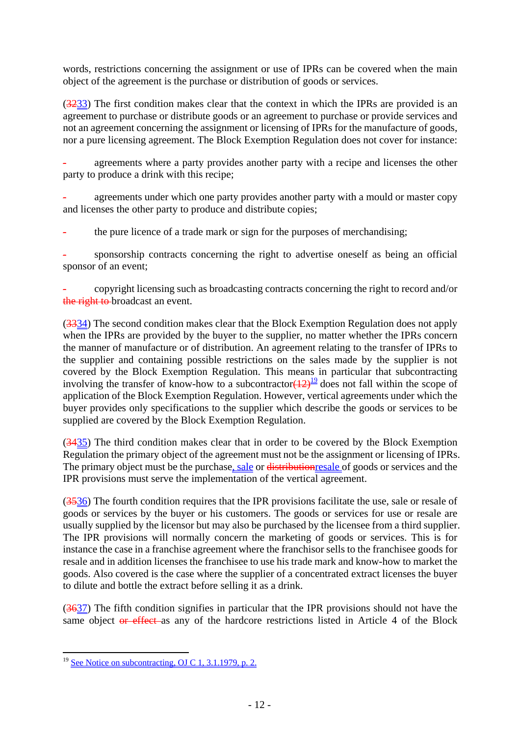words, restrictions concerning the assignment or use of IPRs can be covered when the main object of the agreement is the purchase or distribution of goods or services.

(~~32~~33) The first condition makes clear that the context in which the IPRs are provided is an agreement to purchase or distribute goods or an agreement to purchase or provide services and not an agreement concerning the assignment or licensing of IPRs for the manufacture of goods, nor a pure licensing agreement. The Block Exemption Regulation does not cover for instance:

- agreements where a party provides another party with a recipe and licenses the other party to produce a drink with this recipe;

- agreements under which one party provides another party with a mould or master copy and licenses the other party to produce and distribute copies;

- the pure licence of a trade mark or sign for the purposes of merchandising;

- sponsorship contracts concerning the right to advertise oneself as being an official sponsor of an event;

- copyright licensing such as broadcasting contracts concerning the right to record and/or ~~the right to~~ broadcast an event.

(~~33~~34) The second condition makes clear that the Block Exemption Regulation does not apply when the IPRs are provided by the buyer to the supplier, no matter whether the IPRs concern the manner of manufacture or of distribution. An agreement relating to the transfer of IPRs to the supplier and containing possible restrictions on the sales made by the supplier is not covered by the Block Exemption Regulation. This means in particular that subcontracting involving the transfer of know-how to a subcontractor~~(12)~~[19] does not fall within the scope of application of the Block Exemption Regulation. However, vertical agreements under which the buyer provides only specifications to the supplier which describe the goods or services to be supplied are covered by the Block Exemption Regulation.

(~~34~~35) The third condition makes clear that in order to be covered by the Block Exemption Regulation the primary object of the agreement must not be the assignment or licensing of IPRs. The primary object must be the purchase, sale or ~~distribution~~resale of goods or services and the IPR provisions must serve the implementation of the vertical agreement.

(~~35~~36) The fourth condition requires that the IPR provisions facilitate the use, sale or resale of goods or services by the buyer or his customers. The goods or services for use or resale are usually supplied by the licensor but may also be purchased by the licensee from a third supplier. The IPR provisions will normally concern the marketing of goods or services. This is for instance the case in a franchise agreement where the franchisor sells to the franchisee goods for resale and in addition licenses the franchisee to use his trade mark and know-how to market the goods. Also covered is the case where the supplier of a concentrated extract licenses the buyer to dilute and bottle the extract before selling it as a drink.

(~~36~~37) The fifth condition signifies in particular that the IPR provisions should not have the same object ~~or effect~~ as any of the hardcore restrictions listed in Article 4 of the Block

---

[19] See Notice on subcontracting, OJ C 1, 3.1.1979, p. 2.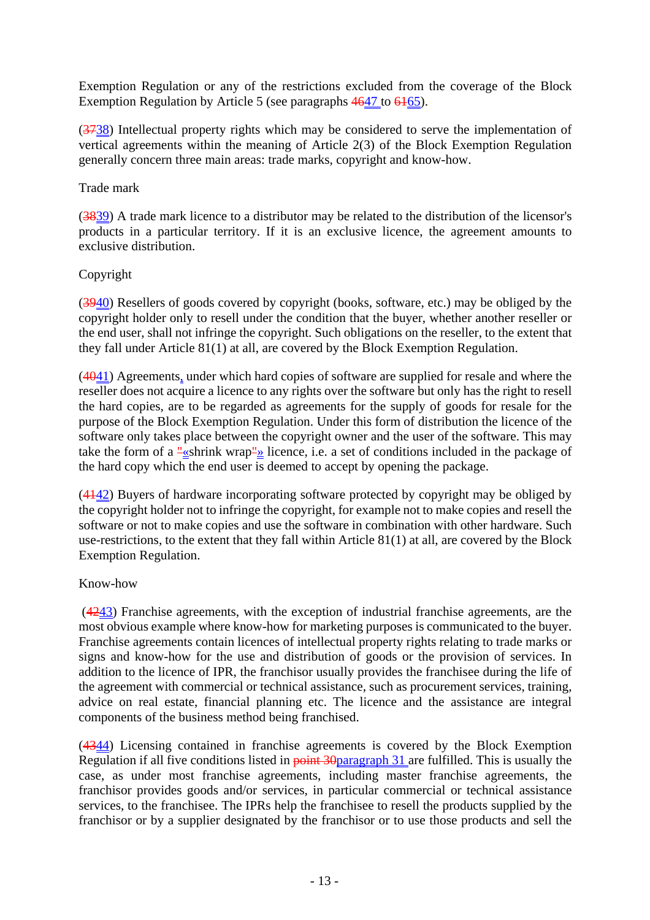Exemption Regulation or any of the restrictions excluded from the coverage of the Block Exemption Regulation by Article 5 (see paragraphs ~~46~~47 to ~~61~~65).

(~~37~~38) Intellectual property rights which may be considered to serve the implementation of vertical agreements within the meaning of Article 2(3) of the Block Exemption Regulation generally concern three main areas: trade marks, copyright and know-how.

Trade mark

(~~38~~39) A trade mark licence to a distributor may be related to the distribution of the licensor's products in a particular territory. If it is an exclusive licence, the agreement amounts to exclusive distribution.

Copyright

(~~39~~40) Resellers of goods covered by copyright (books, software, etc.) may be obliged by the copyright holder only to resell under the condition that the buyer, whether another reseller or the end user, shall not infringe the copyright. Such obligations on the reseller, to the extent that they fall under Article 81(1) at all, are covered by the Block Exemption Regulation.

(~~40~~41) Agreements, under which hard copies of software are supplied for resale and where the reseller does not acquire a licence to any rights over the software but only has the right to resell the hard copies, are to be regarded as agreements for the supply of goods for resale for the purpose of the Block Exemption Regulation. Under this form of distribution the licence of the software only takes place between the copyright owner and the user of the software. This may take the form of a ~~"~~«shrink wrap~~"~~» licence, i.e. a set of conditions included in the package of the hard copy which the end user is deemed to accept by opening the package.

(~~41~~42) Buyers of hardware incorporating software protected by copyright may be obliged by the copyright holder not to infringe the copyright, for example not to make copies and resell the software or not to make copies and use the software in combination with other hardware. Such use-restrictions, to the extent that they fall within Article 81(1) at all, are covered by the Block Exemption Regulation.

Know-how

(~~42~~43) Franchise agreements, with the exception of industrial franchise agreements, are the most obvious example where know-how for marketing purposes is communicated to the buyer. Franchise agreements contain licences of intellectual property rights relating to trade marks or signs and know-how for the use and distribution of goods or the provision of services. In addition to the licence of IPR, the franchisor usually provides the franchisee during the life of the agreement with commercial or technical assistance, such as procurement services, training, advice on real estate, financial planning etc. The licence and the assistance are integral components of the business method being franchised.

(~~43~~44) Licensing contained in franchise agreements is covered by the Block Exemption Regulation if all five conditions listed in ~~point 30~~paragraph 31 are fulfilled. This is usually the case, as under most franchise agreements, including master franchise agreements, the franchisor provides goods and/or services, in particular commercial or technical assistance services, to the franchisee. The IPRs help the franchisee to resell the products supplied by the franchisor or by a supplier designated by the franchisor or to use those products and sell the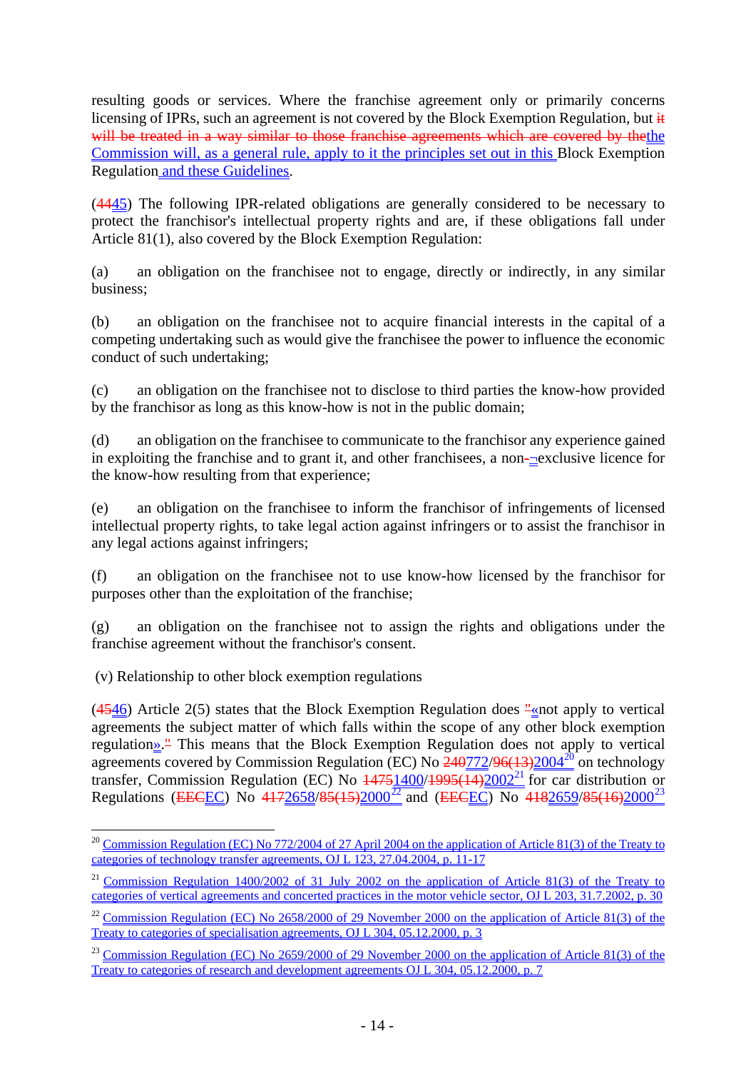resulting goods or services. Where the franchise agreement only or primarily concerns licensing of IPRs, such an agreement is not covered by the Block Exemption Regulation, but ~~it will be treated in a way similar to those franchise agreements which are covered by the~~the Commission will, as a general rule, apply to it the principles set out in this Block Exemption Regulation and these Guidelines.

(~~44~~45) The following IPR-related obligations are generally considered to be necessary to protect the franchisor's intellectual property rights and are, if these obligations fall under Article 81(1), also covered by the Block Exemption Regulation:

(a) an obligation on the franchisee not to engage, directly or indirectly, in any similar business;

(b) an obligation on the franchisee not to acquire financial interests in the capital of a competing undertaking such as would give the franchisee the power to influence the economic conduct of such undertaking;

(c) an obligation on the franchisee not to disclose to third parties the know-how provided by the franchisor as long as this know-how is not in the public domain;

(d) an obligation on the franchisee to communicate to the franchisor any experience gained in exploiting the franchise and to grant it, and other franchisees, a non~~-~~¬exclusive licence for the know-how resulting from that experience;

(e) an obligation on the franchisee to inform the franchisor of infringements of licensed intellectual property rights, to take legal action against infringers or to assist the franchisor in any legal actions against infringers;

(f) an obligation on the franchisee not to use know-how licensed by the franchisor for purposes other than the exploitation of the franchise;

(g) an obligation on the franchisee not to assign the rights and obligations under the franchise agreement without the franchisor's consent.

(v) Relationship to other block exemption regulations

(~~45~~46) Article 2(5) states that the Block Exemption Regulation does ~~"~~«not apply to vertical agreements the subject matter of which falls within the scope of any other block exemption regulation».~~"~~ This means that the Block Exemption Regulation does not apply to vertical agreements covered by Commission Regulation (EC) No ~~240~~772/~~96(13)~~2004[20] on technology transfer, Commission Regulation (EC) No ~~1475~~1400/~~1995(14)~~2002[21] for car distribution or Regulations (~~EEC~~EC) No ~~417~~2658/~~85(15)~~2000[22] and (~~EEC~~EC) No ~~418~~2659/~~85(16)~~2000[23]

---

[20] Commission Regulation (EC) No 772/2004 of 27 April 2004 on the application of Article 81(3) of the Treaty to categories of technology transfer agreements, OJ L 123, 27.04.2004, p. 11-17

[21] Commission Regulation 1400/2002 of 31 July 2002 on the application of Article 81(3) of the Treaty to categories of vertical agreements and concerted practices in the motor vehicle sector, OJ L 203, 31.7.2002, p. 30

[22] Commission Regulation (EC) No 2658/2000 of 29 November 2000 on the application of Article 81(3) of the Treaty to categories of specialisation agreements, OJ L 304, 05.12.2000, p. 3

[23] Commission Regulation (EC) No 2659/2000 of 29 November 2000 on the application of Article 81(3) of the Treaty to categories of research and development agreements OJ L 304, 05.12.2000, p. 7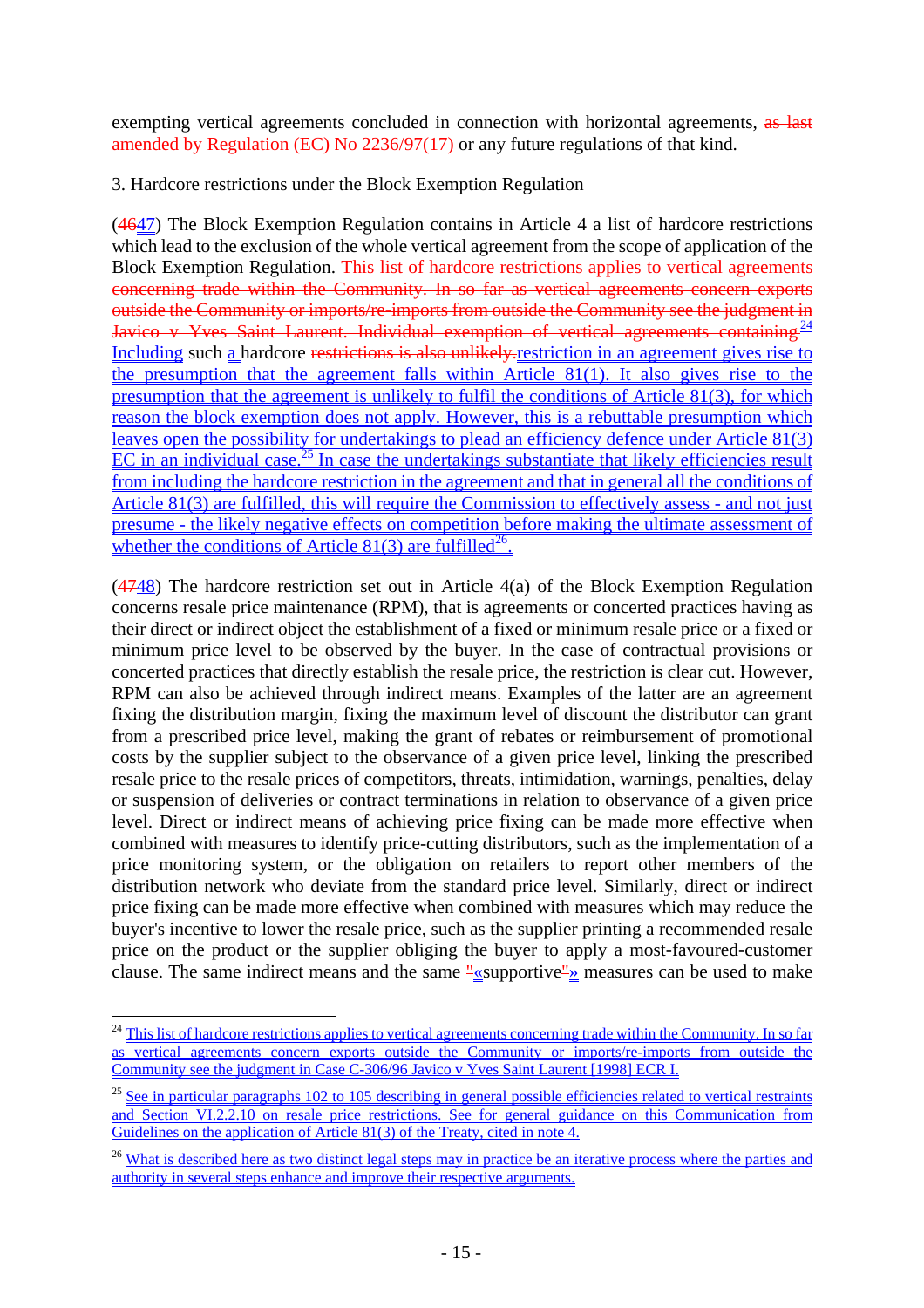exempting vertical agreements concluded in connection with horizontal agreements, ~~as last amended by Regulation (EC) No 2236/97(17)~~ or any future regulations of that kind.

3. Hardcore restrictions under the Block Exemption Regulation

(~~46~~47) The Block Exemption Regulation contains in Article 4 a list of hardcore restrictions which lead to the exclusion of the whole vertical agreement from the scope of application of the Block Exemption Regulation. ~~This list of hardcore restrictions applies to vertical agreements concerning trade within the Community. In so far as vertical agreements concern exports outside the Community or imports/re-imports from outside the Community see the judgment in Javico v Yves Saint Laurent. Individual exemption of vertical agreements containing~~[24] Including such a hardcore ~~restrictions is also unlikely.~~restriction in an agreement gives rise to the presumption that the agreement falls within Article 81(1). It also gives rise to the presumption that the agreement is unlikely to fulfil the conditions of Article 81(3), for which reason the block exemption does not apply. However, this is a rebuttable presumption which leaves open the possibility for undertakings to plead an efficiency defence under Article 81(3) EC in an individual case.[25] In case the undertakings substantiate that likely efficiencies result from including the hardcore restriction in the agreement and that in general all the conditions of Article 81(3) are fulfilled, this will require the Commission to effectively assess - and not just presume - the likely negative effects on competition before making the ultimate assessment of whether the conditions of Article 81(3) are fulfilled[26].

(~~47~~48) The hardcore restriction set out in Article 4(a) of the Block Exemption Regulation concerns resale price maintenance (RPM), that is agreements or concerted practices having as their direct or indirect object the establishment of a fixed or minimum resale price or a fixed or minimum price level to be observed by the buyer. In the case of contractual provisions or concerted practices that directly establish the resale price, the restriction is clear cut. However, RPM can also be achieved through indirect means. Examples of the latter are an agreement fixing the distribution margin, fixing the maximum level of discount the distributor can grant from a prescribed price level, making the grant of rebates or reimbursement of promotional costs by the supplier subject to the observance of a given price level, linking the prescribed resale price to the resale prices of competitors, threats, intimidation, warnings, penalties, delay or suspension of deliveries or contract terminations in relation to observance of a given price level. Direct or indirect means of achieving price fixing can be made more effective when combined with measures to identify price-cutting distributors, such as the implementation of a price monitoring system, or the obligation on retailers to report other members of the distribution network who deviate from the standard price level. Similarly, direct or indirect price fixing can be made more effective when combined with measures which may reduce the buyer's incentive to lower the resale price, such as the supplier printing a recommended resale price on the product or the supplier obliging the buyer to apply a most-favoured-customer clause. The same indirect means and the same ~~"~~«supportive~~"~~» measures can be used to make

[24] This list of hardcore restrictions applies to vertical agreements concerning trade within the Community. In so far as vertical agreements concern exports outside the Community or imports/re-imports from outside the Community see the judgment in Case C-306/96 Javico v Yves Saint Laurent [1998] ECR I.

[25] See in particular paragraphs 102 to 105 describing in general possible efficiencies related to vertical restraints and Section VI.2.2.10 on resale price restrictions. See for general guidance on this Communication from Guidelines on the application of Article 81(3) of the Treaty, cited in note 4.

[26] What is described here as two distinct legal steps may in practice be an iterative process where the parties and authority in several steps enhance and improve their respective arguments.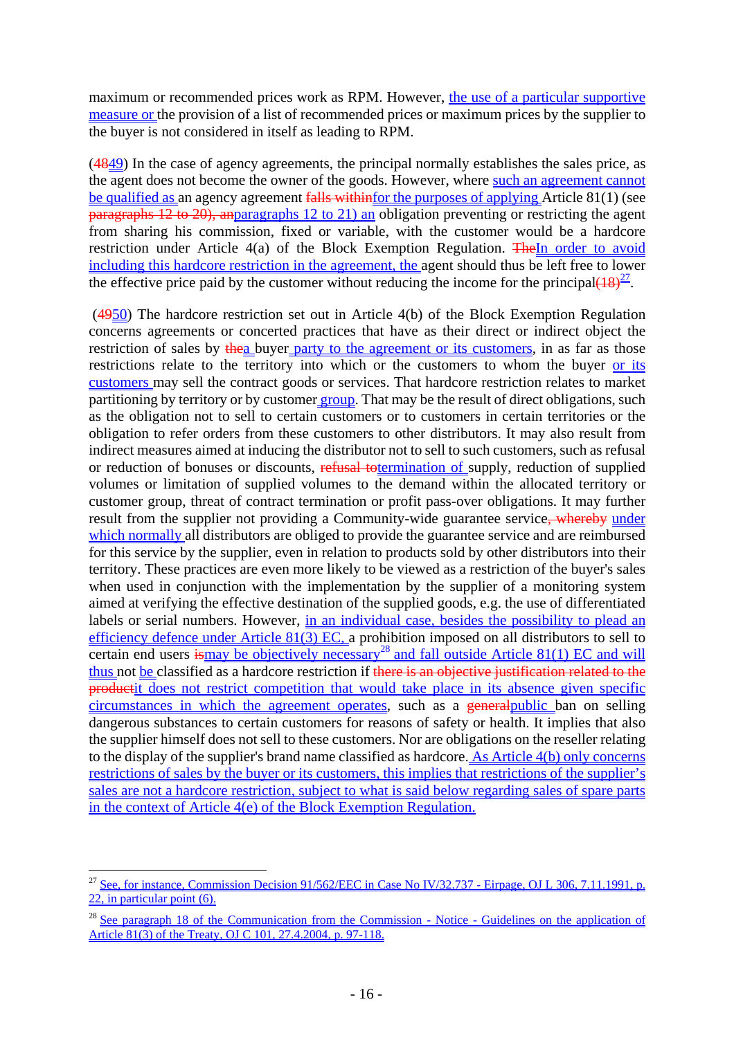maximum or recommended prices work as RPM. However, the use of a particular supportive measure or the provision of a list of recommended prices or maximum prices by the supplier to the buyer is not considered in itself as leading to RPM.

(4849) In the case of agency agreements, the principal normally establishes the sales price, as the agent does not become the owner of the goods. However, where such an agreement cannot be qualified as an agency agreement falls withinfor the purposes of applying Article 81(1) (see paragraphs 12 to 20), anparagraphs 12 to 21) an obligation preventing or restricting the agent from sharing his commission, fixed or variable, with the customer would be a hardcore restriction under Article 4(a) of the Block Exemption Regulation. TheIn order to avoid including this hardcore restriction in the agreement, the agent should thus be left free to lower the effective price paid by the customer without reducing the income for the principal(18)[27].

(4950) The hardcore restriction set out in Article 4(b) of the Block Exemption Regulation concerns agreements or concerted practices that have as their direct or indirect object the restriction of sales by thea buyer party to the agreement or its customers, in as far as those restrictions relate to the territory into which or the customers to whom the buyer or its customers may sell the contract goods or services. That hardcore restriction relates to market partitioning by territory or by customer group. That may be the result of direct obligations, such as the obligation not to sell to certain customers or to customers in certain territories or the obligation to refer orders from these customers to other distributors. It may also result from indirect measures aimed at inducing the distributor not to sell to such customers, such as refusal or reduction of bonuses or discounts, refusal totermination of supply, reduction of supplied volumes or limitation of supplied volumes to the demand within the allocated territory or customer group, threat of contract termination or profit pass-over obligations. It may further result from the supplier not providing a Community-wide guarantee service, whereby under which normally all distributors are obliged to provide the guarantee service and are reimbursed for this service by the supplier, even in relation to products sold by other distributors into their territory. These practices are even more likely to be viewed as a restriction of the buyer's sales when used in conjunction with the implementation by the supplier of a monitoring system aimed at verifying the effective destination of the supplied goods, e.g. the use of differentiated labels or serial numbers. However, in an individual case, besides the possibility to plead an efficiency defence under Article 81(3) EC, a prohibition imposed on all distributors to sell to certain end users ismay be objectively necessary[28] and fall outside Article 81(1) EC and will thus not be classified as a hardcore restriction if there is an objective justification related to the productit does not restrict competition that would take place in its absence given specific circumstances in which the agreement operates, such as a generalpublic ban on selling dangerous substances to certain customers for reasons of safety or health. It implies that also the supplier himself does not sell to these customers. Nor are obligations on the reseller relating to the display of the supplier's brand name classified as hardcore. As Article 4(b) only concerns restrictions of sales by the buyer or its customers, this implies that restrictions of the supplier's sales are not a hardcore restriction, subject to what is said below regarding sales of spare parts in the context of Article 4(e) of the Block Exemption Regulation.

---

[27] See, for instance, Commission Decision 91/562/EEC in Case No IV/32.737 - Eirpage, OJ L 306, 7.11.1991, p. 22, in particular point (6).

[28] See paragraph 18 of the Communication from the Commission - Notice - Guidelines on the application of Article 81(3) of the Treaty, OJ C 101, 27.4.2004, p. 97-118.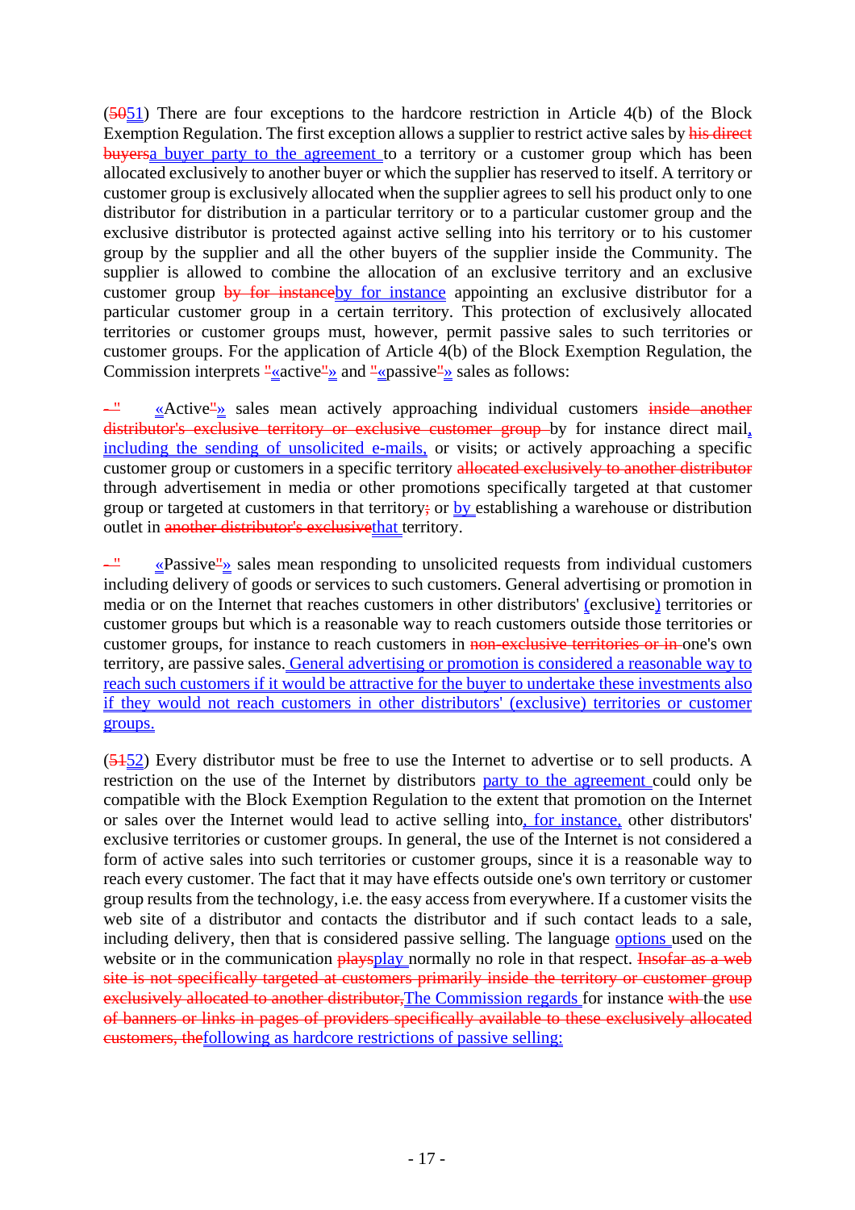(~~50~~51) There are four exceptions to the hardcore restriction in Article 4(b) of the Block Exemption Regulation. The first exception allows a supplier to restrict active sales by ~~his direct buyers~~a buyer party to the agreement to a territory or a customer group which has been allocated exclusively to another buyer or which the supplier has reserved to itself. A territory or customer group is exclusively allocated when the supplier agrees to sell his product only to one distributor for distribution in a particular territory or to a particular customer group and the exclusive distributor is protected against active selling into his territory or to his customer group by the supplier and all the other buyers of the supplier inside the Community. The supplier is allowed to combine the allocation of an exclusive territory and an exclusive customer group ~~by for instance~~by for instance appointing an exclusive distributor for a particular customer group in a certain territory. This protection of exclusively allocated territories or customer groups must, however, permit passive sales to such territories or customer groups. For the application of Article 4(b) of the Block Exemption Regulation, the Commission interprets ~~"~~«active~~"~~» and ~~"~~«passive~~"~~» sales as follows:

~~- "~~ «Active~~"~~» sales mean actively approaching individual customers ~~inside another distributor's exclusive territory or exclusive customer group~~ by for instance direct mail, including the sending of unsolicited e-mails, or visits; or actively approaching a specific customer group or customers in a specific territory ~~allocated exclusively to another distributor~~ through advertisement in media or other promotions specifically targeted at that customer group or targeted at customers in that territory~~;~~ or by establishing a warehouse or distribution outlet in ~~another distributor's exclusive~~that territory.

~~- "~~ «Passive~~"~~» sales mean responding to unsolicited requests from individual customers including delivery of goods or services to such customers. General advertising or promotion in media or on the Internet that reaches customers in other distributors' (exclusive) territories or customer groups but which is a reasonable way to reach customers outside those territories or customer groups, for instance to reach customers in ~~non-exclusive territories or in~~ one's own territory, are passive sales. General advertising or promotion is considered a reasonable way to reach such customers if it would be attractive for the buyer to undertake these investments also if they would not reach customers in other distributors' (exclusive) territories or customer groups.

(~~51~~52) Every distributor must be free to use the Internet to advertise or to sell products. A restriction on the use of the Internet by distributors party to the agreement could only be compatible with the Block Exemption Regulation to the extent that promotion on the Internet or sales over the Internet would lead to active selling into, for instance, other distributors' exclusive territories or customer groups. In general, the use of the Internet is not considered a form of active sales into such territories or customer groups, since it is a reasonable way to reach every customer. The fact that it may have effects outside one's own territory or customer group results from the technology, i.e. the easy access from everywhere. If a customer visits the web site of a distributor and contacts the distributor and if such contact leads to a sale, including delivery, then that is considered passive selling. The language options used on the website or in the communication ~~plays~~play normally no role in that respect. ~~Insofar as a web site is not specifically targeted at customers primarily inside the territory or customer group exclusively allocated to another distributor,~~The Commission regards for instance ~~with~~ the ~~use of banners or links in pages of providers specifically available to these exclusively allocated customers, the~~following as hardcore restrictions of passive selling: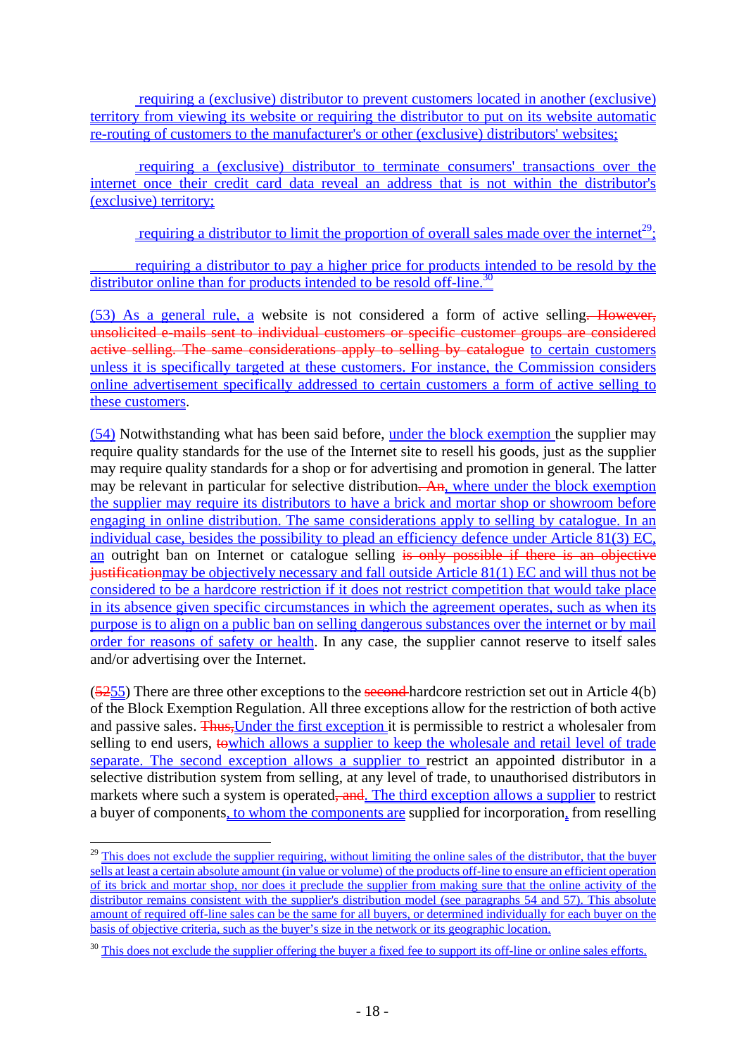requiring a (exclusive) distributor to prevent customers located in another (exclusive) territory from viewing its website or requiring the distributor to put on its website automatic re-routing of customers to the manufacturer's or other (exclusive) distributors' websites;

requiring a (exclusive) distributor to terminate consumers' transactions over the internet once their credit card data reveal an address that is not within the distributor's (exclusive) territory;

requiring a distributor to limit the proportion of overall sales made over the internet[29];

requiring a distributor to pay a higher price for products intended to be resold by the distributor online than for products intended to be resold off-line.[30]

(53) As a general rule, a website is not considered a form of active selling. ~~However, unsolicited e-mails sent to individual customers or specific customer groups are considered active selling. The same considerations apply to selling by catalogue~~ to certain customers unless it is specifically targeted at these customers. For instance, the Commission considers online advertisement specifically addressed to certain customers a form of active selling to these customers.

(54) Notwithstanding what has been said before, under the block exemption the supplier may require quality standards for the use of the Internet site to resell his goods, just as the supplier may require quality standards for a shop or for advertising and promotion in general. The latter may be relevant in particular for selective distribution~~. An~~, where under the block exemption the supplier may require its distributors to have a brick and mortar shop or showroom before engaging in online distribution. The same considerations apply to selling by catalogue. In an individual case, besides the possibility to plead an efficiency defence under Article 81(3) EC, an outright ban on Internet or catalogue selling ~~is only possible if there is an objective justification~~may be objectively necessary and fall outside Article 81(1) EC and will thus not be considered to be a hardcore restriction if it does not restrict competition that would take place in its absence given specific circumstances in which the agreement operates, such as when its purpose is to align on a public ban on selling dangerous substances over the internet or by mail order for reasons of safety or health. In any case, the supplier cannot reserve to itself sales and/or advertising over the Internet.

(~~52~~55) There are three other exceptions to the ~~second~~ hardcore restriction set out in Article 4(b) of the Block Exemption Regulation. All three exceptions allow for the restriction of both active and passive sales. ~~Thus,~~Under the first exception it is permissible to restrict a wholesaler from selling to end users, ~~to~~which allows a supplier to keep the wholesale and retail level of trade separate. The second exception allows a supplier to restrict an appointed distributor in a selective distribution system from selling, at any level of trade, to unauthorised distributors in markets where such a system is operated~~, and~~. The third exception allows a supplier to restrict a buyer of components, to whom the components are supplied for incorporation, from reselling

---

[29] This does not exclude the supplier requiring, without limiting the online sales of the distributor, that the buyer sells at least a certain absolute amount (in value or volume) of the products off-line to ensure an efficient operation of its brick and mortar shop, nor does it preclude the supplier from making sure that the online activity of the distributor remains consistent with the supplier's distribution model (see paragraphs 54 and 57). This absolute amount of required off-line sales can be the same for all buyers, or determined individually for each buyer on the basis of objective criteria, such as the buyer's size in the network or its geographic location.

[30] This does not exclude the supplier offering the buyer a fixed fee to support its off-line or online sales efforts.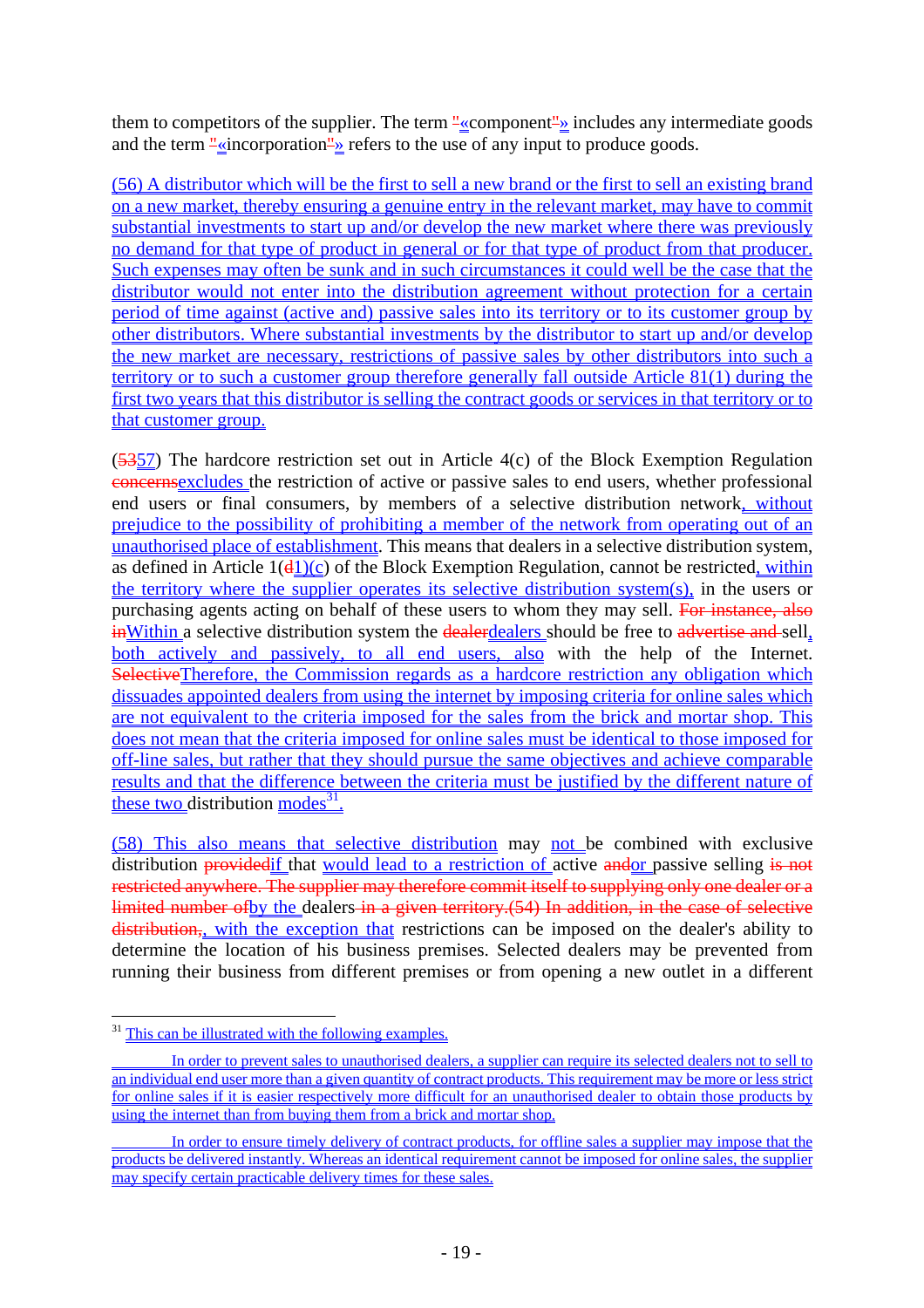them to competitors of the supplier. The term "«component"» includes any intermediate goods and the term "«incorporation"» refers to the use of any input to produce goods.

(56) A distributor which will be the first to sell a new brand or the first to sell an existing brand on a new market, thereby ensuring a genuine entry in the relevant market, may have to commit substantial investments to start up and/or develop the new market where there was previously no demand for that type of product in general or for that type of product from that producer. Such expenses may often be sunk and in such circumstances it could well be the case that the distributor would not enter into the distribution agreement without protection for a certain period of time against (active and) passive sales into its territory or to its customer group by other distributors. Where substantial investments by the distributor to start up and/or develop the new market are necessary, restrictions of passive sales by other distributors into such a territory or to such a customer group therefore generally fall outside Article 81(1) during the first two years that this distributor is selling the contract goods or services in that territory or to that customer group.

(5357) The hardcore restriction set out in Article 4(c) of the Block Exemption Regulation concernsexcludes the restriction of active or passive sales to end users, whether professional end users or final consumers, by members of a selective distribution network, without prejudice to the possibility of prohibiting a member of the network from operating out of an unauthorised place of establishment. This means that dealers in a selective distribution system, as defined in Article 1(d1)(c) of the Block Exemption Regulation, cannot be restricted, within the territory where the supplier operates its selective distribution system(s), in the users or purchasing agents acting on behalf of these users to whom they may sell. For instance, also inWithin a selective distribution system the dealerdealers should be free to advertise and sell, both actively and passively, to all end users, also with the help of the Internet. SelectiveTherefore, the Commission regards as a hardcore restriction any obligation which dissuades appointed dealers from using the internet by imposing criteria for online sales which are not equivalent to the criteria imposed for the sales from the brick and mortar shop. This does not mean that the criteria imposed for online sales must be identical to those imposed for off-line sales, but rather that they should pursue the same objectives and achieve comparable results and that the difference between the criteria must be justified by the different nature of these two distribution modes[31].

(58) This also means that selective distribution may not be combined with exclusive distribution providedif that would lead to a restriction of active andor passive selling is not restricted anywhere. The supplier may therefore commit itself to supplying only one dealer or a limited number ofby the dealers in a given territory.(54) In addition, in the case of selective distribution,, with the exception that restrictions can be imposed on the dealer's ability to determine the location of his business premises. Selected dealers may be prevented from running their business from different premises or from opening a new outlet in a different

---

[31] This can be illustrated with the following examples.

In order to prevent sales to unauthorised dealers, a supplier can require its selected dealers not to sell to an individual end user more than a given quantity of contract products. This requirement may be more or less strict for online sales if it is easier respectively more difficult for an unauthorised dealer to obtain those products by using the internet than from buying them from a brick and mortar shop.

In order to ensure timely delivery of contract products, for offline sales a supplier may impose that the products be delivered instantly. Whereas an identical requirement cannot be imposed for online sales, the supplier may specify certain practicable delivery times for these sales.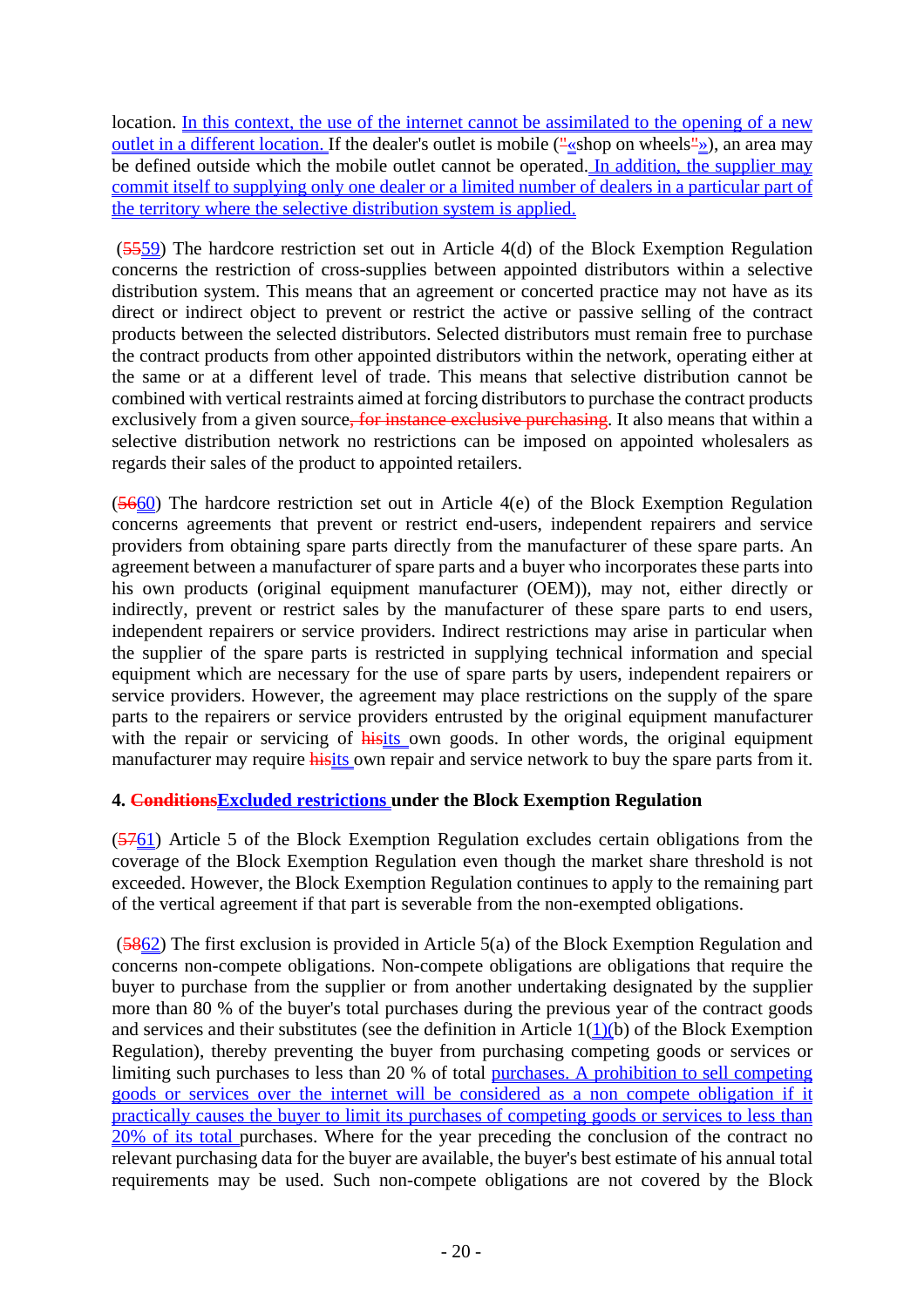location. In this context, the use of the internet cannot be assimilated to the opening of a new outlet in a different location. If the dealer's outlet is mobile ("«shop on wheels"»), an area may be defined outside which the mobile outlet cannot be operated. In addition, the supplier may commit itself to supplying only one dealer or a limited number of dealers in a particular part of the territory where the selective distribution system is applied.

(5559) The hardcore restriction set out in Article 4(d) of the Block Exemption Regulation concerns the restriction of cross-supplies between appointed distributors within a selective distribution system. This means that an agreement or concerted practice may not have as its direct or indirect object to prevent or restrict the active or passive selling of the contract products between the selected distributors. Selected distributors must remain free to purchase the contract products from other appointed distributors within the network, operating either at the same or at a different level of trade. This means that selective distribution cannot be combined with vertical restraints aimed at forcing distributors to purchase the contract products exclusively from a given source, for instance exclusive purchasing. It also means that within a selective distribution network no restrictions can be imposed on appointed wholesalers as regards their sales of the product to appointed retailers.

(5660) The hardcore restriction set out in Article 4(e) of the Block Exemption Regulation concerns agreements that prevent or restrict end-users, independent repairers and service providers from obtaining spare parts directly from the manufacturer of these spare parts. An agreement between a manufacturer of spare parts and a buyer who incorporates these parts into his own products (original equipment manufacturer (OEM)), may not, either directly or indirectly, prevent or restrict sales by the manufacturer of these spare parts to end users, independent repairers or service providers. Indirect restrictions may arise in particular when the supplier of the spare parts is restricted in supplying technical information and special equipment which are necessary for the use of spare parts by users, independent repairers or service providers. However, the agreement may place restrictions on the supply of the spare parts to the repairers or service providers entrusted by the original equipment manufacturer with the repair or servicing of hisits own goods. In other words, the original equipment manufacturer may require hisits own repair and service network to buy the spare parts from it.

## 4. ConditionsExcluded restrictions under the Block Exemption Regulation

(5761) Article 5 of the Block Exemption Regulation excludes certain obligations from the coverage of the Block Exemption Regulation even though the market share threshold is not exceeded. However, the Block Exemption Regulation continues to apply to the remaining part of the vertical agreement if that part is severable from the non-exempted obligations.

(5862) The first exclusion is provided in Article 5(a) of the Block Exemption Regulation and concerns non-compete obligations. Non-compete obligations are obligations that require the buyer to purchase from the supplier or from another undertaking designated by the supplier more than 80 % of the buyer's total purchases during the previous year of the contract goods and services and their substitutes (see the definition in Article 1(1)(b) of the Block Exemption Regulation), thereby preventing the buyer from purchasing competing goods or services or limiting such purchases to less than 20 % of total purchases. A prohibition to sell competing goods or services over the internet will be considered as a non compete obligation if it practically causes the buyer to limit its purchases of competing goods or services to less than 20% of its total purchases. Where for the year preceding the conclusion of the contract no relevant purchasing data for the buyer are available, the buyer's best estimate of his annual total requirements may be used. Such non-compete obligations are not covered by the Block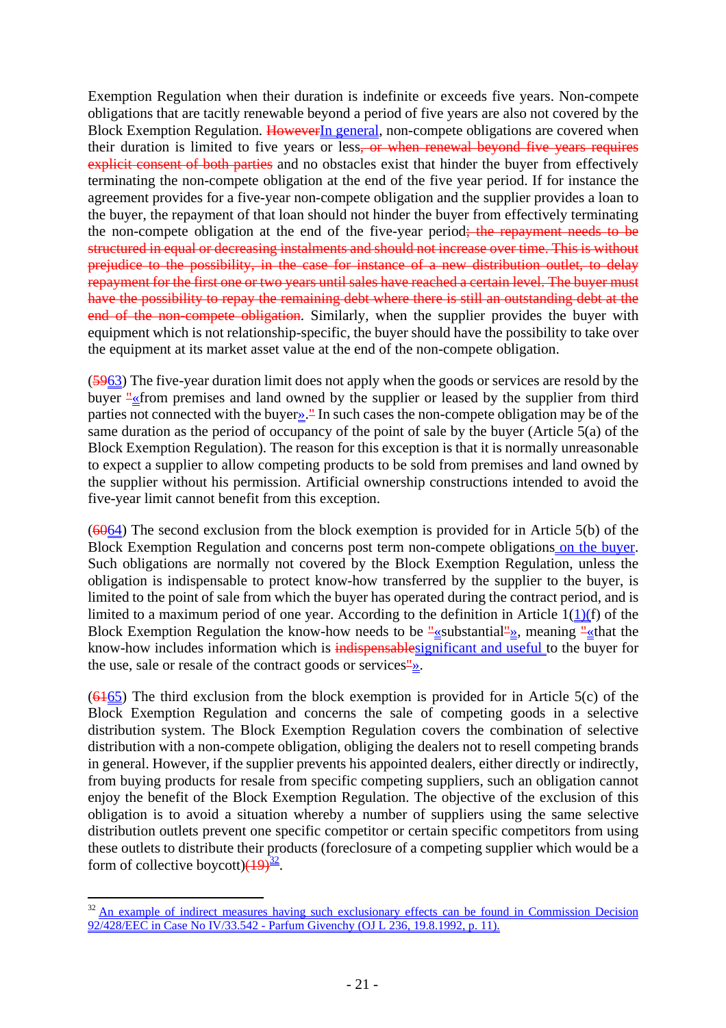Exemption Regulation when their duration is indefinite or exceeds five years. Non-compete obligations that are tacitly renewable beyond a period of five years are also not covered by the Block Exemption Regulation. ~~However~~In general, non-compete obligations are covered when their duration is limited to five years or less~~, or when renewal beyond five years requires explicit consent of both parties~~ and no obstacles exist that hinder the buyer from effectively terminating the non-compete obligation at the end of the five year period. If for instance the agreement provides for a five-year non-compete obligation and the supplier provides a loan to the buyer, the repayment of that loan should not hinder the buyer from effectively terminating the non-compete obligation at the end of the five-year period~~; the repayment needs to be structured in equal or decreasing instalments and should not increase over time. This is without prejudice to the possibility, in the case for instance of a new distribution outlet, to delay repayment for the first one or two years until sales have reached a certain level. The buyer must have the possibility to repay the remaining debt where there is still an outstanding debt at the end of the non-compete obligation~~. Similarly, when the supplier provides the buyer with equipment which is not relationship-specific, the buyer should have the possibility to take over the equipment at its market asset value at the end of the non-compete obligation.

(~~59~~63) The five-year duration limit does not apply when the goods or services are resold by the buyer ~~"~~«from premises and land owned by the supplier or leased by the supplier from third parties not connected with the buyer».~~"~~ In such cases the non-compete obligation may be of the same duration as the period of occupancy of the point of sale by the buyer (Article 5(a) of the Block Exemption Regulation). The reason for this exception is that it is normally unreasonable to expect a supplier to allow competing products to be sold from premises and land owned by the supplier without his permission. Artificial ownership constructions intended to avoid the five-year limit cannot benefit from this exception.

(~~60~~64) The second exclusion from the block exemption is provided for in Article 5(b) of the Block Exemption Regulation and concerns post term non-compete obligations on the buyer. Such obligations are normally not covered by the Block Exemption Regulation, unless the obligation is indispensable to protect know-how transferred by the supplier to the buyer, is limited to the point of sale from which the buyer has operated during the contract period, and is limited to a maximum period of one year. According to the definition in Article 1(1)(f) of the Block Exemption Regulation the know-how needs to be ~~"~~«substantial~~"~~», meaning ~~"~~«that the know-how includes information which is ~~indispensable~~significant and useful to the buyer for the use, sale or resale of the contract goods or services~~"~~».

(~~61~~65) The third exclusion from the block exemption is provided for in Article 5(c) of the Block Exemption Regulation and concerns the sale of competing goods in a selective distribution system. The Block Exemption Regulation covers the combination of selective distribution with a non-compete obligation, obliging the dealers not to resell competing brands in general. However, if the supplier prevents his appointed dealers, either directly or indirectly, from buying products for resale from specific competing suppliers, such an obligation cannot enjoy the benefit of the Block Exemption Regulation. The objective of the exclusion of this obligation is to avoid a situation whereby a number of suppliers using the same selective distribution outlets prevent one specific competitor or certain specific competitors from using these outlets to distribute their products (foreclosure of a competing supplier which would be a form of collective boycott)~~(19)~~[32].

[32] An example of indirect measures having such exclusionary effects can be found in Commission Decision 92/428/EEC in Case No IV/33.542 - Parfum Givenchy (OJ L 236, 19.8.1992, p. 11).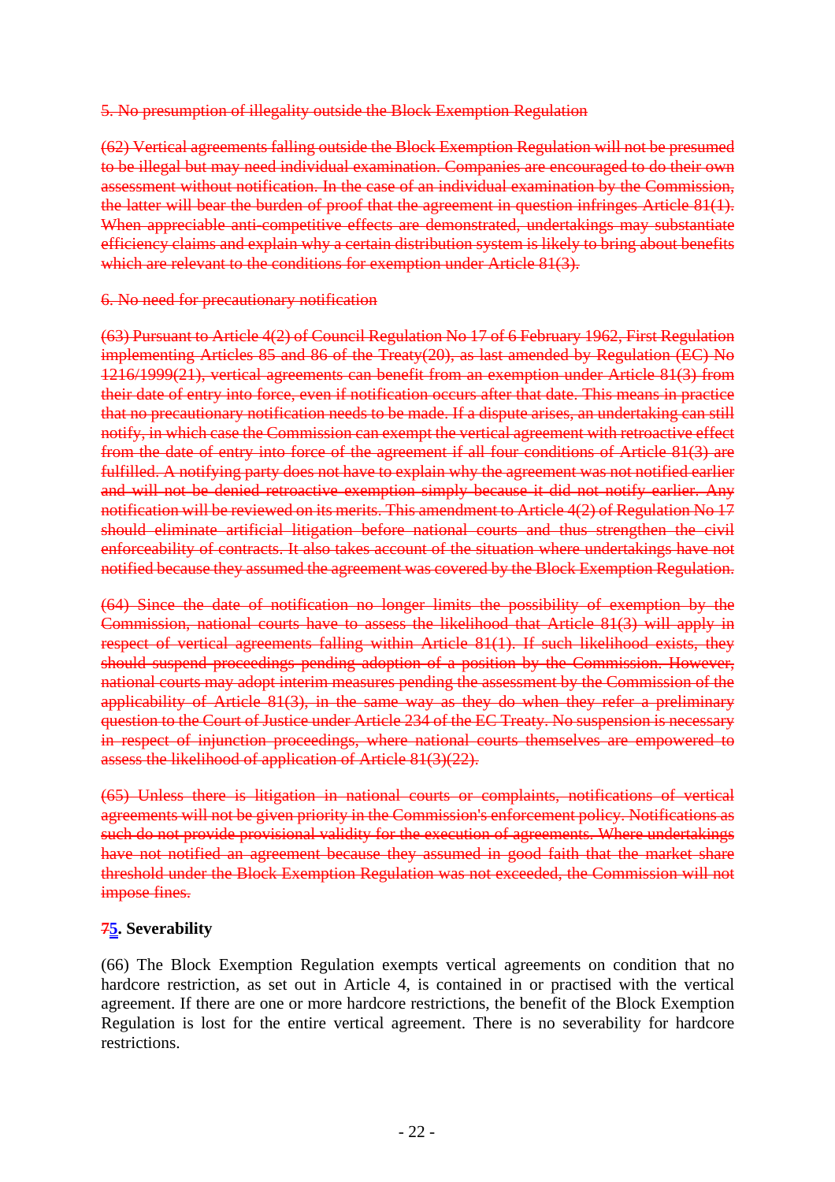~~5. No presumption of illegality outside the Block Exemption Regulation~~

~~(62) Vertical agreements falling outside the Block Exemption Regulation will not be presumed to be illegal but may need individual examination. Companies are encouraged to do their own assessment without notification. In the case of an individual examination by the Commission, the latter will bear the burden of proof that the agreement in question infringes Article 81(1). When appreciable anti-competitive effects are demonstrated, undertakings may substantiate efficiency claims and explain why a certain distribution system is likely to bring about benefits which are relevant to the conditions for exemption under Article 81(3).~~

~~6. No need for precautionary notification~~

~~(63) Pursuant to Article 4(2) of Council Regulation No 17 of 6 February 1962, First Regulation implementing Articles 85 and 86 of the Treaty(20), as last amended by Regulation (EC) No 1216/1999(21), vertical agreements can benefit from an exemption under Article 81(3) from their date of entry into force, even if notification occurs after that date. This means in practice that no precautionary notification needs to be made. If a dispute arises, an undertaking can still notify, in which case the Commission can exempt the vertical agreement with retroactive effect from the date of entry into force of the agreement if all four conditions of Article 81(3) are fulfilled. A notifying party does not have to explain why the agreement was not notified earlier and will not be denied retroactive exemption simply because it did not notify earlier. Any notification will be reviewed on its merits. This amendment to Article 4(2) of Regulation No 17 should eliminate artificial litigation before national courts and thus strengthen the civil enforceability of contracts. It also takes account of the situation where undertakings have not notified because they assumed the agreement was covered by the Block Exemption Regulation.~~

~~(64) Since the date of notification no longer limits the possibility of exemption by the Commission, national courts have to assess the likelihood that Article 81(3) will apply in respect of vertical agreements falling within Article 81(1). If such likelihood exists, they should suspend proceedings pending adoption of a position by the Commission. However, national courts may adopt interim measures pending the assessment by the Commission of the applicability of Article 81(3), in the same way as they do when they refer a preliminary question to the Court of Justice under Article 234 of the EC Treaty. No suspension is necessary in respect of injunction proceedings, where national courts themselves are empowered to assess the likelihood of application of Article 81(3)(22).~~

~~(65) Unless there is litigation in national courts or complaints, notifications of vertical agreements will not be given priority in the Commission's enforcement policy. Notifications as such do not provide provisional validity for the execution of agreements. Where undertakings have not notified an agreement because they assumed in good faith that the market share threshold under the Block Exemption Regulation was not exceeded, the Commission will not impose fines.~~

**~~7~~5. Severability**

(66) The Block Exemption Regulation exempts vertical agreements on condition that no hardcore restriction, as set out in Article 4, is contained in or practised with the vertical agreement. If there are one or more hardcore restrictions, the benefit of the Block Exemption Regulation is lost for the entire vertical agreement. There is no severability for hardcore restrictions.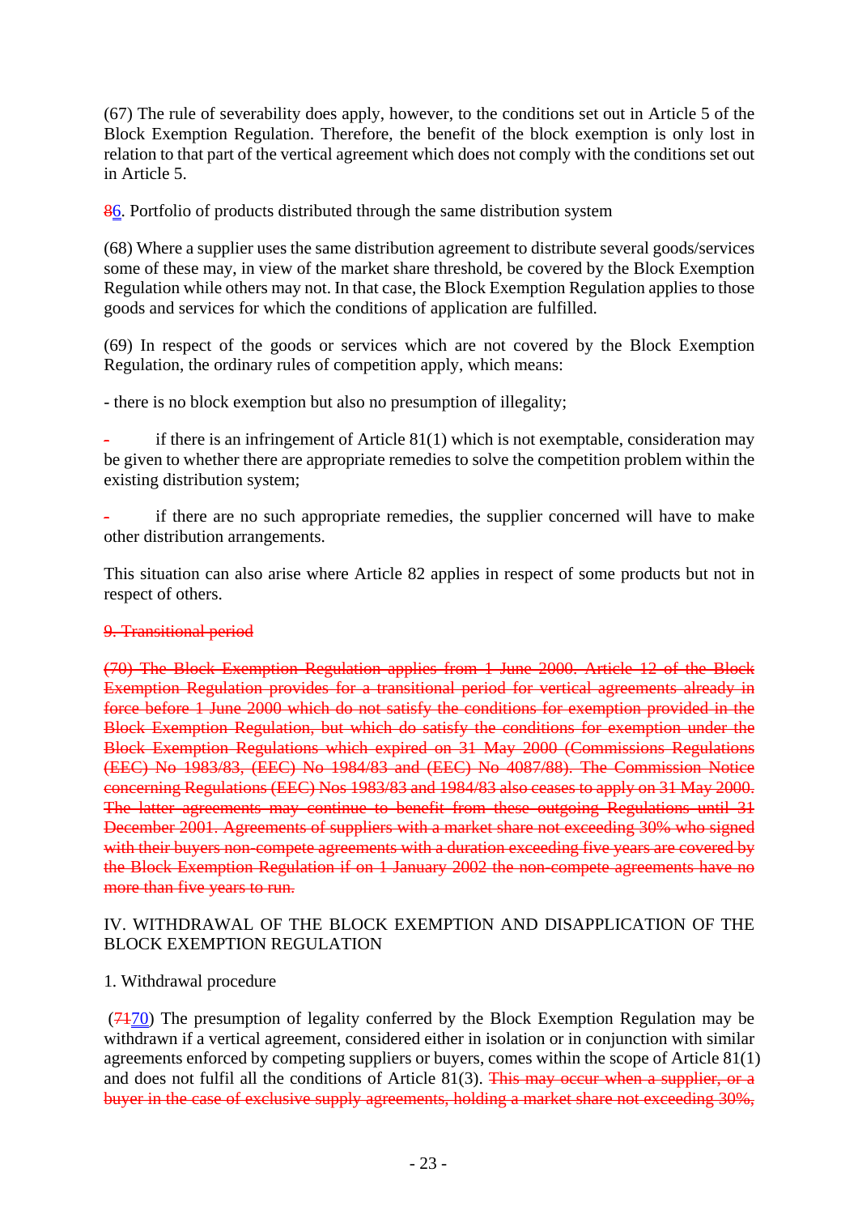(67) The rule of severability does apply, however, to the conditions set out in Article 5 of the Block Exemption Regulation. Therefore, the benefit of the block exemption is only lost in relation to that part of the vertical agreement which does not comply with the conditions set out in Article 5.

~~8~~6. Portfolio of products distributed through the same distribution system

(68) Where a supplier uses the same distribution agreement to distribute several goods/services some of these may, in view of the market share threshold, be covered by the Block Exemption Regulation while others may not. In that case, the Block Exemption Regulation applies to those goods and services for which the conditions of application are fulfilled.

(69) In respect of the goods or services which are not covered by the Block Exemption Regulation, the ordinary rules of competition apply, which means:

- there is no block exemption but also no presumption of illegality;

- if there is an infringement of Article 81(1) which is not exemptable, consideration may be given to whether there are appropriate remedies to solve the competition problem within the existing distribution system;

- if there are no such appropriate remedies, the supplier concerned will have to make other distribution arrangements.

This situation can also arise where Article 82 applies in respect of some products but not in respect of others.

~~9. Transitional period~~

~~(70) The Block Exemption Regulation applies from 1 June 2000. Article 12 of the Block Exemption Regulation provides for a transitional period for vertical agreements already in force before 1 June 2000 which do not satisfy the conditions for exemption provided in the Block Exemption Regulation, but which do satisfy the conditions for exemption under the Block Exemption Regulations which expired on 31 May 2000 (Commissions Regulations (EEC) No 1983/83, (EEC) No 1984/83 and (EEC) No 4087/88). The Commission Notice concerning Regulations (EEC) Nos 1983/83 and 1984/83 also ceases to apply on 31 May 2000. The latter agreements may continue to benefit from these outgoing Regulations until 31 December 2001. Agreements of suppliers with a market share not exceeding 30% who signed with their buyers non-compete agreements with a duration exceeding five years are covered by the Block Exemption Regulation if on 1 January 2002 the non-compete agreements have no more than five years to run.~~

IV. WITHDRAWAL OF THE BLOCK EXEMPTION AND DISAPPLICATION OF THE BLOCK EXEMPTION REGULATION

1. Withdrawal procedure

(~~71~~70) The presumption of legality conferred by the Block Exemption Regulation may be withdrawn if a vertical agreement, considered either in isolation or in conjunction with similar agreements enforced by competing suppliers or buyers, comes within the scope of Article 81(1) and does not fulfil all the conditions of Article 81(3). ~~This may occur when a supplier, or a buyer in the case of exclusive supply agreements, holding a market share not exceeding 30%,~~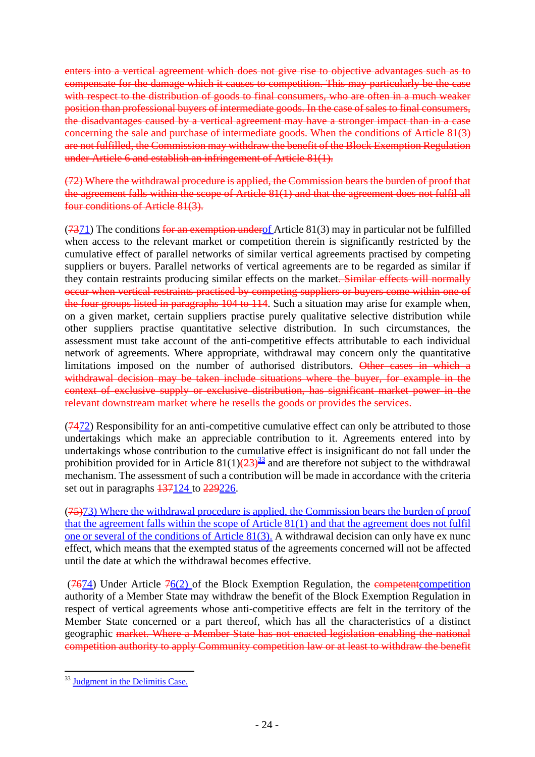enters into a vertical agreement which does not give rise to objective advantages such as to compensate for the damage which it causes to competition. This may particularly be the case with respect to the distribution of goods to final consumers, who are often in a much weaker position than professional buyers of intermediate goods. In the case of sales to final consumers, the disadvantages caused by a vertical agreement may have a stronger impact than in a case concerning the sale and purchase of intermediate goods. When the conditions of Article 81(3) are not fulfilled, the Commission may withdraw the benefit of the Block Exemption Regulation under Article 6 and establish an infringement of Article 81(1).

(72) Where the withdrawal procedure is applied, the Commission bears the burden of proof that the agreement falls within the scope of Article 81(1) and that the agreement does not fulfil all four conditions of Article 81(3).

(7371) The conditions for an exemption underof Article 81(3) may in particular not be fulfilled when access to the relevant market or competition therein is significantly restricted by the cumulative effect of parallel networks of similar vertical agreements practised by competing suppliers or buyers. Parallel networks of vertical agreements are to be regarded as similar if they contain restraints producing similar effects on the market. Similar effects will normally occur when vertical restraints practised by competing suppliers or buyers come within one of the four groups listed in paragraphs 104 to 114. Such a situation may arise for example when, on a given market, certain suppliers practise purely qualitative selective distribution while other suppliers practise quantitative selective distribution. In such circumstances, the assessment must take account of the anti-competitive effects attributable to each individual network of agreements. Where appropriate, withdrawal may concern only the quantitative limitations imposed on the number of authorised distributors. Other cases in which a withdrawal decision may be taken include situations where the buyer, for example in the context of exclusive supply or exclusive distribution, has significant market power in the relevant downstream market where he resells the goods or provides the services.

(7472) Responsibility for an anti-competitive cumulative effect can only be attributed to those undertakings which make an appreciable contribution to it. Agreements entered into by undertakings whose contribution to the cumulative effect is insignificant do not fall under the prohibition provided for in Article 81(1)(23)[33] and are therefore not subject to the withdrawal mechanism. The assessment of such a contribution will be made in accordance with the criteria set out in paragraphs 137124 to 229226.

(75)73) Where the withdrawal procedure is applied, the Commission bears the burden of proof that the agreement falls within the scope of Article 81(1) and that the agreement does not fulfil one or several of the conditions of Article 81(3). A withdrawal decision can only have ex nunc effect, which means that the exempted status of the agreements concerned will not be affected until the date at which the withdrawal becomes effective.

(7674) Under Article 76(2) of the Block Exemption Regulation, the competentcompetition authority of a Member State may withdraw the benefit of the Block Exemption Regulation in respect of vertical agreements whose anti-competitive effects are felt in the territory of the Member State concerned or a part thereof, which has all the characteristics of a distinct geographic market. Where a Member State has not enacted legislation enabling the national competition authority to apply Community competition law or at least to withdraw the benefit

[33] Judgment in the Delimitis Case.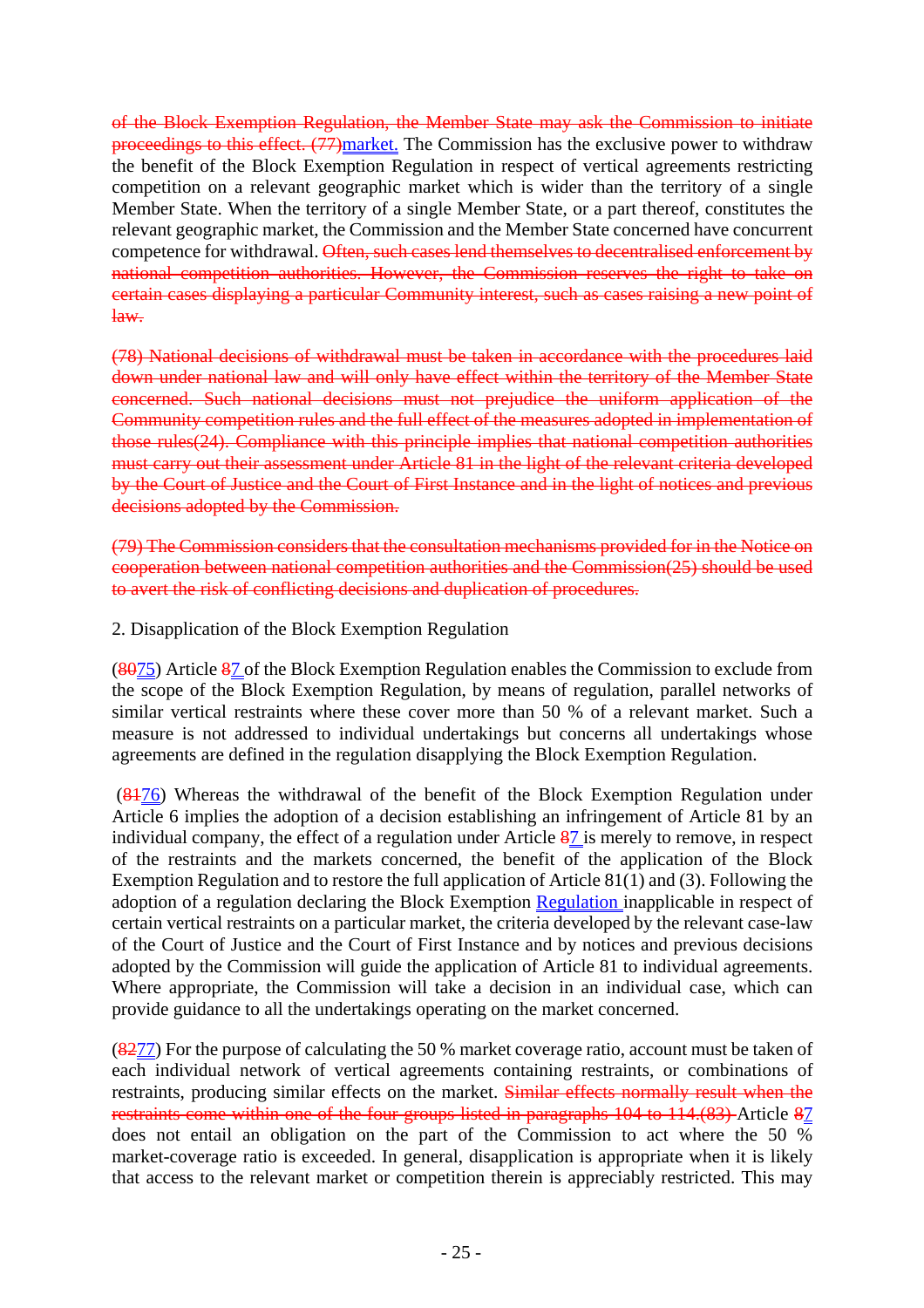of the Block Exemption Regulation, the Member State may ask the Commission to initiate proceedings to this effect. (77)market. The Commission has the exclusive power to withdraw the benefit of the Block Exemption Regulation in respect of vertical agreements restricting competition on a relevant geographic market which is wider than the territory of a single Member State. When the territory of a single Member State, or a part thereof, constitutes the relevant geographic market, the Commission and the Member State concerned have concurrent competence for withdrawal. Often, such cases lend themselves to decentralised enforcement by national competition authorities. However, the Commission reserves the right to take on certain cases displaying a particular Community interest, such as cases raising a new point of law.

(78) National decisions of withdrawal must be taken in accordance with the procedures laid down under national law and will only have effect within the territory of the Member State concerned. Such national decisions must not prejudice the uniform application of the Community competition rules and the full effect of the measures adopted in implementation of those rules(24). Compliance with this principle implies that national competition authorities must carry out their assessment under Article 81 in the light of the relevant criteria developed by the Court of Justice and the Court of First Instance and in the light of notices and previous decisions adopted by the Commission.

(79) The Commission considers that the consultation mechanisms provided for in the Notice on cooperation between national competition authorities and the Commission(25) should be used to avert the risk of conflicting decisions and duplication of procedures.

2. Disapplication of the Block Exemption Regulation

(8075) Article 87 of the Block Exemption Regulation enables the Commission to exclude from the scope of the Block Exemption Regulation, by means of regulation, parallel networks of similar vertical restraints where these cover more than 50 % of a relevant market. Such a measure is not addressed to individual undertakings but concerns all undertakings whose agreements are defined in the regulation disapplying the Block Exemption Regulation.

(8176) Whereas the withdrawal of the benefit of the Block Exemption Regulation under Article 6 implies the adoption of a decision establishing an infringement of Article 81 by an individual company, the effect of a regulation under Article 87 is merely to remove, in respect of the restraints and the markets concerned, the benefit of the application of the Block Exemption Regulation and to restore the full application of Article 81(1) and (3). Following the adoption of a regulation declaring the Block Exemption Regulation inapplicable in respect of certain vertical restraints on a particular market, the criteria developed by the relevant case-law of the Court of Justice and the Court of First Instance and by notices and previous decisions adopted by the Commission will guide the application of Article 81 to individual agreements. Where appropriate, the Commission will take a decision in an individual case, which can provide guidance to all the undertakings operating on the market concerned.

(8277) For the purpose of calculating the 50 % market coverage ratio, account must be taken of each individual network of vertical agreements containing restraints, or combinations of restraints, producing similar effects on the market. Similar effects normally result when the restraints come within one of the four groups listed in paragraphs 104 to 114.(83) Article 87 does not entail an obligation on the part of the Commission to act where the 50 % market-coverage ratio is exceeded. In general, disapplication is appropriate when it is likely that access to the relevant market or competition therein is appreciably restricted. This may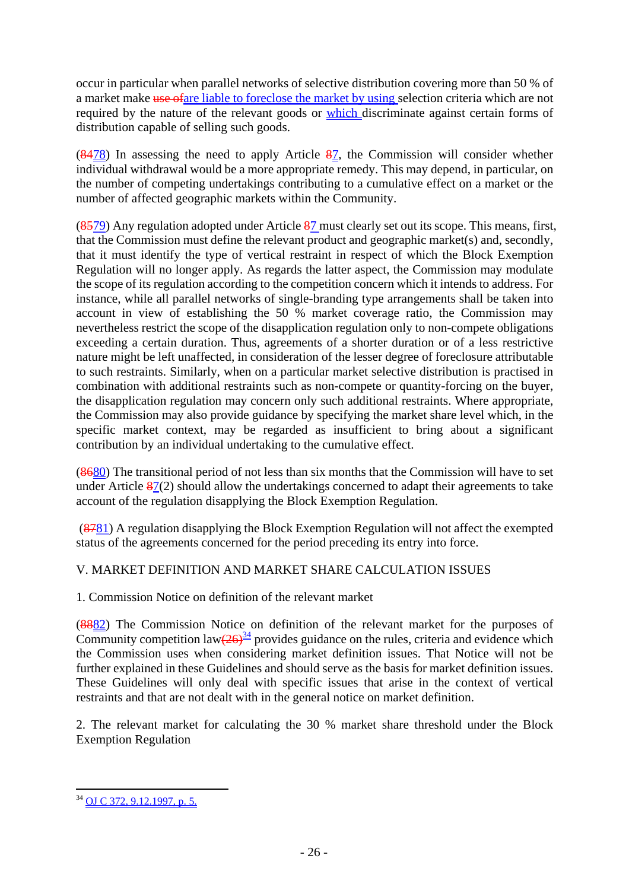occur in particular when parallel networks of selective distribution covering more than 50 % of a market make ~~use of~~are liable to foreclose the market by using selection criteria which are not required by the nature of the relevant goods or which discriminate against certain forms of distribution capable of selling such goods.

(~~84~~78) In assessing the need to apply Article ~~8~~7, the Commission will consider whether individual withdrawal would be a more appropriate remedy. This may depend, in particular, on the number of competing undertakings contributing to a cumulative effect on a market or the number of affected geographic markets within the Community.

(~~85~~79) Any regulation adopted under Article ~~8~~7 must clearly set out its scope. This means, first, that the Commission must define the relevant product and geographic market(s) and, secondly, that it must identify the type of vertical restraint in respect of which the Block Exemption Regulation will no longer apply. As regards the latter aspect, the Commission may modulate the scope of its regulation according to the competition concern which it intends to address. For instance, while all parallel networks of single-branding type arrangements shall be taken into account in view of establishing the 50 % market coverage ratio, the Commission may nevertheless restrict the scope of the disapplication regulation only to non-compete obligations exceeding a certain duration. Thus, agreements of a shorter duration or of a less restrictive nature might be left unaffected, in consideration of the lesser degree of foreclosure attributable to such restraints. Similarly, when on a particular market selective distribution is practised in combination with additional restraints such as non-compete or quantity-forcing on the buyer, the disapplication regulation may concern only such additional restraints. Where appropriate, the Commission may also provide guidance by specifying the market share level which, in the specific market context, may be regarded as insufficient to bring about a significant contribution by an individual undertaking to the cumulative effect.

(~~86~~80) The transitional period of not less than six months that the Commission will have to set under Article ~~8~~7(2) should allow the undertakings concerned to adapt their agreements to take account of the regulation disapplying the Block Exemption Regulation.

(~~87~~81) A regulation disapplying the Block Exemption Regulation will not affect the exempted status of the agreements concerned for the period preceding its entry into force.

## V. MARKET DEFINITION AND MARKET SHARE CALCULATION ISSUES

### 1. Commission Notice on definition of the relevant market

(~~88~~82) The Commission Notice on definition of the relevant market for the purposes of Community competition law~~(26)~~[34] provides guidance on the rules, criteria and evidence which the Commission uses when considering market definition issues. That Notice will not be further explained in these Guidelines and should serve as the basis for market definition issues. These Guidelines will only deal with specific issues that arise in the context of vertical restraints and that are not dealt with in the general notice on market definition.

### 2. The relevant market for calculating the 30 % market share threshold under the Block Exemption Regulation

---

[34] OJ C 372, 9.12.1997, p. 5.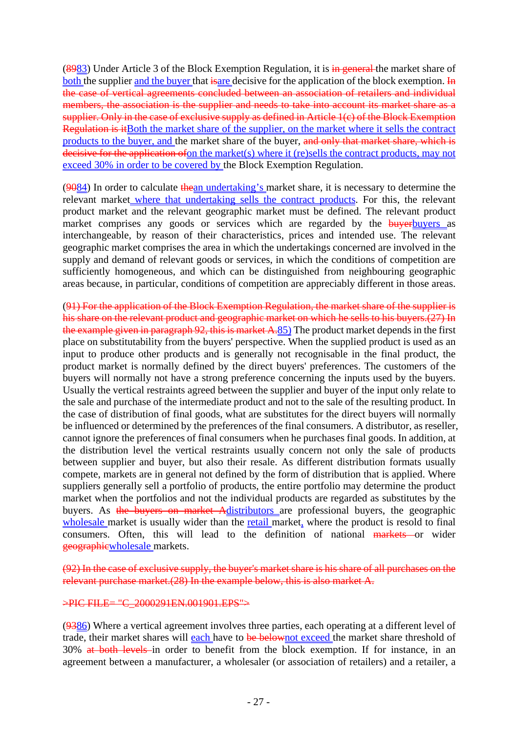(~~89~~83) Under Article 3 of the Block Exemption Regulation, it is ~~in general~~ the market share of both the supplier and the buyer that ~~is~~are decisive for the application of the block exemption. ~~In the case of vertical agreements concluded between an association of retailers and individual members, the association is the supplier and needs to take into account its market share as a supplier. Only in the case of exclusive supply as defined in Article 1(c) of the Block Exemption Regulation is it~~Both the market share of the supplier, on the market where it sells the contract products to the buyer, and the market share of the buyer, ~~and only that market share, which is decisive for the application of~~on the market(s) where it (re)sells the contract products, may not exceed 30% in order to be covered by the Block Exemption Regulation.

(~~90~~84) In order to calculate ~~the~~an undertaking's market share, it is necessary to determine the relevant market where that undertaking sells the contract products. For this, the relevant product market and the relevant geographic market must be defined. The relevant product market comprises any goods or services which are regarded by the ~~buyer~~buyers as interchangeable, by reason of their characteristics, prices and intended use. The relevant geographic market comprises the area in which the undertakings concerned are involved in the supply and demand of relevant goods or services, in which the conditions of competition are sufficiently homogeneous, and which can be distinguished from neighbouring geographic areas because, in particular, conditions of competition are appreciably different in those areas.

(~~91) For the application of the Block Exemption Regulation, the market share of the supplier is his share on the relevant product and geographic market on which he sells to his buyers.(27) In the example given in paragraph 92, this is market A.~~85) The product market depends in the first place on substitutability from the buyers' perspective. When the supplied product is used as an input to produce other products and is generally not recognisable in the final product, the product market is normally defined by the direct buyers' preferences. The customers of the buyers will normally not have a strong preference concerning the inputs used by the buyers. Usually the vertical restraints agreed between the supplier and buyer of the input only relate to the sale and purchase of the intermediate product and not to the sale of the resulting product. In the case of distribution of final goods, what are substitutes for the direct buyers will normally be influenced or determined by the preferences of the final consumers. A distributor, as reseller, cannot ignore the preferences of final consumers when he purchases final goods. In addition, at the distribution level the vertical restraints usually concern not only the sale of products between supplier and buyer, but also their resale. As different distribution formats usually compete, markets are in general not defined by the form of distribution that is applied. Where suppliers generally sell a portfolio of products, the entire portfolio may determine the product market when the portfolios and not the individual products are regarded as substitutes by the buyers. As ~~the buyers on market A~~distributors are professional buyers, the geographic wholesale market is usually wider than the retail market, where the product is resold to final consumers. Often, this will lead to the definition of national ~~markets~~ or wider ~~geographic~~wholesale markets.

~~(92) In the case of exclusive supply, the buyer's market share is his share of all purchases on the relevant purchase market.(28) In the example below, this is also market A.~~

~~>PIC FILE= "C_2000291EN.001901.EPS">~~

(~~93~~86) Where a vertical agreement involves three parties, each operating at a different level of trade, their market shares will each have to ~~be below~~not exceed the market share threshold of 30% ~~at both levels~~ in order to benefit from the block exemption. If for instance, in an agreement between a manufacturer, a wholesaler (or association of retailers) and a retailer, a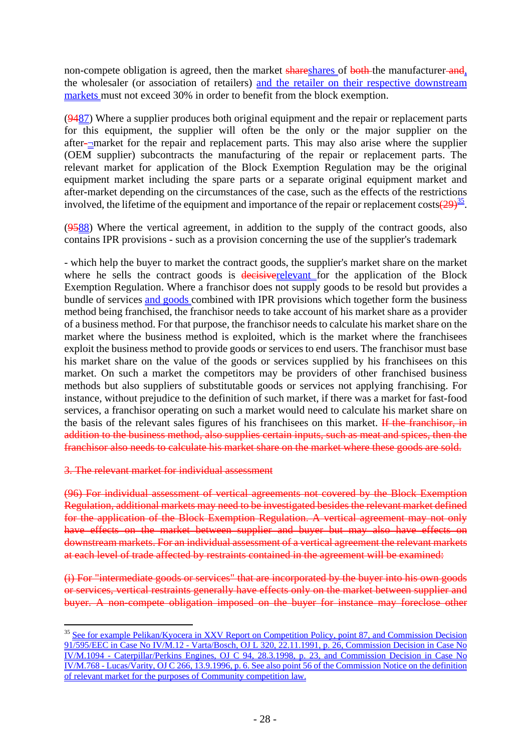non-compete obligation is agreed, then the market ~~share~~shares of ~~both~~ the manufacturer~~ and~~, the wholesaler (or association of retailers) and the retailer on their respective downstream markets must not exceed 30% in order to benefit from the block exemption.

(~~94~~87) Where a supplier produces both original equipment and the repair or replacement parts for this equipment, the supplier will often be the only or the major supplier on the after-~~-~~market for the repair and replacement parts. This may also arise where the supplier (OEM supplier) subcontracts the manufacturing of the repair or replacement parts. The relevant market for application of the Block Exemption Regulation may be the original equipment market including the spare parts or a separate original equipment market and after-market depending on the circumstances of the case, such as the effects of the restrictions involved, the lifetime of the equipment and importance of the repair or replacement costs~~(29)~~[35].

(~~95~~88) Where the vertical agreement, in addition to the supply of the contract goods, also contains IPR provisions - such as a provision concerning the use of the supplier's trademark

- which help the buyer to market the contract goods, the supplier's market share on the market where he sells the contract goods is ~~decisive~~relevant for the application of the Block Exemption Regulation. Where a franchisor does not supply goods to be resold but provides a bundle of services and goods combined with IPR provisions which together form the business method being franchised, the franchisor needs to take account of his market share as a provider of a business method. For that purpose, the franchisor needs to calculate his market share on the market where the business method is exploited, which is the market where the franchisees exploit the business method to provide goods or services to end users. The franchisor must base his market share on the value of the goods or services supplied by his franchisees on this market. On such a market the competitors may be providers of other franchised business methods but also suppliers of substitutable goods or services not applying franchising. For instance, without prejudice to the definition of such market, if there was a market for fast-food services, a franchisor operating on such a market would need to calculate his market share on the basis of the relevant sales figures of his franchisees on this market. ~~If the franchisor, in addition to the business method, also supplies certain inputs, such as meat and spices, then the franchisor also needs to calculate his market share on the market where these goods are sold.~~

~~3. The relevant market for individual assessment~~

~~(96) For individual assessment of vertical agreements not covered by the Block Exemption Regulation, additional markets may need to be investigated besides the relevant market defined for the application of the Block Exemption Regulation. A vertical agreement may not only have effects on the market between supplier and buyer but may also have effects on downstream markets. For an individual assessment of a vertical agreement the relevant markets at each level of trade affected by restraints contained in the agreement will be examined:~~

~~(i) For "intermediate goods or services" that are incorporated by the buyer into his own goods or services, vertical restraints generally have effects only on the market between supplier and buyer. A non-compete obligation imposed on the buyer for instance may foreclose other~~

---

[35] See for example Pelikan/Kyocera in XXV Report on Competition Policy, point 87, and Commission Decision 91/595/EEC in Case No IV/M.12 - Varta/Bosch, OJ L 320, 22.11.1991, p. 26, Commission Decision in Case No IV/M.1094 - Caterpillar/Perkins Engines, OJ C 94, 28.3.1998, p. 23, and Commission Decision in Case No IV/M.768 - Lucas/Varity, OJ C 266, 13.9.1996, p. 6. See also point 56 of the Commission Notice on the definition of relevant market for the purposes of Community competition law.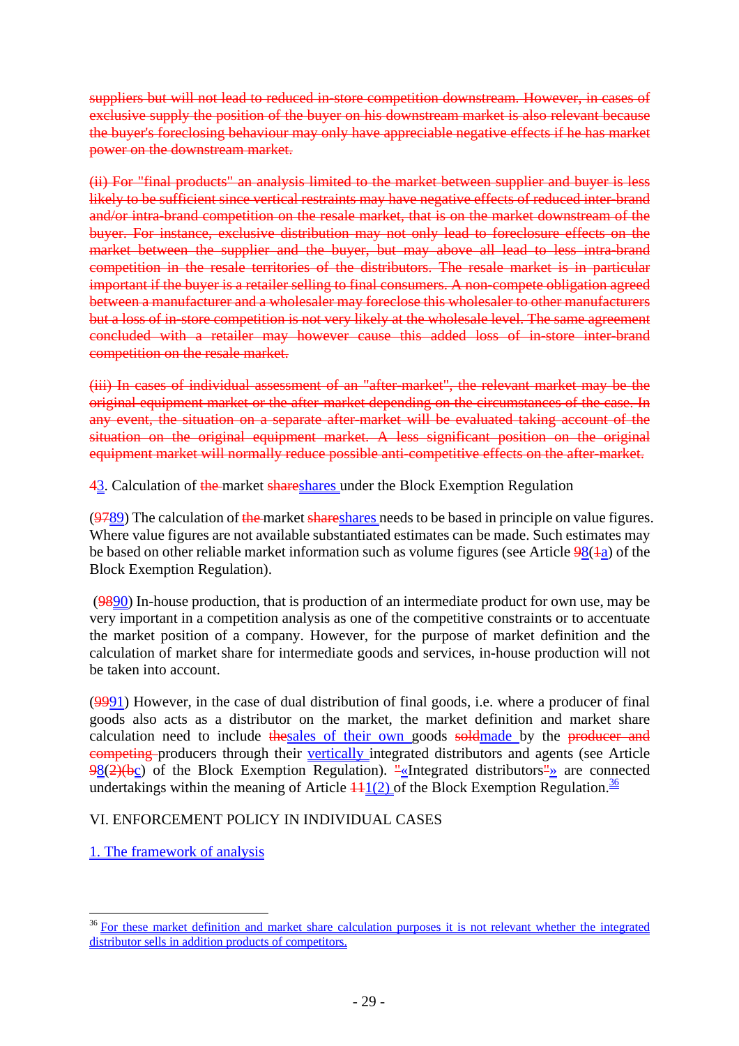~~suppliers but will not lead to reduced in-store competition downstream. However, in cases of exclusive supply the position of the buyer on his downstream market is also relevant because the buyer's foreclosing behaviour may only have appreciable negative effects if he has market power on the downstream market.~~

~~(ii) For "final products" an analysis limited to the market between supplier and buyer is less likely to be sufficient since vertical restraints may have negative effects of reduced inter-brand and/or intra-brand competition on the resale market, that is on the market downstream of the buyer. For instance, exclusive distribution may not only lead to foreclosure effects on the market between the supplier and the buyer, but may above all lead to less intra-brand competition in the resale territories of the distributors. The resale market is in particular important if the buyer is a retailer selling to final consumers. A non-compete obligation agreed between a manufacturer and a wholesaler may foreclose this wholesaler to other manufacturers but a loss of in-store competition is not very likely at the wholesale level. The same agreement concluded with a retailer may however cause this added loss of in-store inter-brand competition on the resale market.~~

~~(iii) In cases of individual assessment of an "after-market", the relevant market may be the original equipment market or the after-market depending on the circumstances of the case. In any event, the situation on a separate after-market will be evaluated taking account of the situation on the original equipment market. A less significant position on the original equipment market will normally reduce possible anti-competitive effects on the after-market.~~

~~4~~3. Calculation of ~~the~~ market ~~share~~shares under the Block Exemption Regulation

(~~97~~89) The calculation of ~~the~~ market ~~share~~shares needs to be based in principle on value figures. Where value figures are not available substantiated estimates can be made. Such estimates may be based on other reliable market information such as volume figures (see Article ~~9~~8(~~1~~a) of the Block Exemption Regulation).

(~~98~~90) In-house production, that is production of an intermediate product for own use, may be very important in a competition analysis as one of the competitive constraints or to accentuate the market position of a company. However, for the purpose of market definition and the calculation of market share for intermediate goods and services, in-house production will not be taken into account.

(~~99~~91) However, in the case of dual distribution of final goods, i.e. where a producer of final goods also acts as a distributor on the market, the market definition and market share calculation need to include ~~the~~sales of their own goods ~~sold~~made by the ~~producer and competing~~ producers through their vertically integrated distributors and agents (see Article ~~9~~8(~~2)(b~~c) of the Block Exemption Regulation). ~~"~~«Integrated distributors~~"~~» are connected undertakings within the meaning of Article ~~11~~1(2) of the Block Exemption Regulation.[36]

VI. ENFORCEMENT POLICY IN INDIVIDUAL CASES

1. The framework of analysis

[36] For these market definition and market share calculation purposes it is not relevant whether the integrated distributor sells in addition products of competitors.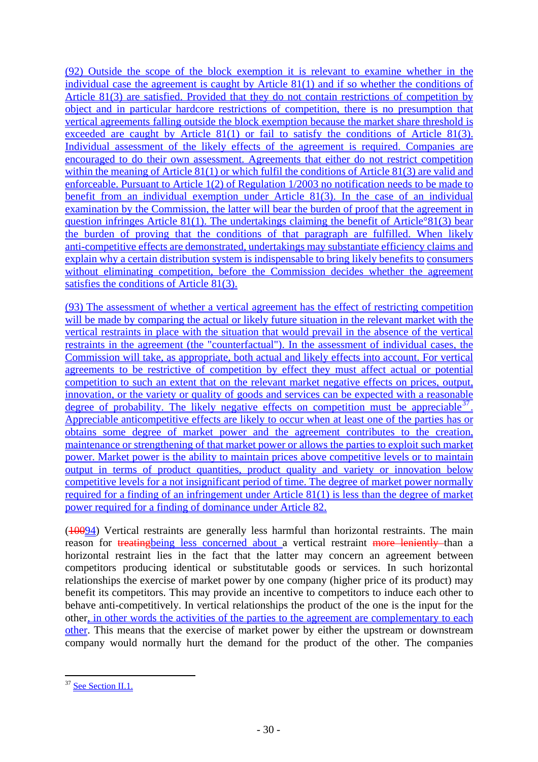(92) Outside the scope of the block exemption it is relevant to examine whether in the individual case the agreement is caught by Article 81(1) and if so whether the conditions of Article 81(3) are satisfied. Provided that they do not contain restrictions of competition by object and in particular hardcore restrictions of competition, there is no presumption that vertical agreements falling outside the block exemption because the market share threshold is exceeded are caught by Article 81(1) or fail to satisfy the conditions of Article 81(3). Individual assessment of the likely effects of the agreement is required. Companies are encouraged to do their own assessment. Agreements that either do not restrict competition within the meaning of Article 81(1) or which fulfil the conditions of Article 81(3) are valid and enforceable. Pursuant to Article 1(2) of Regulation 1/2003 no notification needs to be made to benefit from an individual exemption under Article 81(3). In the case of an individual examination by the Commission, the latter will bear the burden of proof that the agreement in question infringes Article 81(1). The undertakings claiming the benefit of Article°81(3) bear the burden of proving that the conditions of that paragraph are fulfilled. When likely anti-competitive effects are demonstrated, undertakings may substantiate efficiency claims and explain why a certain distribution system is indispensable to bring likely benefits to consumers without eliminating competition, before the Commission decides whether the agreement satisfies the conditions of Article 81(3).

(93) The assessment of whether a vertical agreement has the effect of restricting competition will be made by comparing the actual or likely future situation in the relevant market with the vertical restraints in place with the situation that would prevail in the absence of the vertical restraints in the agreement (the "counterfactual"). In the assessment of individual cases, the Commission will take, as appropriate, both actual and likely effects into account. For vertical agreements to be restrictive of competition by effect they must affect actual or potential competition to such an extent that on the relevant market negative effects on prices, output, innovation, or the variety or quality of goods and services can be expected with a reasonable degree of probability. The likely negative effects on competition must be appreciable[37]. Appreciable anticompetitive effects are likely to occur when at least one of the parties has or obtains some degree of market power and the agreement contributes to the creation, maintenance or strengthening of that market power or allows the parties to exploit such market power. Market power is the ability to maintain prices above competitive levels or to maintain output in terms of product quantities, product quality and variety or innovation below competitive levels for a not insignificant period of time. The degree of market power normally required for a finding of an infringement under Article 81(1) is less than the degree of market power required for a finding of dominance under Article 82.

(~~100~~94) Vertical restraints are generally less harmful than horizontal restraints. The main reason for ~~treating~~being less concerned about a vertical restraint ~~more leniently~~ than a horizontal restraint lies in the fact that the latter may concern an agreement between competitors producing identical or substitutable goods or services. In such horizontal relationships the exercise of market power by one company (higher price of its product) may benefit its competitors. This may provide an incentive to competitors to induce each other to behave anti-competitively. In vertical relationships the product of the one is the input for the other, in other words the activities of the parties to the agreement are complementary to each other. This means that the exercise of market power by either the upstream or downstream company would normally hurt the demand for the product of the other. The companies

[37] See Section II.1.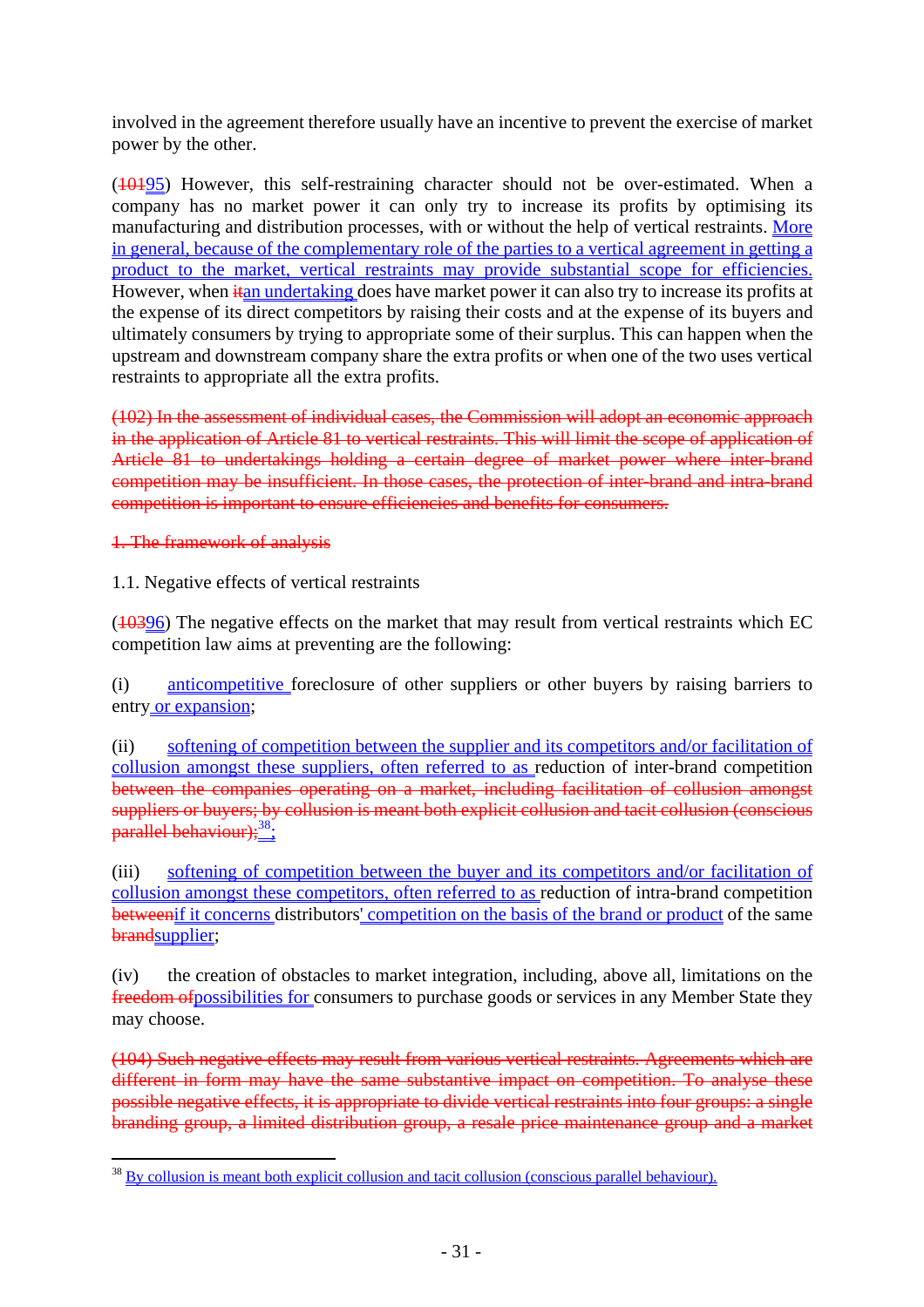involved in the agreement therefore usually have an incentive to prevent the exercise of market power by the other.

(10195) However, this self-restraining character should not be over-estimated. When a company has no market power it can only try to increase its profits by optimising its manufacturing and distribution processes, with or without the help of vertical restraints. More in general, because of the complementary role of the parties to a vertical agreement in getting a product to the market, vertical restraints may provide substantial scope for efficiencies. However, when itan undertaking does have market power it can also try to increase its profits at the expense of its direct competitors by raising their costs and at the expense of its buyers and ultimately consumers by trying to appropriate some of their surplus. This can happen when the upstream and downstream company share the extra profits or when one of the two uses vertical restraints to appropriate all the extra profits.

~~(102) In the assessment of individual cases, the Commission will adopt an economic approach in the application of Article 81 to vertical restraints. This will limit the scope of application of Article 81 to undertakings holding a certain degree of market power where inter-brand competition may be insufficient. In those cases, the protection of inter-brand and intra-brand competition is important to ensure efficiencies and benefits for consumers.~~

~~1. The framework of analysis~~

1.1. Negative effects of vertical restraints

(10396) The negative effects on the market that may result from vertical restraints which EC competition law aims at preventing are the following:

(i) anticompetitive foreclosure of other suppliers or other buyers by raising barriers to entry or expansion;

(ii) softening of competition between the supplier and its competitors and/or facilitation of collusion amongst these suppliers, often referred to as reduction of inter-brand competition ~~between the companies operating on a market, including facilitation of collusion amongst suppliers or buyers; by collusion is meant both explicit collusion and tacit collusion (conscious parallel behaviour);~~[38];

(iii) softening of competition between the buyer and its competitors and/or facilitation of collusion amongst these competitors, often referred to as reduction of intra-brand competition ~~between~~if it concerns distributors' competition on the basis of the brand or product of the same ~~brand~~supplier;

(iv) the creation of obstacles to market integration, including, above all, limitations on the ~~freedom of~~possibilities for consumers to purchase goods or services in any Member State they may choose.

~~(104) Such negative effects may result from various vertical restraints. Agreements which are different in form may have the same substantive impact on competition. To analyse these possible negative effects, it is appropriate to divide vertical restraints into four groups: a single branding group, a limited distribution group, a resale price maintenance group and a market~~

---

[38] By collusion is meant both explicit collusion and tacit collusion (conscious parallel behaviour).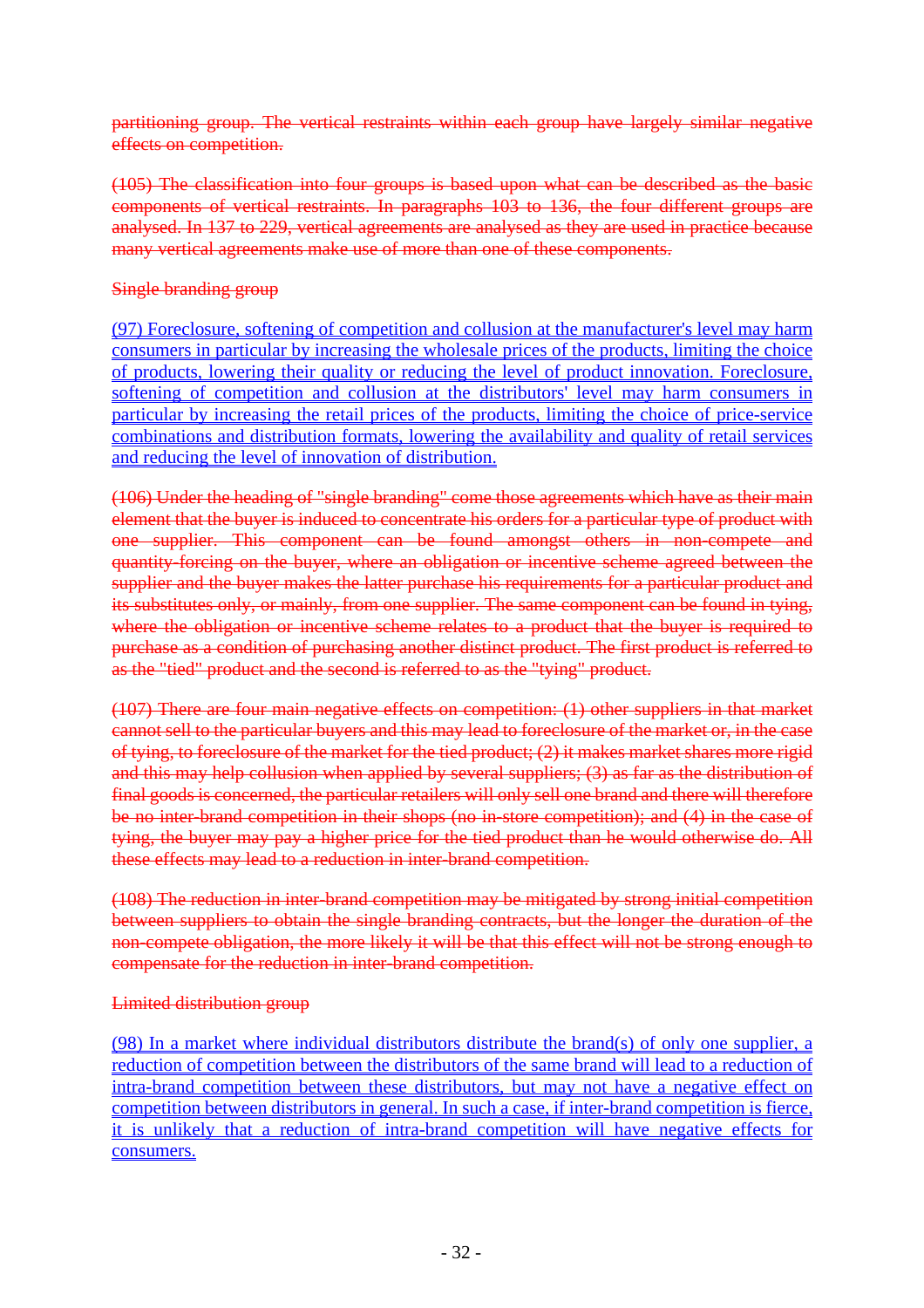~~partitioning group. The vertical restraints within each group have largely similar negative effects on competition.~~

~~(105) The classification into four groups is based upon what can be described as the basic components of vertical restraints. In paragraphs 103 to 136, the four different groups are analysed. In 137 to 229, vertical agreements are analysed as they are used in practice because many vertical agreements make use of more than one of these components.~~

~~Single branding group~~

<u>(97) Foreclosure, softening of competition and collusion at the manufacturer's level may harm consumers in particular by increasing the wholesale prices of the products, limiting the choice of products, lowering their quality or reducing the level of product innovation. Foreclosure, softening of competition and collusion at the distributors' level may harm consumers in particular by increasing the retail prices of the products, limiting the choice of price-service combinations and distribution formats, lowering the availability and quality of retail services and reducing the level of innovation of distribution.</u>

~~(106) Under the heading of "single branding" come those agreements which have as their main element that the buyer is induced to concentrate his orders for a particular type of product with one supplier. This component can be found amongst others in non-compete and quantity-forcing on the buyer, where an obligation or incentive scheme agreed between the supplier and the buyer makes the latter purchase his requirements for a particular product and its substitutes only, or mainly, from one supplier. The same component can be found in tying, where the obligation or incentive scheme relates to a product that the buyer is required to purchase as a condition of purchasing another distinct product. The first product is referred to as the "tied" product and the second is referred to as the "tying" product.~~

~~(107) There are four main negative effects on competition: (1) other suppliers in that market cannot sell to the particular buyers and this may lead to foreclosure of the market or, in the case of tying, to foreclosure of the market for the tied product; (2) it makes market shares more rigid and this may help collusion when applied by several suppliers; (3) as far as the distribution of final goods is concerned, the particular retailers will only sell one brand and there will therefore be no inter-brand competition in their shops (no in-store competition); and (4) in the case of tying, the buyer may pay a higher price for the tied product than he would otherwise do. All these effects may lead to a reduction in inter-brand competition.~~

~~(108) The reduction in inter-brand competition may be mitigated by strong initial competition between suppliers to obtain the single branding contracts, but the longer the duration of the non-compete obligation, the more likely it will be that this effect will not be strong enough to compensate for the reduction in inter-brand competition.~~

~~Limited distribution group~~

<u>(98) In a market where individual distributors distribute the brand(s) of only one supplier, a reduction of competition between the distributors of the same brand will lead to a reduction of intra-brand competition between these distributors, but may not have a negative effect on competition between distributors in general. In such a case, if inter-brand competition is fierce, it is unlikely that a reduction of intra-brand competition will have negative effects for consumers.</u>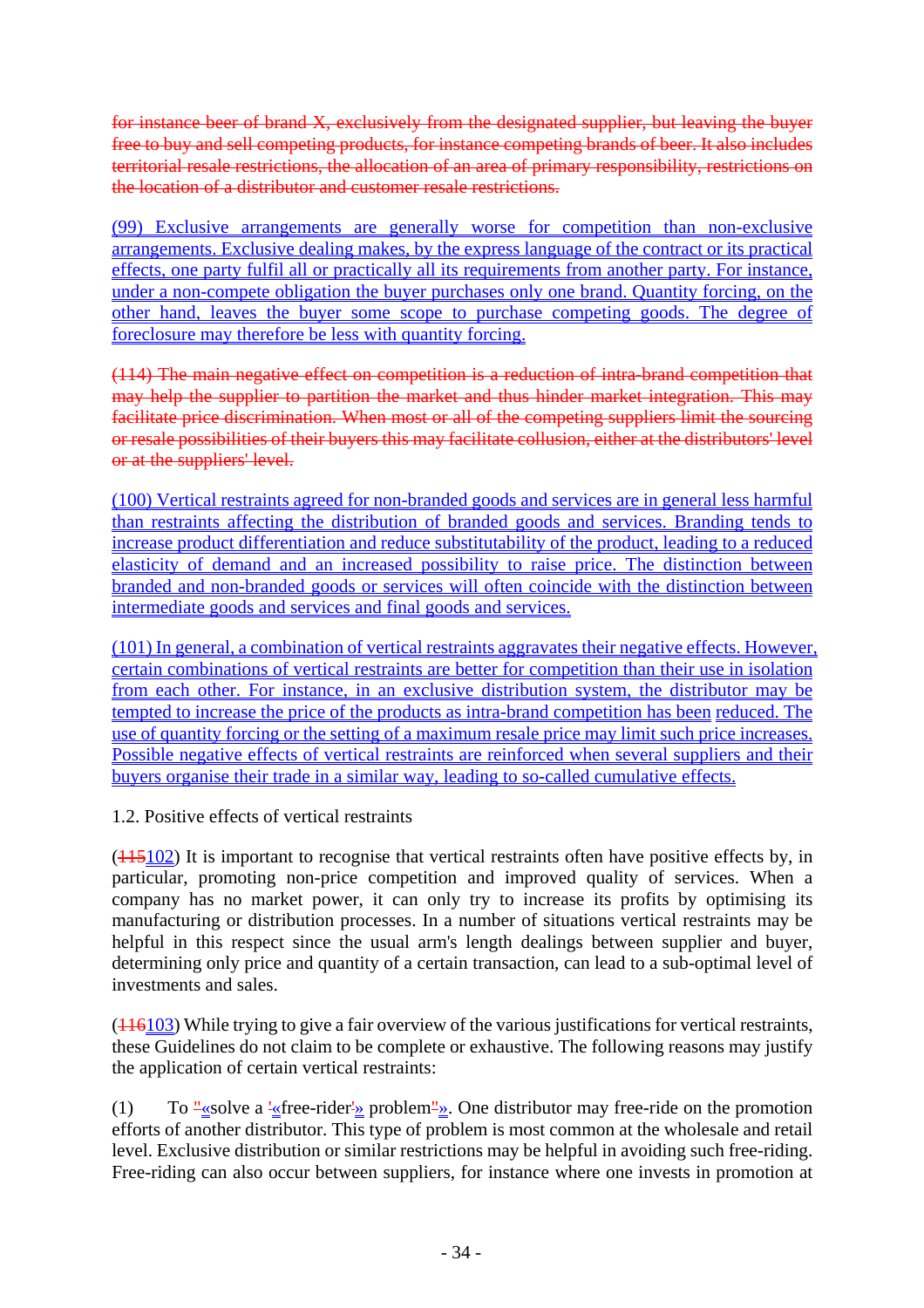~~for instance beer of brand X, exclusively from the designated supplier, but leaving the buyer free to buy and sell competing products, for instance competing brands of beer. It also includes territorial resale restrictions, the allocation of an area of primary responsibility, restrictions on the location of a distributor and customer resale restrictions.~~

(99) Exclusive arrangements are generally worse for competition than non-exclusive arrangements. Exclusive dealing makes, by the express language of the contract or its practical effects, one party fulfil all or practically all its requirements from another party. For instance, under a non-compete obligation the buyer purchases only one brand. Quantity forcing, on the other hand, leaves the buyer some scope to purchase competing goods. The degree of foreclosure may therefore be less with quantity forcing.

~~(114) The main negative effect on competition is a reduction of intra-brand competition that may help the supplier to partition the market and thus hinder market integration. This may facilitate price discrimination. When most or all of the competing suppliers limit the sourcing or resale possibilities of their buyers this may facilitate collusion, either at the distributors' level or at the suppliers' level.~~

(100) Vertical restraints agreed for non-branded goods and services are in general less harmful than restraints affecting the distribution of branded goods and services. Branding tends to increase product differentiation and reduce substitutability of the product, leading to a reduced elasticity of demand and an increased possibility to raise price. The distinction between branded and non-branded goods or services will often coincide with the distinction between intermediate goods and services and final goods and services.

(101) In general, a combination of vertical restraints aggravates their negative effects. However, certain combinations of vertical restraints are better for competition than their use in isolation from each other. For instance, in an exclusive distribution system, the distributor may be tempted to increase the price of the products as intra-brand competition has been reduced. The use of quantity forcing or the setting of a maximum resale price may limit such price increases. Possible negative effects of vertical restraints are reinforced when several suppliers and their buyers organise their trade in a similar way, leading to so-called cumulative effects.

1.2. Positive effects of vertical restraints

(~~115~~102) It is important to recognise that vertical restraints often have positive effects by, in particular, promoting non-price competition and improved quality of services. When a company has no market power, it can only try to increase its profits by optimising its manufacturing or distribution processes. In a number of situations vertical restraints may be helpful in this respect since the usual arm's length dealings between supplier and buyer, determining only price and quantity of a certain transaction, can lead to a sub-optimal level of investments and sales.

(~~116~~103) While trying to give a fair overview of the various justifications for vertical restraints, these Guidelines do not claim to be complete or exhaustive. The following reasons may justify the application of certain vertical restraints:

(1) To ~~"~~«solve a ~~'~~«free-rider~~'~~» problem~~"~~». One distributor may free-ride on the promotion efforts of another distributor. This type of problem is most common at the wholesale and retail level. Exclusive distribution or similar restrictions may be helpful in avoiding such free-riding. Free-riding can also occur between suppliers, for instance where one invests in promotion at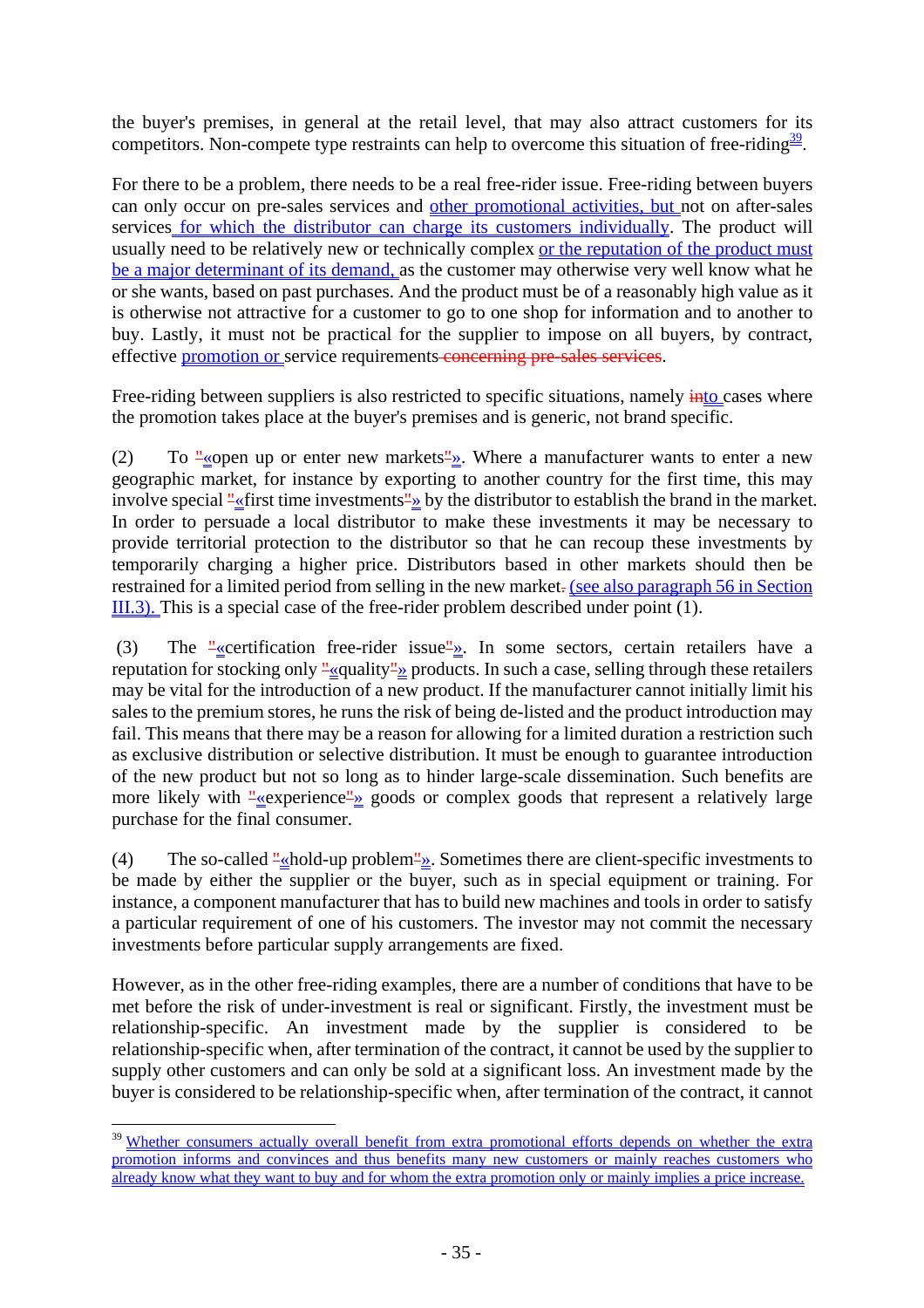the buyer's premises, in general at the retail level, that may also attract customers for its competitors. Non-compete type restraints can help to overcome this situation of free-riding[39].

For there to be a problem, there needs to be a real free-rider issue. Free-riding between buyers can only occur on pre-sales services and other promotional activities, but not on after-sales services for which the distributor can charge its customers individually. The product will usually need to be relatively new or technically complex or the reputation of the product must be a major determinant of its demand, as the customer may otherwise very well know what he or she wants, based on past purchases. And the product must be of a reasonably high value as it is otherwise not attractive for a customer to go to one shop for information and to another to buy. Lastly, it must not be practical for the supplier to impose on all buyers, by contract, effective promotion or service requirements concerning pre-sales services.

Free-riding between suppliers is also restricted to specific situations, namely into cases where the promotion takes place at the buyer's premises and is generic, not brand specific.

(2) To "«open up or enter new markets"». Where a manufacturer wants to enter a new geographic market, for instance by exporting to another country for the first time, this may involve special "«first time investments"» by the distributor to establish the brand in the market. In order to persuade a local distributor to make these investments it may be necessary to provide territorial protection to the distributor so that he can recoup these investments by temporarily charging a higher price. Distributors based in other markets should then be restrained for a limited period from selling in the new market. (see also paragraph 56 in Section III.3). This is a special case of the free-rider problem described under point (1).

(3) The "«certification free-rider issue"». In some sectors, certain retailers have a reputation for stocking only "«quality"» products. In such a case, selling through these retailers may be vital for the introduction of a new product. If the manufacturer cannot initially limit his sales to the premium stores, he runs the risk of being de-listed and the product introduction may fail. This means that there may be a reason for allowing for a limited duration a restriction such as exclusive distribution or selective distribution. It must be enough to guarantee introduction of the new product but not so long as to hinder large-scale dissemination. Such benefits are more likely with "«experience"» goods or complex goods that represent a relatively large purchase for the final consumer.

(4) The so-called "«hold-up problem"». Sometimes there are client-specific investments to be made by either the supplier or the buyer, such as in special equipment or training. For instance, a component manufacturer that has to build new machines and tools in order to satisfy a particular requirement of one of his customers. The investor may not commit the necessary investments before particular supply arrangements are fixed.

However, as in the other free-riding examples, there are a number of conditions that have to be met before the risk of under-investment is real or significant. Firstly, the investment must be relationship-specific. An investment made by the supplier is considered to be relationship-specific when, after termination of the contract, it cannot be used by the supplier to supply other customers and can only be sold at a significant loss. An investment made by the buyer is considered to be relationship-specific when, after termination of the contract, it cannot

[39] Whether consumers actually overall benefit from extra promotional efforts depends on whether the extra promotion informs and convinces and thus benefits many new customers or mainly reaches customers who already know what they want to buy and for whom the extra promotion only or mainly implies a price increase.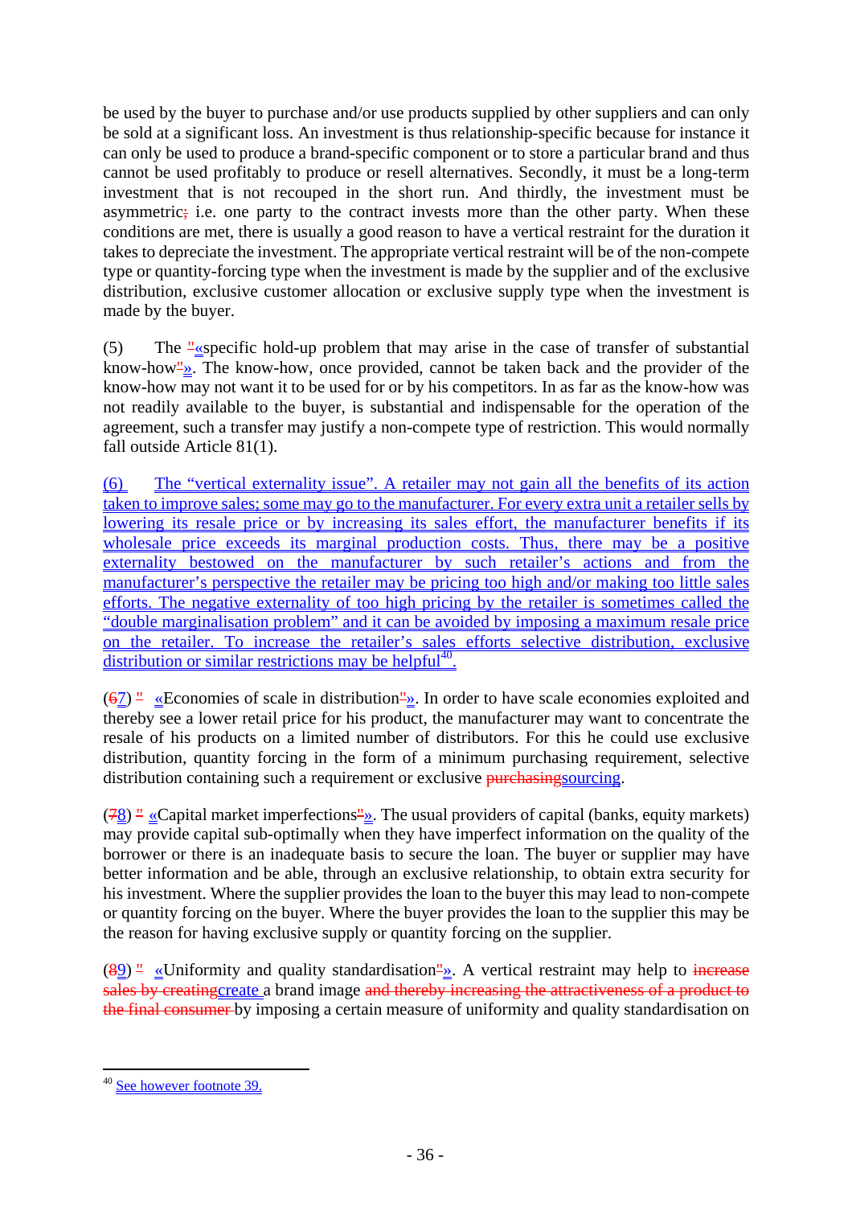be used by the buyer to purchase and/or use products supplied by other suppliers and can only be sold at a significant loss. An investment is thus relationship-specific because for instance it can only be used to produce a brand-specific component or to store a particular brand and thus cannot be used profitably to produce or resell alternatives. Secondly, it must be a long-term investment that is not recouped in the short run. And thirdly, the investment must be asymmetric~~;~~ i.e. one party to the contract invests more than the other party. When these conditions are met, there is usually a good reason to have a vertical restraint for the duration it takes to depreciate the investment. The appropriate vertical restraint will be of the non-compete type or quantity-forcing type when the investment is made by the supplier and of the exclusive distribution, exclusive customer allocation or exclusive supply type when the investment is made by the buyer.

(5) The ~~"~~«specific hold-up problem that may arise in the case of transfer of substantial know-how~~"~~». The know-how, once provided, cannot be taken back and the provider of the know-how may not want it to be used for or by his competitors. In as far as the know-how was not readily available to the buyer, is substantial and indispensable for the operation of the agreement, such a transfer may justify a non-compete type of restriction. This would normally fall outside Article 81(1).

(6) The "vertical externality issue". A retailer may not gain all the benefits of its action taken to improve sales; some may go to the manufacturer. For every extra unit a retailer sells by lowering its resale price or by increasing its sales effort, the manufacturer benefits if its wholesale price exceeds its marginal production costs. Thus, there may be a positive externality bestowed on the manufacturer by such retailer's actions and from the manufacturer's perspective the retailer may be pricing too high and/or making too little sales efforts. The negative externality of too high pricing by the retailer is sometimes called the "double marginalisation problem" and it can be avoided by imposing a maximum resale price on the retailer. To increase the retailer's sales efforts selective distribution, exclusive distribution or similar restrictions may be helpful[40].

(~~6~~7) ~~"~~ «Economies of scale in distribution~~"~~». In order to have scale economies exploited and thereby see a lower retail price for his product, the manufacturer may want to concentrate the resale of his products on a limited number of distributors. For this he could use exclusive distribution, quantity forcing in the form of a minimum purchasing requirement, selective distribution containing such a requirement or exclusive ~~purchasing~~sourcing.

(~~7~~8) ~~"~~ «Capital market imperfections~~"~~». The usual providers of capital (banks, equity markets) may provide capital sub-optimally when they have imperfect information on the quality of the borrower or there is an inadequate basis to secure the loan. The buyer or supplier may have better information and be able, through an exclusive relationship, to obtain extra security for his investment. Where the supplier provides the loan to the buyer this may lead to non-compete or quantity forcing on the buyer. Where the buyer provides the loan to the supplier this may be the reason for having exclusive supply or quantity forcing on the supplier.

(~~8~~9) ~~"~~ «Uniformity and quality standardisation~~"~~». A vertical restraint may help to ~~increase sales by creating~~create a brand image ~~and thereby increasing the attractiveness of a product to the final consumer~~ by imposing a certain measure of uniformity and quality standardisation on

[40] See however footnote 39.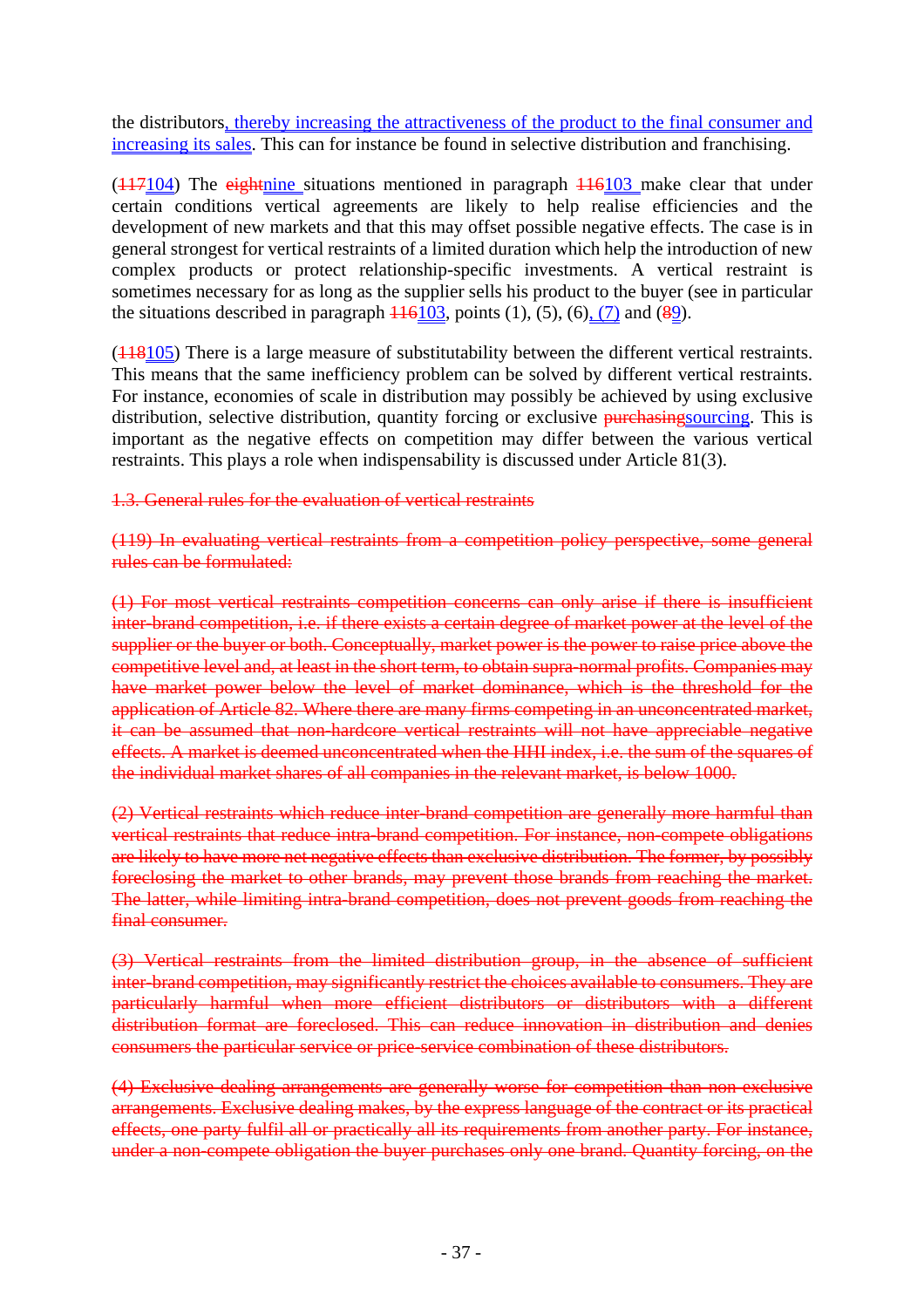the distributors, thereby increasing the attractiveness of the product to the final consumer and increasing its sales. This can for instance be found in selective distribution and franchising.

(~~117~~104) The ~~eight~~nine situations mentioned in paragraph ~~116~~103 make clear that under certain conditions vertical agreements are likely to help realise efficiencies and the development of new markets and that this may offset possible negative effects. The case is in general strongest for vertical restraints of a limited duration which help the introduction of new complex products or protect relationship-specific investments. A vertical restraint is sometimes necessary for as long as the supplier sells his product to the buyer (see in particular the situations described in paragraph ~~116~~103, points (1), (5), (6), (7) and (~~8~~9).

(~~118~~105) There is a large measure of substitutability between the different vertical restraints. This means that the same inefficiency problem can be solved by different vertical restraints. For instance, economies of scale in distribution may possibly be achieved by using exclusive distribution, selective distribution, quantity forcing or exclusive ~~purchasing~~sourcing. This is important as the negative effects on competition may differ between the various vertical restraints. This plays a role when indispensability is discussed under Article 81(3).

~~1.3. General rules for the evaluation of vertical restraints~~

~~(119) In evaluating vertical restraints from a competition policy perspective, some general rules can be formulated:~~

~~(1) For most vertical restraints competition concerns can only arise if there is insufficient inter-brand competition, i.e. if there exists a certain degree of market power at the level of the supplier or the buyer or both. Conceptually, market power is the power to raise price above the competitive level and, at least in the short term, to obtain supra-normal profits. Companies may have market power below the level of market dominance, which is the threshold for the application of Article 82. Where there are many firms competing in an unconcentrated market, it can be assumed that non-hardcore vertical restraints will not have appreciable negative effects. A market is deemed unconcentrated when the HHI index, i.e. the sum of the squares of the individual market shares of all companies in the relevant market, is below 1000.~~

~~(2) Vertical restraints which reduce inter-brand competition are generally more harmful than vertical restraints that reduce intra-brand competition. For instance, non-compete obligations are likely to have more net negative effects than exclusive distribution. The former, by possibly foreclosing the market to other brands, may prevent those brands from reaching the market. The latter, while limiting intra-brand competition, does not prevent goods from reaching the final consumer.~~

~~(3) Vertical restraints from the limited distribution group, in the absence of sufficient inter-brand competition, may significantly restrict the choices available to consumers. They are particularly harmful when more efficient distributors or distributors with a different distribution format are foreclosed. This can reduce innovation in distribution and denies consumers the particular service or price-service combination of these distributors.~~

~~(4) Exclusive dealing arrangements are generally worse for competition than non-exclusive arrangements. Exclusive dealing makes, by the express language of the contract or its practical effects, one party fulfil all or practically all its requirements from another party. For instance, under a non-compete obligation the buyer purchases only one brand. Quantity forcing, on the~~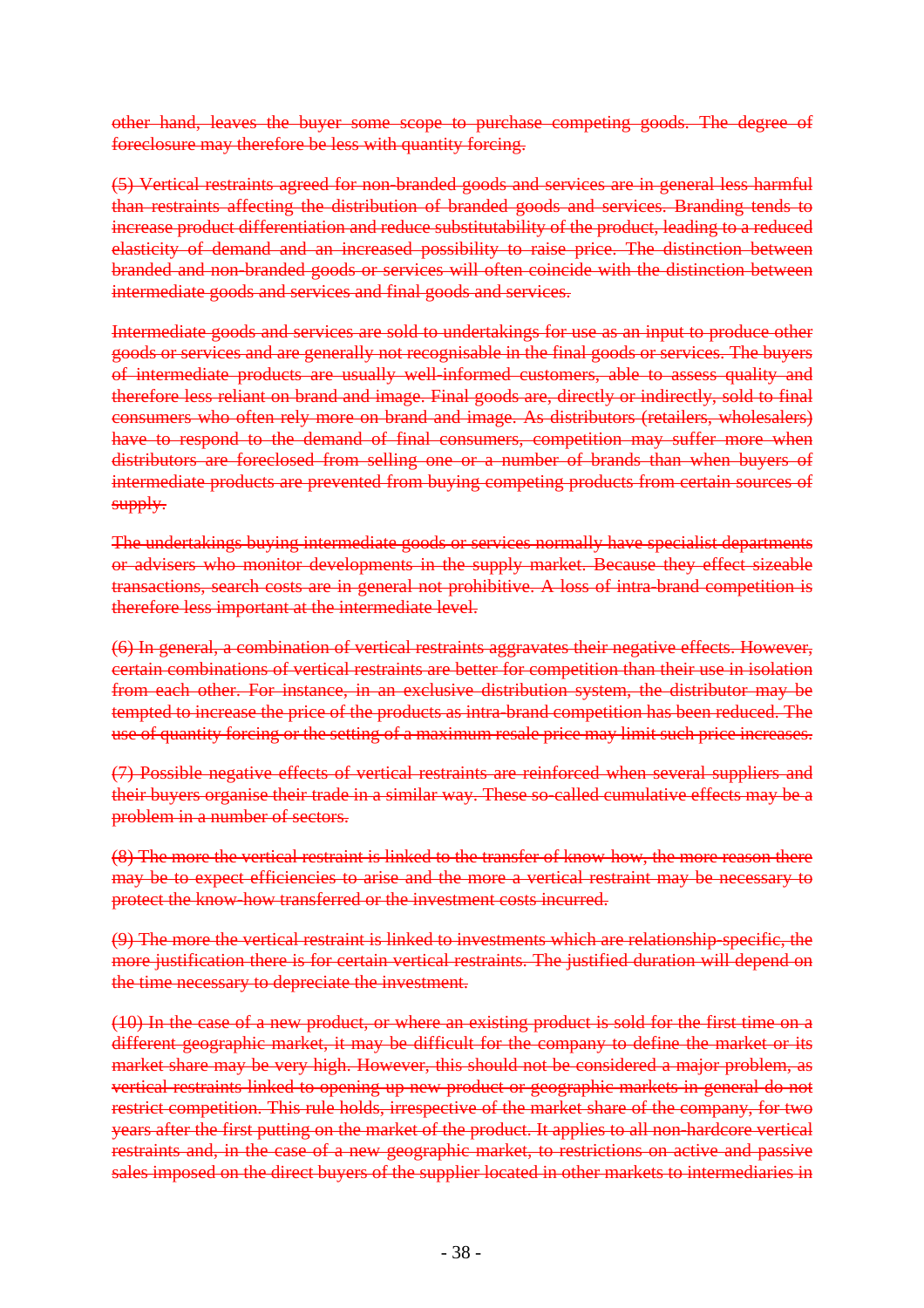other hand, leaves the buyer some scope to purchase competing goods. The degree of foreclosure may therefore be less with quantity forcing.

(5) Vertical restraints agreed for non-branded goods and services are in general less harmful than restraints affecting the distribution of branded goods and services. Branding tends to increase product differentiation and reduce substitutability of the product, leading to a reduced elasticity of demand and an increased possibility to raise price. The distinction between branded and non-branded goods or services will often coincide with the distinction between intermediate goods and services and final goods and services.

Intermediate goods and services are sold to undertakings for use as an input to produce other goods or services and are generally not recognisable in the final goods or services. The buyers of intermediate products are usually well-informed customers, able to assess quality and therefore less reliant on brand and image. Final goods are, directly or indirectly, sold to final consumers who often rely more on brand and image. As distributors (retailers, wholesalers) have to respond to the demand of final consumers, competition may suffer more when distributors are foreclosed from selling one or a number of brands than when buyers of intermediate products are prevented from buying competing products from certain sources of supply.

The undertakings buying intermediate goods or services normally have specialist departments or advisers who monitor developments in the supply market. Because they effect sizeable transactions, search costs are in general not prohibitive. A loss of intra-brand competition is therefore less important at the intermediate level.

(6) In general, a combination of vertical restraints aggravates their negative effects. However, certain combinations of vertical restraints are better for competition than their use in isolation from each other. For instance, in an exclusive distribution system, the distributor may be tempted to increase the price of the products as intra-brand competition has been reduced. The use of quantity forcing or the setting of a maximum resale price may limit such price increases.

(7) Possible negative effects of vertical restraints are reinforced when several suppliers and their buyers organise their trade in a similar way. These so-called cumulative effects may be a problem in a number of sectors.

(8) The more the vertical restraint is linked to the transfer of know-how, the more reason there may be to expect efficiencies to arise and the more a vertical restraint may be necessary to protect the know-how transferred or the investment costs incurred.

(9) The more the vertical restraint is linked to investments which are relationship-specific, the more justification there is for certain vertical restraints. The justified duration will depend on the time necessary to depreciate the investment.

(10) In the case of a new product, or where an existing product is sold for the first time on a different geographic market, it may be difficult for the company to define the market or its market share may be very high. However, this should not be considered a major problem, as vertical restraints linked to opening up new product or geographic markets in general do not restrict competition. This rule holds, irrespective of the market share of the company, for two years after the first putting on the market of the product. It applies to all non-hardcore vertical restraints and, in the case of a new geographic market, to restrictions on active and passive sales imposed on the direct buyers of the supplier located in other markets to intermediaries in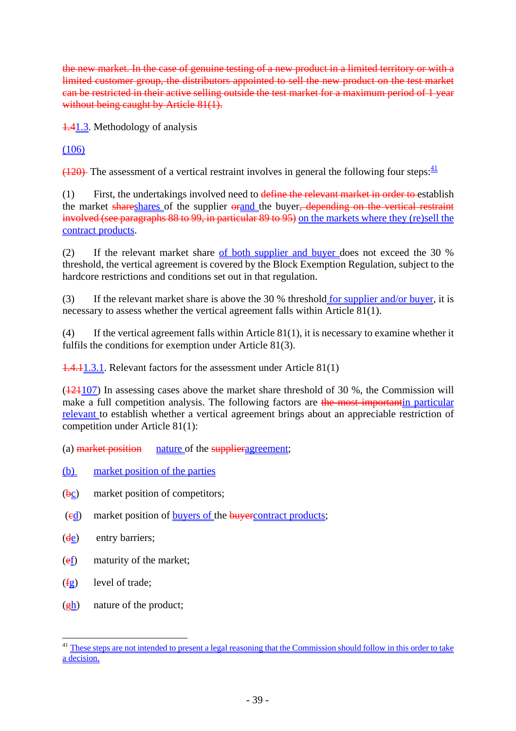the new market. In the case of genuine testing of a new product in a limited territory or with a limited customer group, the distributors appointed to sell the new product on the test market can be restricted in their active selling outside the test market for a maximum period of 1 year without being caught by Article 81(1).

1.41.3. Methodology of analysis

(106)

(120) The assessment of a vertical restraint involves in general the following four steps:[41]

(1) First, the undertakings involved need to define the relevant market in order to establish the market shareshares of the supplier orand the buyer, depending on the vertical restraint involved (see paragraphs 88 to 99, in particular 89 to 95) on the markets where they (re)sell the contract products.

(2) If the relevant market share of both supplier and buyer does not exceed the 30 % threshold, the vertical agreement is covered by the Block Exemption Regulation, subject to the hardcore restrictions and conditions set out in that regulation.

(3) If the relevant market share is above the 30 % threshold for supplier and/or buyer, it is necessary to assess whether the vertical agreement falls within Article 81(1).

(4) If the vertical agreement falls within Article 81(1), it is necessary to examine whether it fulfils the conditions for exemption under Article 81(3).

1.4.11.3.1. Relevant factors for the assessment under Article 81(1)

(121107) In assessing cases above the market share threshold of 30 %, the Commission will make a full competition analysis. The following factors are the most importantin particular relevant to establish whether a vertical agreement brings about an appreciable restriction of competition under Article 81(1):

(a) market position nature of the supplieragreement;

(b) market position of the parties

(bc) market position of competitors;

(cd) market position of buyers of the buyercontract products;

(de) entry barriers;

(ef) maturity of the market;

(fg) level of trade;

(gh) nature of the product;

---

[41] These steps are not intended to present a legal reasoning that the Commission should follow in this order to take a decision.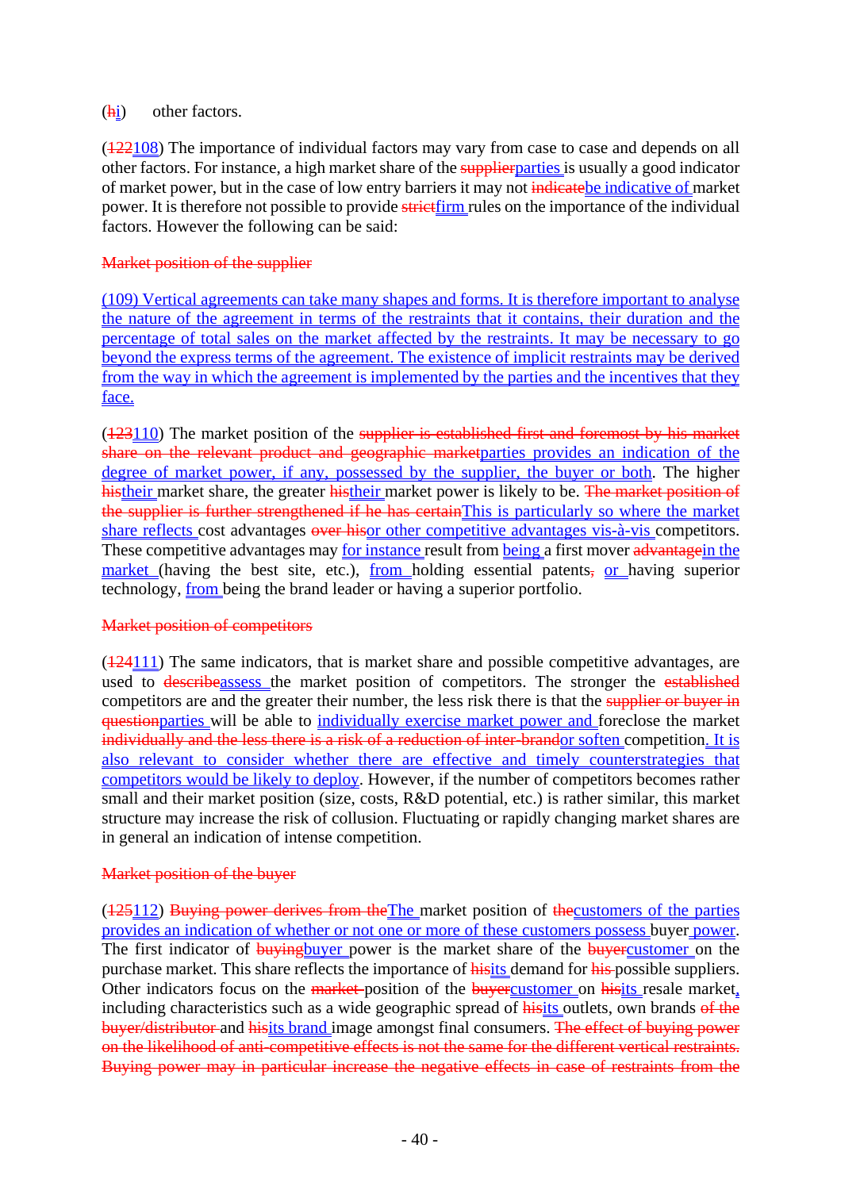(~~h~~i) other factors.

(~~122~~108) The importance of individual factors may vary from case to case and depends on all other factors. For instance, a high market share of the ~~supplier~~parties is usually a good indicator of market power, but in the case of low entry barriers it may not ~~indicate~~be indicative of market power. It is therefore not possible to provide ~~strict~~firm rules on the importance of the individual factors. However the following can be said:

~~Market position of the supplier~~

(109) Vertical agreements can take many shapes and forms. It is therefore important to analyse the nature of the agreement in terms of the restraints that it contains, their duration and the percentage of total sales on the market affected by the restraints. It may be necessary to go beyond the express terms of the agreement. The existence of implicit restraints may be derived from the way in which the agreement is implemented by the parties and the incentives that they face.

(~~123~~110) The market position of the ~~supplier is established first and foremost by his market share on the relevant product and geographic market~~parties provides an indication of the degree of market power, if any, possessed by the supplier, the buyer or both. The higher ~~his~~their market share, the greater ~~his~~their market power is likely to be. ~~The market position of the supplier is further strengthened if he has certain~~This is particularly so where the market share reflects cost advantages ~~over his~~or other competitive advantages vis-à-vis competitors. These competitive advantages may for instance result from being a first mover ~~advantage~~in the market (having the best site, etc.), from holding essential patents~~,~~ or having superior technology, from being the brand leader or having a superior portfolio.

~~Market position of competitors~~

(~~124~~111) The same indicators, that is market share and possible competitive advantages, are used to ~~describe~~assess the market position of competitors. The stronger the ~~established~~ competitors are and the greater their number, the less risk there is that the ~~supplier or buyer in question~~parties will be able to individually exercise market power and foreclose the market ~~individually and the less there is a risk of a reduction of inter-brand~~or soften competition. It is also relevant to consider whether there are effective and timely counterstrategies that competitors would be likely to deploy. However, if the number of competitors becomes rather small and their market position (size, costs, R&D potential, etc.) is rather similar, this market structure may increase the risk of collusion. Fluctuating or rapidly changing market shares are in general an indication of intense competition.

~~Market position of the buyer~~

(~~125~~112) ~~Buying power derives from the~~The market position of ~~the~~customers of the parties provides an indication of whether or not one or more of these customers possess buyer power. The first indicator of ~~buying~~buyer power is the market share of the ~~buyer~~customer on the purchase market. This share reflects the importance of ~~his~~its demand for ~~his~~ possible suppliers. Other indicators focus on the ~~market~~ position of the ~~buyer~~customer on ~~his~~its resale market, including characteristics such as a wide geographic spread of ~~his~~its outlets, own brands ~~of the buyer/distributor~~ and ~~his~~its brand image amongst final consumers. ~~The effect of buying power on the likelihood of anti-competitive effects is not the same for the different vertical restraints. Buying power may in particular increase the negative effects in case of restraints from the~~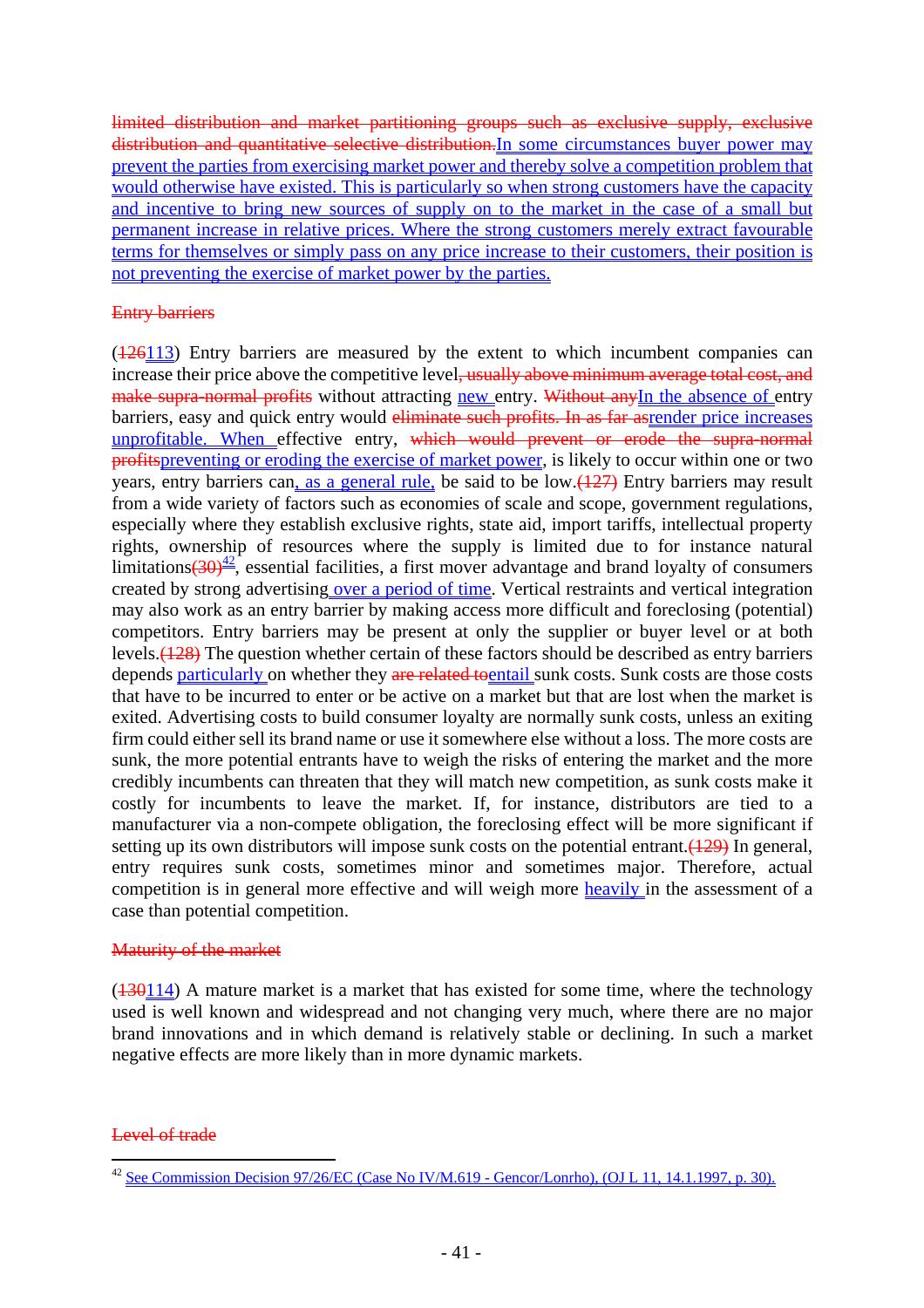limited distribution and market partitioning groups such as exclusive supply, exclusive distribution and quantitative selective distribution.In some circumstances buyer power may prevent the parties from exercising market power and thereby solve a competition problem that would otherwise have existed. This is particularly so when strong customers have the capacity and incentive to bring new sources of supply on to the market in the case of a small but permanent increase in relative prices. Where the strong customers merely extract favourable terms for themselves or simply pass on any price increase to their customers, their position is not preventing the exercise of market power by the parties.

Entry barriers

(126113) Entry barriers are measured by the extent to which incumbent companies can increase their price above the competitive level, usually above minimum average total cost, and make supra-normal profits without attracting new entry. Without anyIn the absence of entry barriers, easy and quick entry would eliminate such profits. In as far asrender price increases unprofitable. When effective entry, which would prevent or erode the supra-normal profitspreventing or eroding the exercise of market power, is likely to occur within one or two years, entry barriers can, as a general rule, be said to be low.(127) Entry barriers may result from a wide variety of factors such as economies of scale and scope, government regulations, especially where they establish exclusive rights, state aid, import tariffs, intellectual property rights, ownership of resources where the supply is limited due to for instance natural limitations(30)[42], essential facilities, a first mover advantage and brand loyalty of consumers created by strong advertising over a period of time. Vertical restraints and vertical integration may also work as an entry barrier by making access more difficult and foreclosing (potential) competitors. Entry barriers may be present at only the supplier or buyer level or at both levels.(128) The question whether certain of these factors should be described as entry barriers depends particularly on whether they are related toentail sunk costs. Sunk costs are those costs that have to be incurred to enter or be active on a market but that are lost when the market is exited. Advertising costs to build consumer loyalty are normally sunk costs, unless an exiting firm could either sell its brand name or use it somewhere else without a loss. The more costs are sunk, the more potential entrants have to weigh the risks of entering the market and the more credibly incumbents can threaten that they will match new competition, as sunk costs make it costly for incumbents to leave the market. If, for instance, distributors are tied to a manufacturer via a non-compete obligation, the foreclosing effect will be more significant if setting up its own distributors will impose sunk costs on the potential entrant.(129) In general, entry requires sunk costs, sometimes minor and sometimes major. Therefore, actual competition is in general more effective and will weigh more heavily in the assessment of a case than potential competition.

Maturity of the market

(130114) A mature market is a market that has existed for some time, where the technology used is well known and widespread and not changing very much, where there are no major brand innovations and in which demand is relatively stable or declining. In such a market negative effects are more likely than in more dynamic markets.

Level of trade

[42] See Commission Decision 97/26/EC (Case No IV/M.619 - Gencor/Lonrho), (OJ L 11, 14.1.1997, p. 30).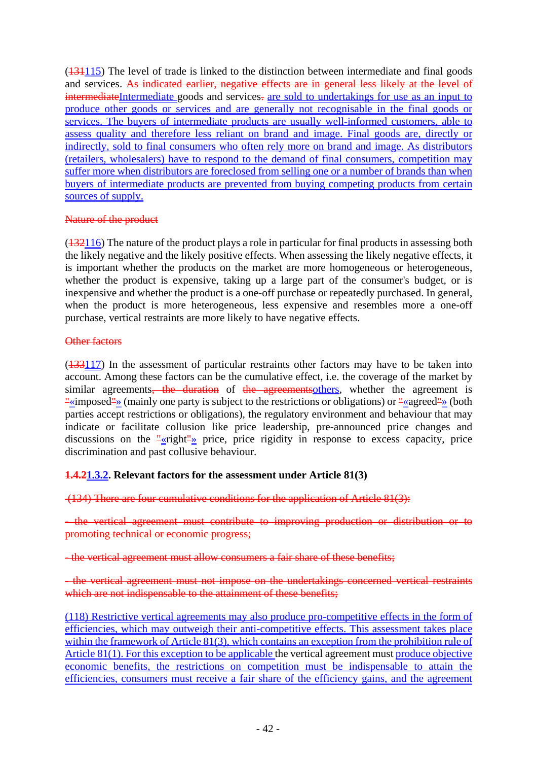(~~131~~115) The level of trade is linked to the distinction between intermediate and final goods and services. ~~As indicated earlier, negative effects are in general less likely at the level of intermediate~~Intermediate goods and services~~.~~ are sold to undertakings for use as an input to produce other goods or services and are generally not recognisable in the final goods or services. The buyers of intermediate products are usually well-informed customers, able to assess quality and therefore less reliant on brand and image. Final goods are, directly or indirectly, sold to final consumers who often rely more on brand and image. As distributors (retailers, wholesalers) have to respond to the demand of final consumers, competition may suffer more when distributors are foreclosed from selling one or a number of brands than when buyers of intermediate products are prevented from buying competing products from certain sources of supply.

~~Nature of the product~~

(~~132~~116) The nature of the product plays a role in particular for final products in assessing both the likely negative and the likely positive effects. When assessing the likely negative effects, it is important whether the products on the market are more homogeneous or heterogeneous, whether the product is expensive, taking up a large part of the consumer's budget, or is inexpensive and whether the product is a one-off purchase or repeatedly purchased. In general, when the product is more heterogeneous, less expensive and resembles more a one-off purchase, vertical restraints are more likely to have negative effects.

~~Other factors~~

(~~133~~117) In the assessment of particular restraints other factors may have to be taken into account. Among these factors can be the cumulative effect, i.e. the coverage of the market by similar agreements~~, the duration~~ of ~~the agreements~~others, whether the agreement is ~~"~~«imposed~~"~~» (mainly one party is subject to the restrictions or obligations) or ~~"~~«agreed~~"~~» (both parties accept restrictions or obligations), the regulatory environment and behaviour that may indicate or facilitate collusion like price leadership, pre-announced price changes and discussions on the ~~"~~«right~~"~~» price, price rigidity in response to excess capacity, price discrimination and past collusive behaviour.

### ~~1.4.2~~1.3.2. Relevant factors for the assessment under Article 81(3)

~~(134) There are four cumulative conditions for the application of Article 81(3):~~

~~- the vertical agreement must contribute to improving production or distribution or to promoting technical or economic progress;~~

~~- the vertical agreement must allow consumers a fair share of these benefits;~~

~~- the vertical agreement must not impose on the undertakings concerned vertical restraints which are not indispensable to the attainment of these benefits;~~

(118) Restrictive vertical agreements may also produce pro-competitive effects in the form of efficiencies, which may outweigh their anti-competitive effects. This assessment takes place within the framework of Article 81(3), which contains an exception from the prohibition rule of Article 81(1). For this exception to be applicable the vertical agreement must produce objective economic benefits, the restrictions on competition must be indispensable to attain the efficiencies, consumers must receive a fair share of the efficiency gains, and the agreement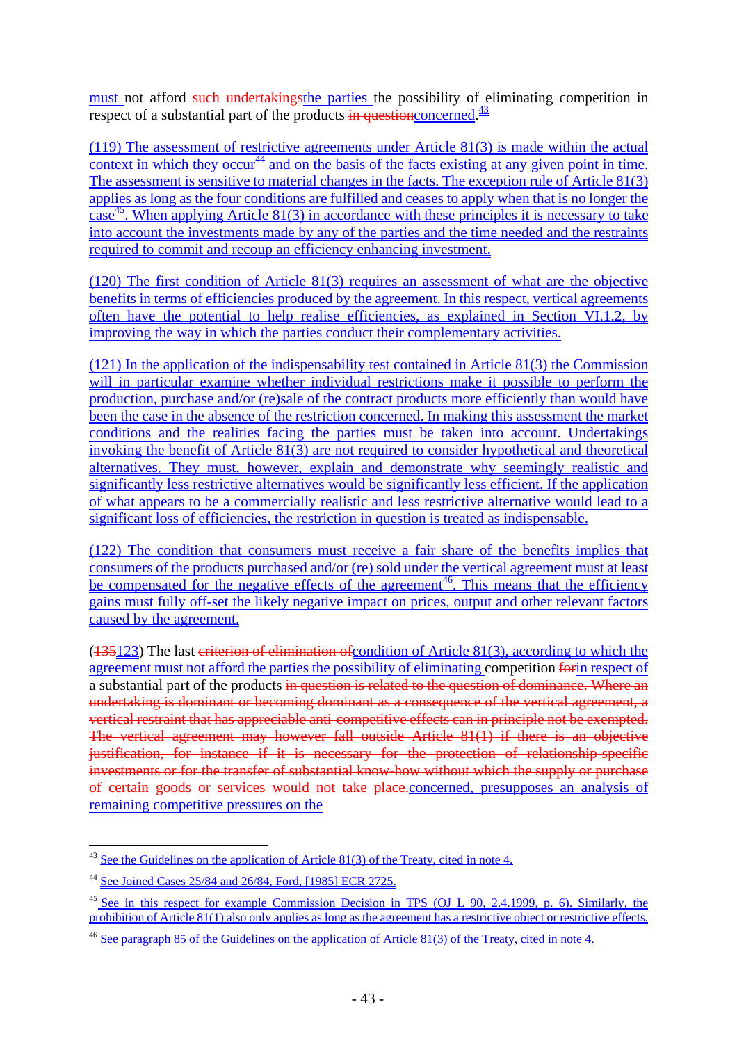must not afford ~~such undertakings~~the parties the possibility of eliminating competition in respect of a substantial part of the products ~~in question~~concerned.[43]

(119) The assessment of restrictive agreements under Article 81(3) is made within the actual context in which they occur[44] and on the basis of the facts existing at any given point in time. The assessment is sensitive to material changes in the facts. The exception rule of Article 81(3) applies as long as the four conditions are fulfilled and ceases to apply when that is no longer the case[45]. When applying Article 81(3) in accordance with these principles it is necessary to take into account the investments made by any of the parties and the time needed and the restraints required to commit and recoup an efficiency enhancing investment.

(120) The first condition of Article 81(3) requires an assessment of what are the objective benefits in terms of efficiencies produced by the agreement. In this respect, vertical agreements often have the potential to help realise efficiencies, as explained in Section VI.1.2, by improving the way in which the parties conduct their complementary activities.

(121) In the application of the indispensability test contained in Article 81(3) the Commission will in particular examine whether individual restrictions make it possible to perform the production, purchase and/or (re)sale of the contract products more efficiently than would have been the case in the absence of the restriction concerned. In making this assessment the market conditions and the realities facing the parties must be taken into account. Undertakings invoking the benefit of Article 81(3) are not required to consider hypothetical and theoretical alternatives. They must, however, explain and demonstrate why seemingly realistic and significantly less restrictive alternatives would be significantly less efficient. If the application of what appears to be a commercially realistic and less restrictive alternative would lead to a significant loss of efficiencies, the restriction in question is treated as indispensable.

(122) The condition that consumers must receive a fair share of the benefits implies that consumers of the products purchased and/or (re) sold under the vertical agreement must at least be compensated for the negative effects of the agreement[46]. This means that the efficiency gains must fully off-set the likely negative impact on prices, output and other relevant factors caused by the agreement.

(~~135~~123) The last ~~criterion of elimination of~~condition of Article 81(3), according to which the agreement must not afford the parties the possibility of eliminating competition ~~for~~in respect of a substantial part of the products ~~in question is related to the question of dominance. Where an undertaking is dominant or becoming dominant as a consequence of the vertical agreement, a vertical restraint that has appreciable anti-competitive effects can in principle not be exempted. The vertical agreement may however fall outside Article 81(1) if there is an objective justification, for instance if it is necessary for the protection of relationship-specific investments or for the transfer of substantial know-how without which the supply or purchase of certain goods or services would not take place.~~concerned, presupposes an analysis of remaining competitive pressures on the

---

[43] See the Guidelines on the application of Article 81(3) of the Treaty, cited in note 4.

[44] See Joined Cases 25/84 and 26/84, Ford, [1985] ECR 2725.

[45] See in this respect for example Commission Decision in TPS (OJ L 90, 2.4.1999, p. 6). Similarly, the prohibition of Article 81(1) also only applies as long as the agreement has a restrictive object or restrictive effects.

[46] See paragraph 85 of the Guidelines on the application of Article 81(3) of the Treaty, cited in note 4.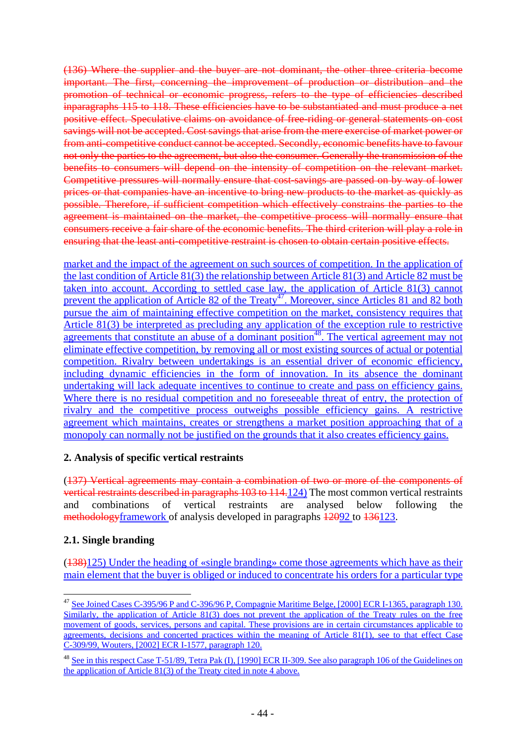(136) Where the supplier and the buyer are not dominant, the other three criteria become important. The first, concerning the improvement of production or distribution and the promotion of technical or economic progress, refers to the type of efficiencies described inparagraphs 115 to 118. These efficiencies have to be substantiated and must produce a net positive effect. Speculative claims on avoidance of free-riding or general statements on cost savings will not be accepted. Cost savings that arise from the mere exercise of market power or from anti-competitive conduct cannot be accepted. Secondly, economic benefits have to favour not only the parties to the agreement, but also the consumer. Generally the transmission of the benefits to consumers will depend on the intensity of competition on the relevant market. Competitive pressures will normally ensure that cost-savings are passed on by way of lower prices or that companies have an incentive to bring new products to the market as quickly as possible. Therefore, if sufficient competition which effectively constrains the parties to the agreement is maintained on the market, the competitive process will normally ensure that consumers receive a fair share of the economic benefits. The third criterion will play a role in ensuring that the least anti-competitive restraint is chosen to obtain certain positive effects.

market and the impact of the agreement on such sources of competition. In the application of the last condition of Article 81(3) the relationship between Article 81(3) and Article 82 must be taken into account. According to settled case law, the application of Article 81(3) cannot prevent the application of Article 82 of the Treaty[47]. Moreover, since Articles 81 and 82 both pursue the aim of maintaining effective competition on the market, consistency requires that Article 81(3) be interpreted as precluding any application of the exception rule to restrictive agreements that constitute an abuse of a dominant position[48]. The vertical agreement may not eliminate effective competition, by removing all or most existing sources of actual or potential competition. Rivalry between undertakings is an essential driver of economic efficiency, including dynamic efficiencies in the form of innovation. In its absence the dominant undertaking will lack adequate incentives to continue to create and pass on efficiency gains. Where there is no residual competition and no foreseeable threat of entry, the protection of rivalry and the competitive process outweighs possible efficiency gains. A restrictive agreement which maintains, creates or strengthens a market position approaching that of a monopoly can normally not be justified on the grounds that it also creates efficiency gains.

## 2. Analysis of specific vertical restraints

(137) Vertical agreements may contain a combination of two or more of the components of vertical restraints described in paragraphs 103 to 114.124) The most common vertical restraints and combinations of vertical restraints are analysed below following the methodologyframework of analysis developed in paragraphs 12092 to 136123.

### 2.1. Single branding

(138)125) Under the heading of «single branding» come those agreements which have as their main element that the buyer is obliged or induced to concentrate his orders for a particular type

---

[47] See Joined Cases C-395/96 P and C-396/96 P, Compagnie Maritime Belge, [2000] ECR I-1365, paragraph 130. Similarly, the application of Article 81(3) does not prevent the application of the Treaty rules on the free movement of goods, services, persons and capital. These provisions are in certain circumstances applicable to agreements, decisions and concerted practices within the meaning of Article 81(1), see to that effect Case C-309/99, Wouters, [2002] ECR I-1577, paragraph 120.

[48] See in this respect Case T-51/89, Tetra Pak (I), [1990] ECR II-309. See also paragraph 106 of the Guidelines on the application of Article 81(3) of the Treaty cited in note 4 above.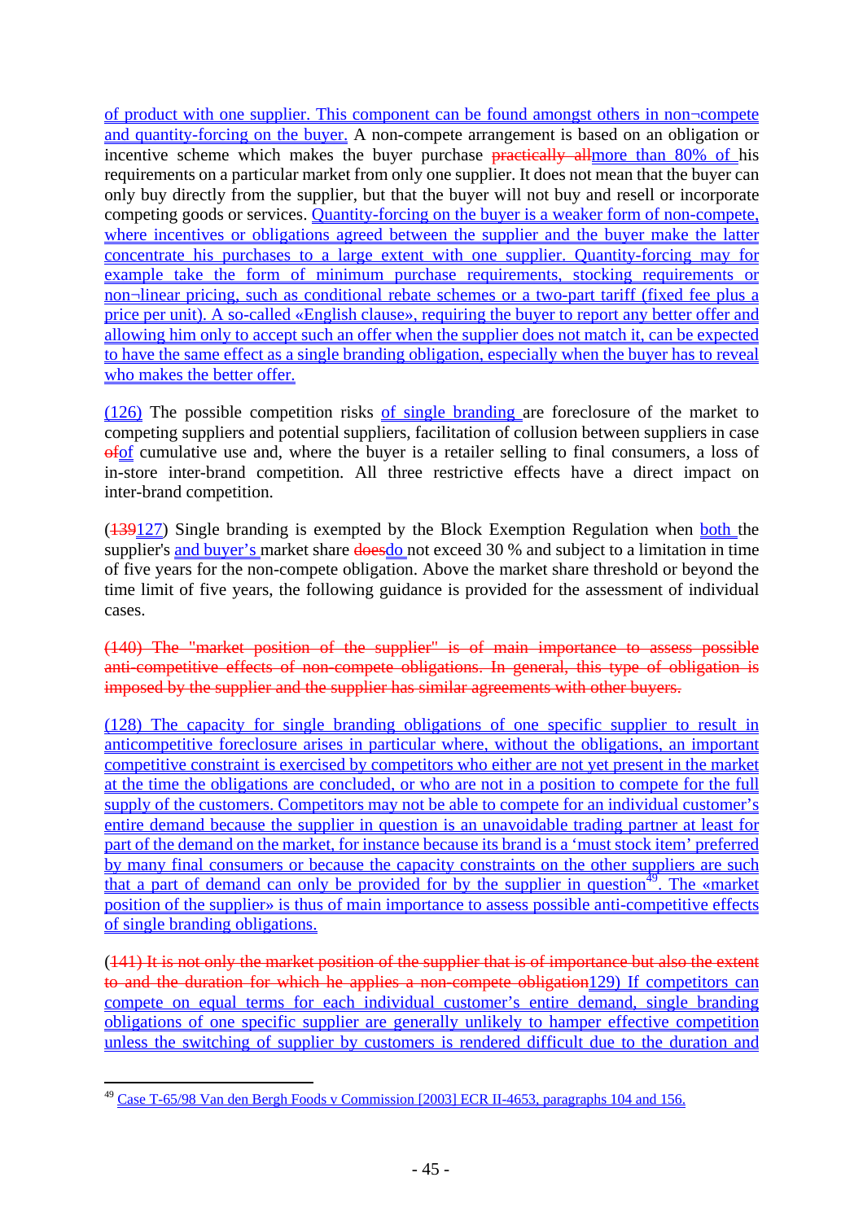of product with one supplier. This component can be found amongst others in non¬compete and quantity-forcing on the buyer. A non-compete arrangement is based on an obligation or incentive scheme which makes the buyer purchase ~~practically all~~more than 80% of his requirements on a particular market from only one supplier. It does not mean that the buyer can only buy directly from the supplier, but that the buyer will not buy and resell or incorporate competing goods or services. Quantity-forcing on the buyer is a weaker form of non-compete, where incentives or obligations agreed between the supplier and the buyer make the latter concentrate his purchases to a large extent with one supplier. Quantity-forcing may for example take the form of minimum purchase requirements, stocking requirements or non¬linear pricing, such as conditional rebate schemes or a two-part tariff (fixed fee plus a price per unit). A so-called «English clause», requiring the buyer to report any better offer and allowing him only to accept such an offer when the supplier does not match it, can be expected to have the same effect as a single branding obligation, especially when the buyer has to reveal who makes the better offer.

(126) The possible competition risks of single branding are foreclosure of the market to competing suppliers and potential suppliers, facilitation of collusion between suppliers in case ~~of~~of cumulative use and, where the buyer is a retailer selling to final consumers, a loss of in-store inter-brand competition. All three restrictive effects have a direct impact on inter-brand competition.

(~~139~~127) Single branding is exempted by the Block Exemption Regulation when both the supplier's and buyer's market share ~~does~~do not exceed 30 % and subject to a limitation in time of five years for the non-compete obligation. Above the market share threshold or beyond the time limit of five years, the following guidance is provided for the assessment of individual cases.

~~(140) The "market position of the supplier" is of main importance to assess possible anti-competitive effects of non-compete obligations. In general, this type of obligation is imposed by the supplier and the supplier has similar agreements with other buyers.~~

(128) The capacity for single branding obligations of one specific supplier to result in anticompetitive foreclosure arises in particular where, without the obligations, an important competitive constraint is exercised by competitors who either are not yet present in the market at the time the obligations are concluded, or who are not in a position to compete for the full supply of the customers. Competitors may not be able to compete for an individual customer's entire demand because the supplier in question is an unavoidable trading partner at least for part of the demand on the market, for instance because its brand is a 'must stock item' preferred by many final consumers or because the capacity constraints on the other suppliers are such that a part of demand can only be provided for by the supplier in question[49]. The «market position of the supplier» is thus of main importance to assess possible anti-competitive effects of single branding obligations.

(~~141) It is not only the market position of the supplier that is of importance but also the extent to and the duration for which he applies a non-compete obligation~~129) If competitors can compete on equal terms for each individual customer's entire demand, single branding obligations of one specific supplier are generally unlikely to hamper effective competition unless the switching of supplier by customers is rendered difficult due to the duration and

[49] Case T-65/98 Van den Bergh Foods v Commission [2003] ECR II-4653, paragraphs 104 and 156.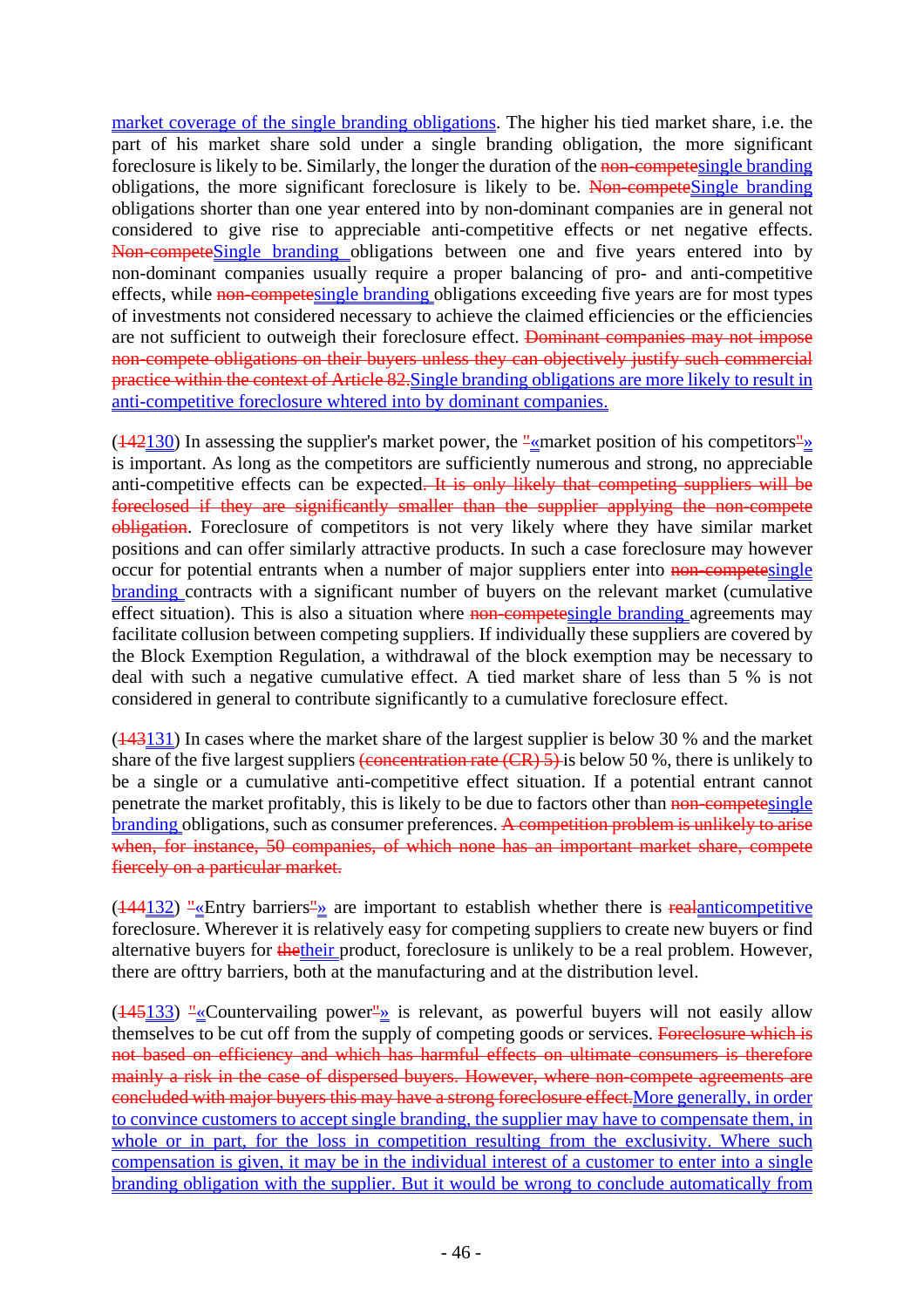market coverage of the single branding obligations. The higher his tied market share, i.e. the part of his market share sold under a single branding obligation, the more significant foreclosure is likely to be. Similarly, the longer the duration of the ~~non-compete~~single branding obligations, the more significant foreclosure is likely to be. ~~Non-compete~~Single branding obligations shorter than one year entered into by non-dominant companies are in general not considered to give rise to appreciable anti-competitive effects or net negative effects. ~~Non-compete~~Single branding obligations between one and five years entered into by non-dominant companies usually require a proper balancing of pro- and anti-competitive effects, while ~~non-compete~~single branding obligations exceeding five years are for most types of investments not considered necessary to achieve the claimed efficiencies or the efficiencies are not sufficient to outweigh their foreclosure effect. ~~Dominant companies may not impose non-compete obligations on their buyers unless they can objectively justify such commercial practice within the context of Article 82.~~Single branding obligations are more likely to result in anti-competitive foreclosure whtered into by dominant companies.

(~~142~~130) In assessing the supplier's market power, the ~~"~~«market position of his competitors~~"~~» is important. As long as the competitors are sufficiently numerous and strong, no appreciable anti-competitive effects can be expected~~. It is only likely that competing suppliers will be foreclosed if they are significantly smaller than the supplier applying the non-compete obligation~~. Foreclosure of competitors is not very likely where they have similar market positions and can offer similarly attractive products. In such a case foreclosure may however occur for potential entrants when a number of major suppliers enter into ~~non-compete~~single branding contracts with a significant number of buyers on the relevant market (cumulative effect situation). This is also a situation where ~~non-compete~~single branding agreements may facilitate collusion between competing suppliers. If individually these suppliers are covered by the Block Exemption Regulation, a withdrawal of the block exemption may be necessary to deal with such a negative cumulative effect. A tied market share of less than 5 % is not considered in general to contribute significantly to a cumulative foreclosure effect.

(~~143~~131) In cases where the market share of the largest supplier is below 30 % and the market share of the five largest suppliers ~~(concentration rate (CR) 5)~~ is below 50 %, there is unlikely to be a single or a cumulative anti-competitive effect situation. If a potential entrant cannot penetrate the market profitably, this is likely to be due to factors other than ~~non-compete~~single branding obligations, such as consumer preferences. ~~A competition problem is unlikely to arise when, for instance, 50 companies, of which none has an important market share, compete fiercely on a particular market.~~

(~~144~~132) ~~"~~«Entry barriers~~"~~» are important to establish whether there is ~~real~~anticompetitive foreclosure. Wherever it is relatively easy for competing suppliers to create new buyers or find alternative buyers for ~~the~~their product, foreclosure is unlikely to be a real problem. However, there are ofttry barriers, both at the manufacturing and at the distribution level.

(~~145~~133) ~~"~~«Countervailing power~~"~~» is relevant, as powerful buyers will not easily allow themselves to be cut off from the supply of competing goods or services. ~~Foreclosure which is not based on efficiency and which has harmful effects on ultimate consumers is therefore mainly a risk in the case of dispersed buyers. However, where non-compete agreements are concluded with major buyers this may have a strong foreclosure effect.~~More generally, in order to convince customers to accept single branding, the supplier may have to compensate them, in whole or in part, for the loss in competition resulting from the exclusivity. Where such compensation is given, it may be in the individual interest of a customer to enter into a single branding obligation with the supplier. But it would be wrong to conclude automatically from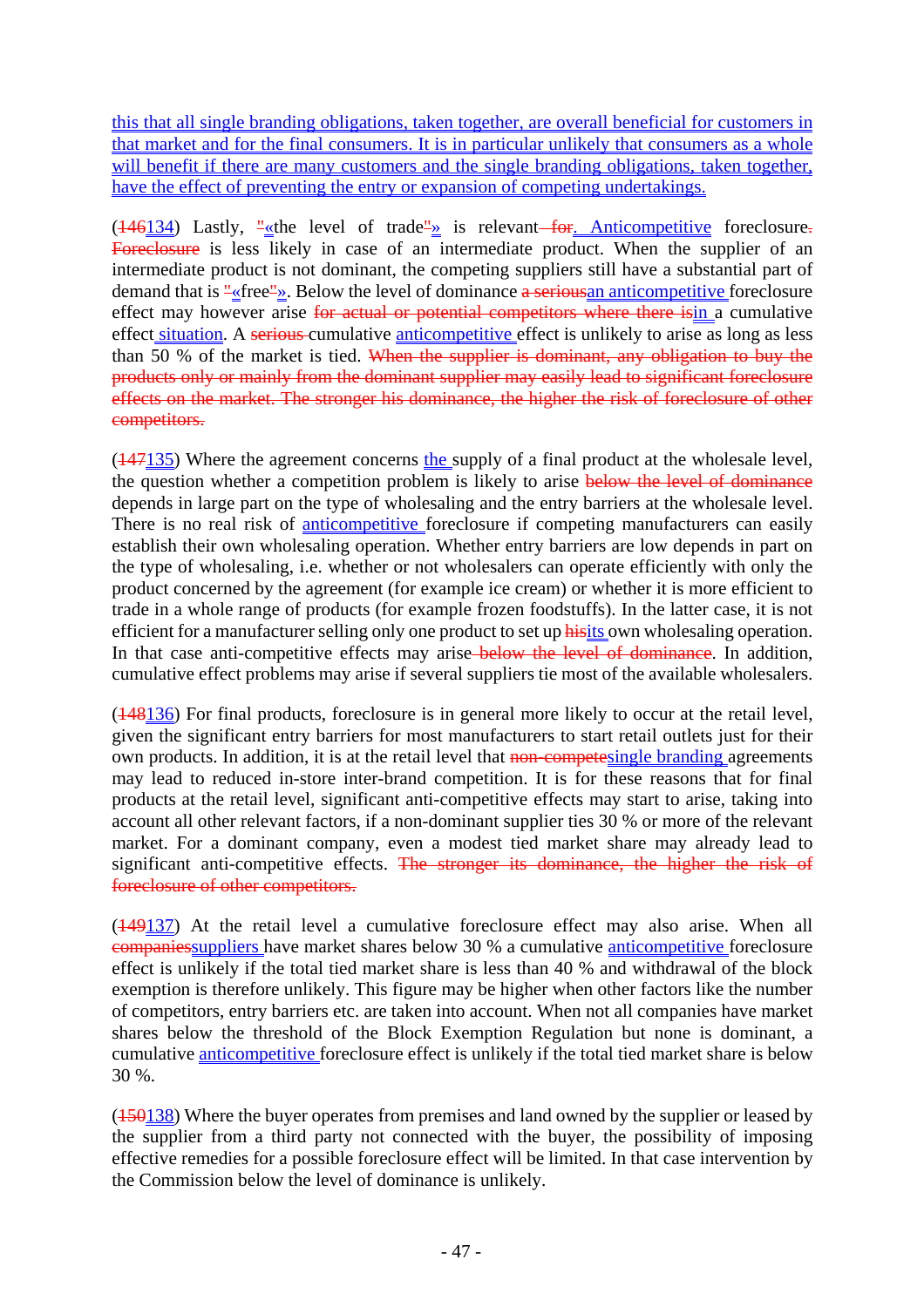this that all single branding obligations, taken together, are overall beneficial for customers in that market and for the final consumers. It is in particular unlikely that consumers as a whole will benefit if there are many customers and the single branding obligations, taken together, have the effect of preventing the entry or expansion of competing undertakings.

(~~146~~134) Lastly, ~~"~~«the level of trade~~"~~» is relevant~~ for~~. Anticompetitive foreclosure~~.~~ ~~Foreclosure~~ is less likely in case of an intermediate product. When the supplier of an intermediate product is not dominant, the competing suppliers still have a substantial part of demand that is ~~"~~«free~~"~~». Below the level of dominance ~~a serious~~an anticompetitive foreclosure effect may however arise ~~for actual or potential competitors where there is~~in a cumulative effect situation. A ~~serious~~ cumulative anticompetitive effect is unlikely to arise as long as less than 50 % of the market is tied. ~~When the supplier is dominant, any obligation to buy the products only or mainly from the dominant supplier may easily lead to significant foreclosure effects on the market. The stronger his dominance, the higher the risk of foreclosure of other competitors.~~

(~~147~~135) Where the agreement concerns the supply of a final product at the wholesale level, the question whether a competition problem is likely to arise ~~below the level of dominance~~ depends in large part on the type of wholesaling and the entry barriers at the wholesale level. There is no real risk of anticompetitive foreclosure if competing manufacturers can easily establish their own wholesaling operation. Whether entry barriers are low depends in part on the type of wholesaling, i.e. whether or not wholesalers can operate efficiently with only the product concerned by the agreement (for example ice cream) or whether it is more efficient to trade in a whole range of products (for example frozen foodstuffs). In the latter case, it is not efficient for a manufacturer selling only one product to set up ~~his~~its own wholesaling operation. In that case anti-competitive effects may arise~~ below the level of dominance~~. In addition, cumulative effect problems may arise if several suppliers tie most of the available wholesalers.

(~~148~~136) For final products, foreclosure is in general more likely to occur at the retail level, given the significant entry barriers for most manufacturers to start retail outlets just for their own products. In addition, it is at the retail level that ~~non-compete~~single branding agreements may lead to reduced in-store inter-brand competition. It is for these reasons that for final products at the retail level, significant anti-competitive effects may start to arise, taking into account all other relevant factors, if a non-dominant supplier ties 30 % or more of the relevant market. For a dominant company, even a modest tied market share may already lead to significant anti-competitive effects. ~~The stronger its dominance, the higher the risk of foreclosure of other competitors.~~

(~~149~~137) At the retail level a cumulative foreclosure effect may also arise. When all ~~companies~~suppliers have market shares below 30 % a cumulative anticompetitive foreclosure effect is unlikely if the total tied market share is less than 40 % and withdrawal of the block exemption is therefore unlikely. This figure may be higher when other factors like the number of competitors, entry barriers etc. are taken into account. When not all companies have market shares below the threshold of the Block Exemption Regulation but none is dominant, a cumulative anticompetitive foreclosure effect is unlikely if the total tied market share is below 30 %.

(~~150~~138) Where the buyer operates from premises and land owned by the supplier or leased by the supplier from a third party not connected with the buyer, the possibility of imposing effective remedies for a possible foreclosure effect will be limited. In that case intervention by the Commission below the level of dominance is unlikely.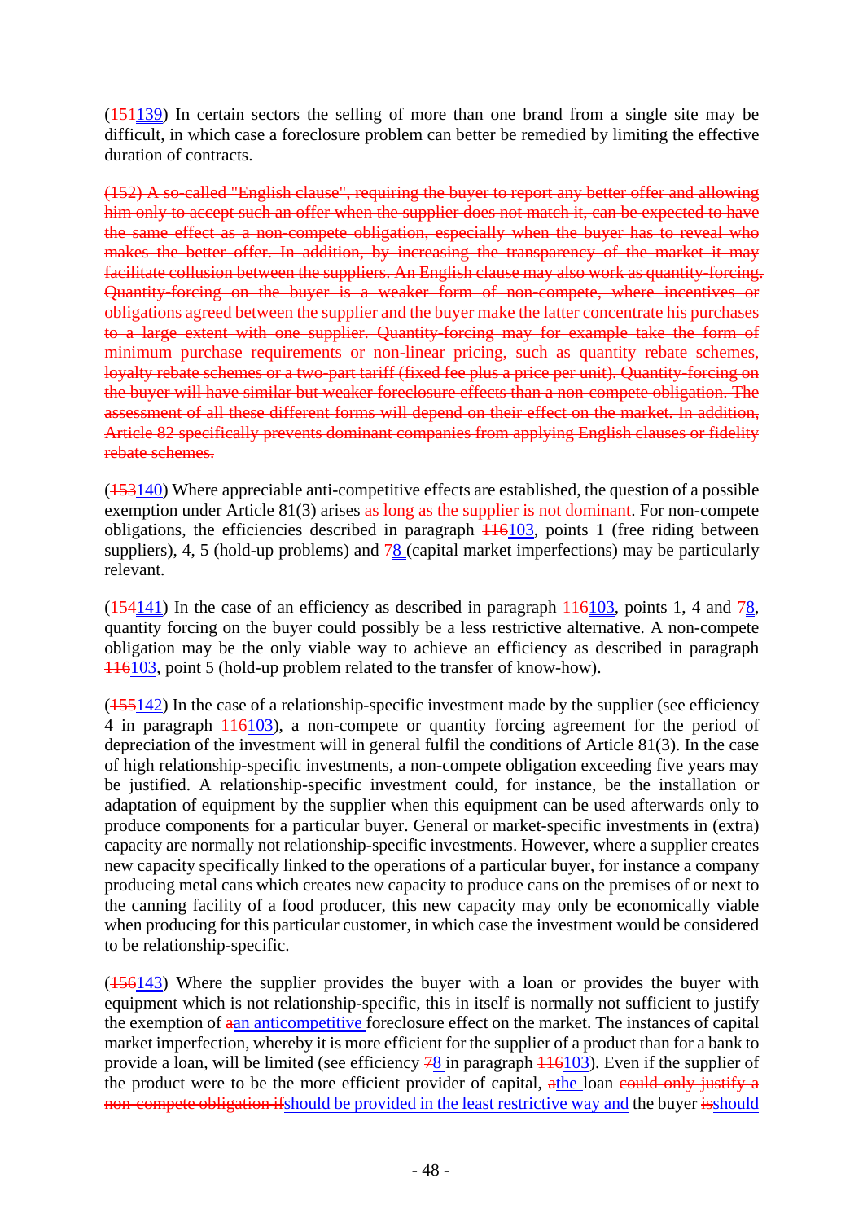(~~151~~139) In certain sectors the selling of more than one brand from a single site may be difficult, in which case a foreclosure problem can better be remedied by limiting the effective duration of contracts.

~~(152) A so-called "English clause", requiring the buyer to report any better offer and allowing him only to accept such an offer when the supplier does not match it, can be expected to have the same effect as a non-compete obligation, especially when the buyer has to reveal who makes the better offer. In addition, by increasing the transparency of the market it may facilitate collusion between the suppliers. An English clause may also work as quantity-forcing. Quantity-forcing on the buyer is a weaker form of non-compete, where incentives or obligations agreed between the supplier and the buyer make the latter concentrate his purchases to a large extent with one supplier. Quantity-forcing may for example take the form of minimum purchase requirements or non-linear pricing, such as quantity rebate schemes, loyalty rebate schemes or a two-part tariff (fixed fee plus a price per unit). Quantity-forcing on the buyer will have similar but weaker foreclosure effects than a non-compete obligation. The assessment of all these different forms will depend on their effect on the market. In addition, Article 82 specifically prevents dominant companies from applying English clauses or fidelity rebate schemes.~~

(~~153~~140) Where appreciable anti-competitive effects are established, the question of a possible exemption under Article 81(3) arises~~ as long as the supplier is not dominant~~. For non-compete obligations, the efficiencies described in paragraph ~~116~~103, points 1 (free riding between suppliers), 4, 5 (hold-up problems) and ~~7~~8 (capital market imperfections) may be particularly relevant.

(~~154~~141) In the case of an efficiency as described in paragraph ~~116~~103, points 1, 4 and ~~7~~8, quantity forcing on the buyer could possibly be a less restrictive alternative. A non-compete obligation may be the only viable way to achieve an efficiency as described in paragraph ~~116~~103, point 5 (hold-up problem related to the transfer of know-how).

(~~155~~142) In the case of a relationship-specific investment made by the supplier (see efficiency 4 in paragraph ~~116~~103), a non-compete or quantity forcing agreement for the period of depreciation of the investment will in general fulfil the conditions of Article 81(3). In the case of high relationship-specific investments, a non-compete obligation exceeding five years may be justified. A relationship-specific investment could, for instance, be the installation or adaptation of equipment by the supplier when this equipment can be used afterwards only to produce components for a particular buyer. General or market-specific investments in (extra) capacity are normally not relationship-specific investments. However, where a supplier creates new capacity specifically linked to the operations of a particular buyer, for instance a company producing metal cans which creates new capacity to produce cans on the premises of or next to the canning facility of a food producer, this new capacity may only be economically viable when producing for this particular customer, in which case the investment would be considered to be relationship-specific.

(~~156~~143) Where the supplier provides the buyer with a loan or provides the buyer with equipment which is not relationship-specific, this in itself is normally not sufficient to justify the exemption of ~~a~~an anticompetitive foreclosure effect on the market. The instances of capital market imperfection, whereby it is more efficient for the supplier of a product than for a bank to provide a loan, will be limited (see efficiency ~~7~~8 in paragraph ~~116~~103). Even if the supplier of the product were to be the more efficient provider of capital, ~~a~~the loan ~~could only justify a non-compete obligation if~~should be provided in the least restrictive way and the buyer ~~is~~should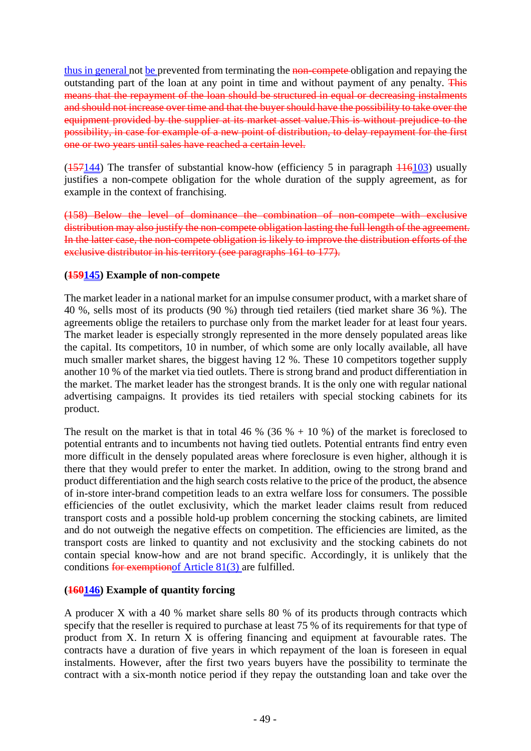thus in general not be prevented from terminating the ~~non-compete~~ obligation and repaying the outstanding part of the loan at any point in time and without payment of any penalty. ~~This means that the repayment of the loan should be structured in equal or decreasing instalments and should not increase over time and that the buyer should have the possibility to take over the equipment provided by the supplier at its market asset value.This is without prejudice to the possibility, in case for example of a new point of distribution, to delay repayment for the first one or two years until sales have reached a certain level.~~

(~~157~~144) The transfer of substantial know-how (efficiency 5 in paragraph ~~116~~103) usually justifies a non-compete obligation for the whole duration of the supply agreement, as for example in the context of franchising.

~~(158) Below the level of dominance the combination of non-compete with exclusive distribution may also justify the non-compete obligation lasting the full length of the agreement. In the latter case, the non-compete obligation is likely to improve the distribution efforts of the exclusive distributor in his territory (see paragraphs 161 to 177).~~

**(~~159~~145) Example of non-compete**

The market leader in a national market for an impulse consumer product, with a market share of 40 %, sells most of its products (90 %) through tied retailers (tied market share 36 %). The agreements oblige the retailers to purchase only from the market leader for at least four years. The market leader is especially strongly represented in the more densely populated areas like the capital. Its competitors, 10 in number, of which some are only locally available, all have much smaller market shares, the biggest having 12 %. These 10 competitors together supply another 10 % of the market via tied outlets. There is strong brand and product differentiation in the market. The market leader has the strongest brands. It is the only one with regular national advertising campaigns. It provides its tied retailers with special stocking cabinets for its product.

The result on the market is that in total 46 % (36 % + 10 %) of the market is foreclosed to potential entrants and to incumbents not having tied outlets. Potential entrants find entry even more difficult in the densely populated areas where foreclosure is even higher, although it is there that they would prefer to enter the market. In addition, owing to the strong brand and product differentiation and the high search costs relative to the price of the product, the absence of in-store inter-brand competition leads to an extra welfare loss for consumers. The possible efficiencies of the outlet exclusivity, which the market leader claims result from reduced transport costs and a possible hold-up problem concerning the stocking cabinets, are limited and do not outweigh the negative effects on competition. The efficiencies are limited, as the transport costs are linked to quantity and not exclusivity and the stocking cabinets do not contain special know-how and are not brand specific. Accordingly, it is unlikely that the conditions ~~for exemption~~of Article 81(3) are fulfilled.

**(~~160~~146) Example of quantity forcing**

A producer X with a 40 % market share sells 80 % of its products through contracts which specify that the reseller is required to purchase at least 75 % of its requirements for that type of product from X. In return X is offering financing and equipment at favourable rates. The contracts have a duration of five years in which repayment of the loan is foreseen in equal instalments. However, after the first two years buyers have the possibility to terminate the contract with a six-month notice period if they repay the outstanding loan and take over the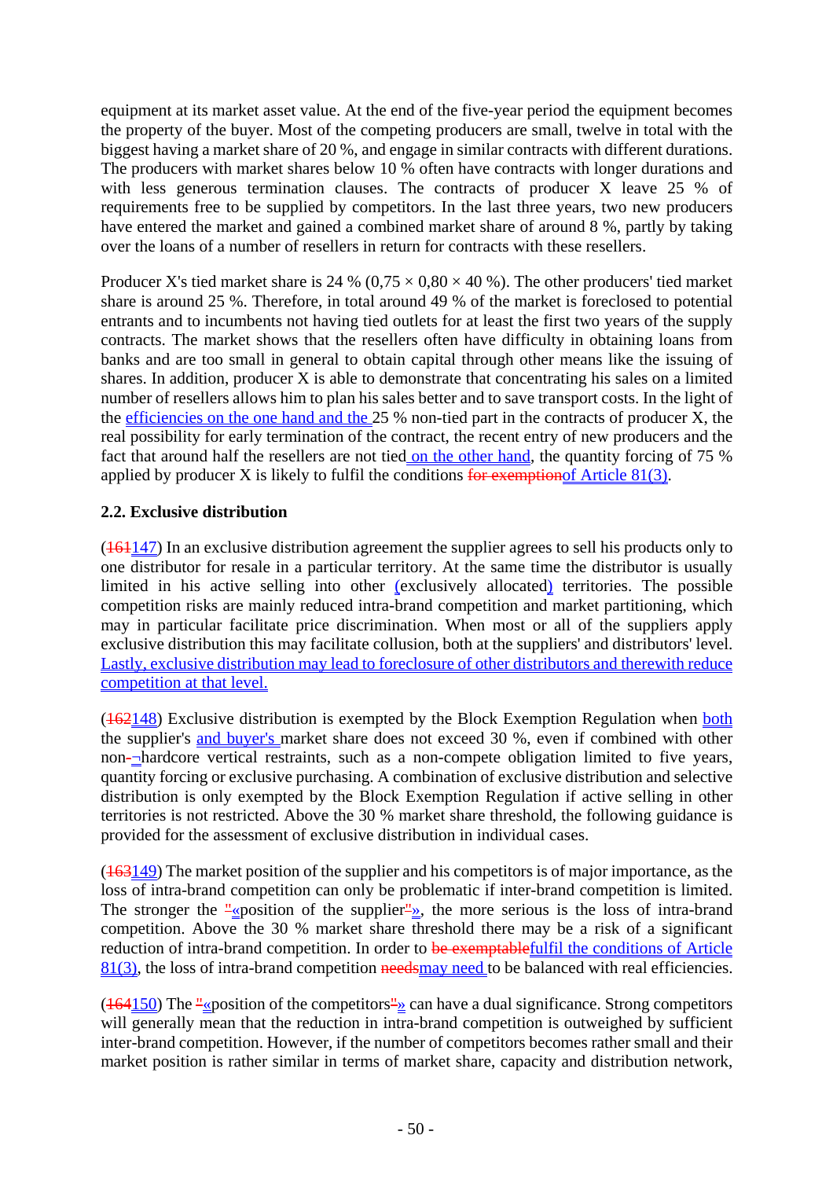equipment at its market asset value. At the end of the five-year period the equipment becomes the property of the buyer. Most of the competing producers are small, twelve in total with the biggest having a market share of 20 %, and engage in similar contracts with different durations. The producers with market shares below 10 % often have contracts with longer durations and with less generous termination clauses. The contracts of producer X leave 25 % of requirements free to be supplied by competitors. In the last three years, two new producers have entered the market and gained a combined market share of around 8 %, partly by taking over the loans of a number of resellers in return for contracts with these resellers.

Producer X's tied market share is 24 % (0,75 × 0,80 × 40 %). The other producers' tied market share is around 25 %. Therefore, in total around 49 % of the market is foreclosed to potential entrants and to incumbents not having tied outlets for at least the first two years of the supply contracts. The market shows that the resellers often have difficulty in obtaining loans from banks and are too small in general to obtain capital through other means like the issuing of shares. In addition, producer X is able to demonstrate that concentrating his sales on a limited number of resellers allows him to plan his sales better and to save transport costs. In the light of the efficiencies on the one hand and the 25 % non-tied part in the contracts of producer X, the real possibility for early termination of the contract, the recent entry of new producers and the fact that around half the resellers are not tied on the other hand, the quantity forcing of 75 % applied by producer X is likely to fulfil the conditions ~~for exemption~~of Article 81(3).

**2.2. Exclusive distribution**

(~~161~~147) In an exclusive distribution agreement the supplier agrees to sell his products only to one distributor for resale in a particular territory. At the same time the distributor is usually limited in his active selling into other (exclusively allocated) territories. The possible competition risks are mainly reduced intra-brand competition and market partitioning, which may in particular facilitate price discrimination. When most or all of the suppliers apply exclusive distribution this may facilitate collusion, both at the suppliers' and distributors' level. Lastly, exclusive distribution may lead to foreclosure of other distributors and therewith reduce competition at that level.

(~~162~~148) Exclusive distribution is exempted by the Block Exemption Regulation when both the supplier's and buyer's market share does not exceed 30 %, even if combined with other non-~~-~~¬hardcore vertical restraints, such as a non-compete obligation limited to five years, quantity forcing or exclusive purchasing. A combination of exclusive distribution and selective distribution is only exempted by the Block Exemption Regulation if active selling in other territories is not restricted. Above the 30 % market share threshold, the following guidance is provided for the assessment of exclusive distribution in individual cases.

(~~163~~149) The market position of the supplier and his competitors is of major importance, as the loss of intra-brand competition can only be problematic if inter-brand competition is limited. The stronger the ~~"~~«position of the supplier~~"~~», the more serious is the loss of intra-brand competition. Above the 30 % market share threshold there may be a risk of a significant reduction of intra-brand competition. In order to ~~be exemptable~~fulfil the conditions of Article 81(3), the loss of intra-brand competition ~~needs~~may need to be balanced with real efficiencies.

(~~164~~150) The ~~"~~«position of the competitors~~"~~» can have a dual significance. Strong competitors will generally mean that the reduction in intra-brand competition is outweighed by sufficient inter-brand competition. However, if the number of competitors becomes rather small and their market position is rather similar in terms of market share, capacity and distribution network,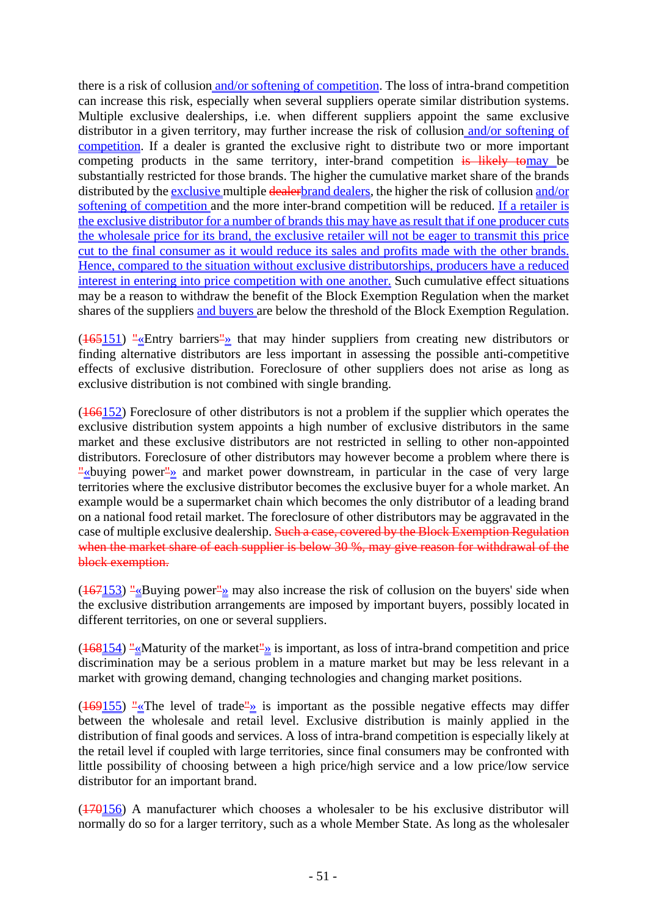there is a risk of collusion and/or softening of competition. The loss of intra-brand competition can increase this risk, especially when several suppliers operate similar distribution systems. Multiple exclusive dealerships, i.e. when different suppliers appoint the same exclusive distributor in a given territory, may further increase the risk of collusion and/or softening of competition. If a dealer is granted the exclusive right to distribute two or more important competing products in the same territory, inter-brand competition ~~is likely to~~may be substantially restricted for those brands. The higher the cumulative market share of the brands distributed by the exclusive multiple ~~dealer~~brand dealers, the higher the risk of collusion and/or softening of competition and the more inter-brand competition will be reduced. If a retailer is the exclusive distributor for a number of brands this may have as result that if one producer cuts the wholesale price for its brand, the exclusive retailer will not be eager to transmit this price cut to the final consumer as it would reduce its sales and profits made with the other brands. Hence, compared to the situation without exclusive distributorships, producers have a reduced interest in entering into price competition with one another. Such cumulative effect situations may be a reason to withdraw the benefit of the Block Exemption Regulation when the market shares of the suppliers and buyers are below the threshold of the Block Exemption Regulation.

(~~165~~151) ~~"~~«Entry barriers~~"~~» that may hinder suppliers from creating new distributors or finding alternative distributors are less important in assessing the possible anti-competitive effects of exclusive distribution. Foreclosure of other suppliers does not arise as long as exclusive distribution is not combined with single branding.

(~~166~~152) Foreclosure of other distributors is not a problem if the supplier which operates the exclusive distribution system appoints a high number of exclusive distributors in the same market and these exclusive distributors are not restricted in selling to other non-appointed distributors. Foreclosure of other distributors may however become a problem where there is ~~"~~«buying power~~"~~» and market power downstream, in particular in the case of very large territories where the exclusive distributor becomes the exclusive buyer for a whole market. An example would be a supermarket chain which becomes the only distributor of a leading brand on a national food retail market. The foreclosure of other distributors may be aggravated in the case of multiple exclusive dealership. ~~Such a case, covered by the Block Exemption Regulation when the market share of each supplier is below 30 %, may give reason for withdrawal of the block exemption.~~

(~~167~~153) ~~"~~«Buying power~~"~~» may also increase the risk of collusion on the buyers' side when the exclusive distribution arrangements are imposed by important buyers, possibly located in different territories, on one or several suppliers.

(~~168~~154) ~~"~~«Maturity of the market~~"~~» is important, as loss of intra-brand competition and price discrimination may be a serious problem in a mature market but may be less relevant in a market with growing demand, changing technologies and changing market positions.

(~~169~~155) ~~"~~«The level of trade~~"~~» is important as the possible negative effects may differ between the wholesale and retail level. Exclusive distribution is mainly applied in the distribution of final goods and services. A loss of intra-brand competition is especially likely at the retail level if coupled with large territories, since final consumers may be confronted with little possibility of choosing between a high price/high service and a low price/low service distributor for an important brand.

(~~170~~156) A manufacturer which chooses a wholesaler to be his exclusive distributor will normally do so for a larger territory, such as a whole Member State. As long as the wholesaler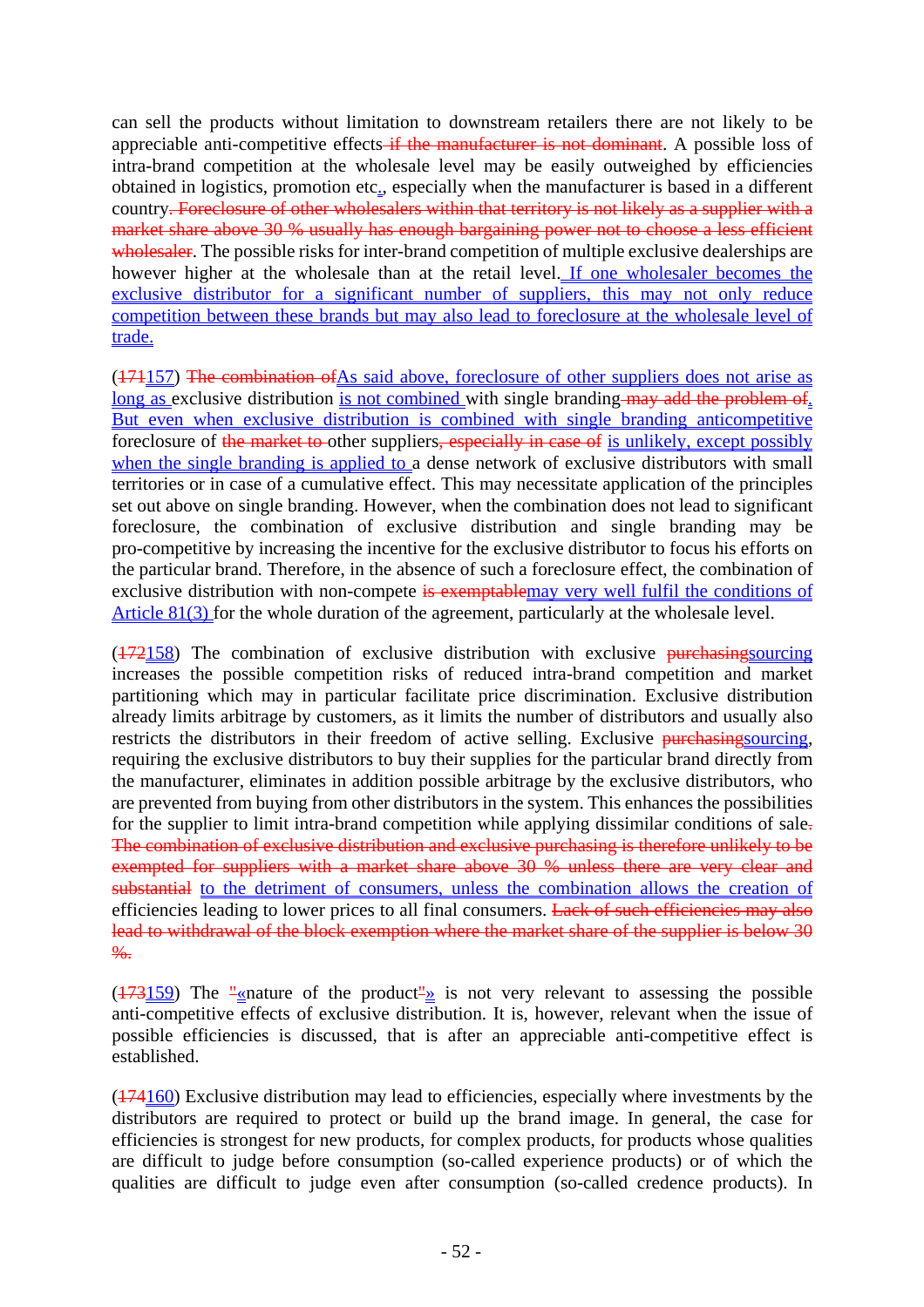can sell the products without limitation to downstream retailers there are not likely to be appreciable anti-competitive effects~~ if the manufacturer is not dominant~~. A possible loss of intra-brand competition at the wholesale level may be easily outweighed by efficiencies obtained in logistics, promotion etc., especially when the manufacturer is based in a different country~~. Foreclosure of other wholesalers within that territory is not likely as a supplier with a market share above 30 % usually has enough bargaining power not to choose a less efficient wholesaler~~. The possible risks for inter-brand competition of multiple exclusive dealerships are however higher at the wholesale than at the retail level. If one wholesaler becomes the exclusive distributor for a significant number of suppliers, this may not only reduce competition between these brands but may also lead to foreclosure at the wholesale level of trade.

(~~171~~157) ~~The combination of~~As said above, foreclosure of other suppliers does not arise as long as exclusive distribution is not combined with single branding~~ may add the problem of~~. But even when exclusive distribution is combined with single branding anticompetitive foreclosure of ~~the market to~~ other suppliers~~, especially in case of~~ is unlikely, except possibly when the single branding is applied to a dense network of exclusive distributors with small territories or in case of a cumulative effect. This may necessitate application of the principles set out above on single branding. However, when the combination does not lead to significant foreclosure, the combination of exclusive distribution and single branding may be pro-competitive by increasing the incentive for the exclusive distributor to focus his efforts on the particular brand. Therefore, in the absence of such a foreclosure effect, the combination of exclusive distribution with non-compete ~~is exemptable~~may very well fulfil the conditions of Article 81(3) for the whole duration of the agreement, particularly at the wholesale level.

(~~172~~158) The combination of exclusive distribution with exclusive ~~purchasing~~sourcing increases the possible competition risks of reduced intra-brand competition and market partitioning which may in particular facilitate price discrimination. Exclusive distribution already limits arbitrage by customers, as it limits the number of distributors and usually also restricts the distributors in their freedom of active selling. Exclusive ~~purchasing~~sourcing, requiring the exclusive distributors to buy their supplies for the particular brand directly from the manufacturer, eliminates in addition possible arbitrage by the exclusive distributors, who are prevented from buying from other distributors in the system. This enhances the possibilities for the supplier to limit intra-brand competition while applying dissimilar conditions of sale~~. The combination of exclusive distribution and exclusive purchasing is therefore unlikely to be exempted for suppliers with a market share above 30 % unless there are very clear and substantial~~ to the detriment of consumers, unless the combination allows the creation of efficiencies leading to lower prices to all final consumers. ~~Lack of such efficiencies may also lead to withdrawal of the block exemption where the market share of the supplier is below 30 %.~~

(~~173~~159) The ~~"~~«nature of the product~~"~~» is not very relevant to assessing the possible anti-competitive effects of exclusive distribution. It is, however, relevant when the issue of possible efficiencies is discussed, that is after an appreciable anti-competitive effect is established.

(~~174~~160) Exclusive distribution may lead to efficiencies, especially where investments by the distributors are required to protect or build up the brand image. In general, the case for efficiencies is strongest for new products, for complex products, for products whose qualities are difficult to judge before consumption (so-called experience products) or of which the qualities are difficult to judge even after consumption (so-called credence products). In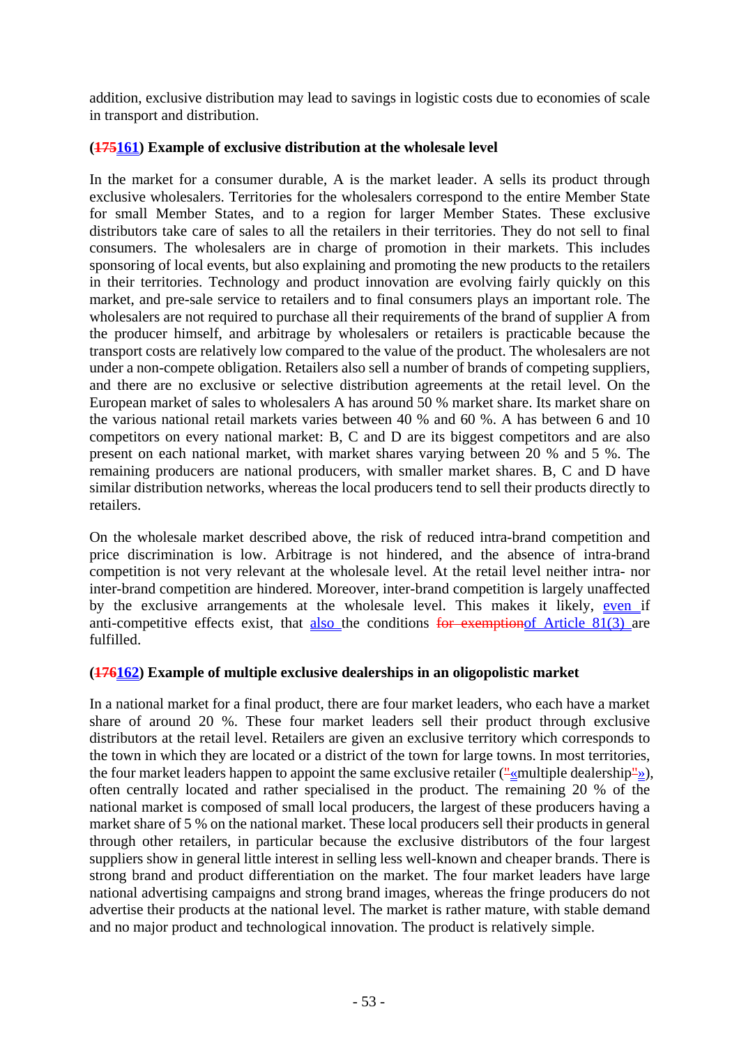addition, exclusive distribution may lead to savings in logistic costs due to economies of scale in transport and distribution.

**(~~175~~161) Example of exclusive distribution at the wholesale level**

In the market for a consumer durable, A is the market leader. A sells its product through exclusive wholesalers. Territories for the wholesalers correspond to the entire Member State for small Member States, and to a region for larger Member States. These exclusive distributors take care of sales to all the retailers in their territories. They do not sell to final consumers. The wholesalers are in charge of promotion in their markets. This includes sponsoring of local events, but also explaining and promoting the new products to the retailers in their territories. Technology and product innovation are evolving fairly quickly on this market, and pre-sale service to retailers and to final consumers plays an important role. The wholesalers are not required to purchase all their requirements of the brand of supplier A from the producer himself, and arbitrage by wholesalers or retailers is practicable because the transport costs are relatively low compared to the value of the product. The wholesalers are not under a non-compete obligation. Retailers also sell a number of brands of competing suppliers, and there are no exclusive or selective distribution agreements at the retail level. On the European market of sales to wholesalers A has around 50 % market share. Its market share on the various national retail markets varies between 40 % and 60 %. A has between 6 and 10 competitors on every national market: B, C and D are its biggest competitors and are also present on each national market, with market shares varying between 20 % and 5 %. The remaining producers are national producers, with smaller market shares. B, C and D have similar distribution networks, whereas the local producers tend to sell their products directly to retailers.

On the wholesale market described above, the risk of reduced intra-brand competition and price discrimination is low. Arbitrage is not hindered, and the absence of intra-brand competition is not very relevant at the wholesale level. At the retail level neither intra- nor inter-brand competition are hindered. Moreover, inter-brand competition is largely unaffected by the exclusive arrangements at the wholesale level. This makes it likely, even if anti-competitive effects exist, that also the conditions ~~for exemption~~of Article 81(3) are fulfilled.

**(~~176~~162) Example of multiple exclusive dealerships in an oligopolistic market**

In a national market for a final product, there are four market leaders, who each have a market share of around 20 %. These four market leaders sell their product through exclusive distributors at the retail level. Retailers are given an exclusive territory which corresponds to the town in which they are located or a district of the town for large towns. In most territories, the four market leaders happen to appoint the same exclusive retailer (~~"~~«multiple dealership~~"~~»), often centrally located and rather specialised in the product. The remaining 20 % of the national market is composed of small local producers, the largest of these producers having a market share of 5 % on the national market. These local producers sell their products in general through other retailers, in particular because the exclusive distributors of the four largest suppliers show in general little interest in selling less well-known and cheaper brands. There is strong brand and product differentiation on the market. The four market leaders have large national advertising campaigns and strong brand images, whereas the fringe producers do not advertise their products at the national level. The market is rather mature, with stable demand and no major product and technological innovation. The product is relatively simple.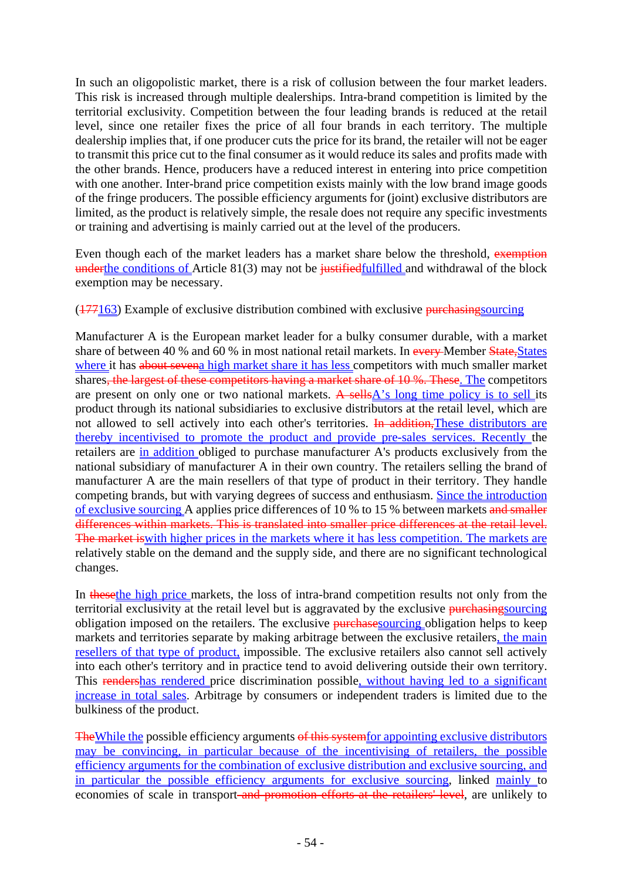In such an oligopolistic market, there is a risk of collusion between the four market leaders. This risk is increased through multiple dealerships. Intra-brand competition is limited by the territorial exclusivity. Competition between the four leading brands is reduced at the retail level, since one retailer fixes the price of all four brands in each territory. The multiple dealership implies that, if one producer cuts the price for its brand, the retailer will not be eager to transmit this price cut to the final consumer as it would reduce its sales and profits made with the other brands. Hence, producers have a reduced interest in entering into price competition with one another. Inter-brand price competition exists mainly with the low brand image goods of the fringe producers. The possible efficiency arguments for (joint) exclusive distributors are limited, as the product is relatively simple, the resale does not require any specific investments or training and advertising is mainly carried out at the level of the producers.

Even though each of the market leaders has a market share below the threshold, ~~exemption under~~the conditions of Article 81(3) may not be ~~justified~~fulfilled and withdrawal of the block exemption may be necessary.

(~~177~~163) Example of exclusive distribution combined with exclusive ~~purchasing~~sourcing

Manufacturer A is the European market leader for a bulky consumer durable, with a market share of between 40 % and 60 % in most national retail markets. In ~~every~~ Member ~~State,~~States where it has ~~about seven~~a high market share it has less competitors with much smaller market shares~~, the largest of these competitors having a market share of 10 %. These~~. The competitors are present on only one or two national markets. ~~A sells~~A's long time policy is to sell its product through its national subsidiaries to exclusive distributors at the retail level, which are not allowed to sell actively into each other's territories. ~~In addition,~~These distributors are thereby incentivised to promote the product and provide pre-sales services. Recently the retailers are in addition obliged to purchase manufacturer A's products exclusively from the national subsidiary of manufacturer A in their own country. The retailers selling the brand of manufacturer A are the main resellers of that type of product in their territory. They handle competing brands, but with varying degrees of success and enthusiasm. Since the introduction of exclusive sourcing A applies price differences of 10 % to 15 % between markets ~~and smaller differences within markets. This is translated into smaller price differences at the retail level. The market is~~with higher prices in the markets where it has less competition. The markets are relatively stable on the demand and the supply side, and there are no significant technological changes.

In ~~these~~the high price markets, the loss of intra-brand competition results not only from the territorial exclusivity at the retail level but is aggravated by the exclusive ~~purchasing~~sourcing obligation imposed on the retailers. The exclusive ~~purchase~~sourcing obligation helps to keep markets and territories separate by making arbitrage between the exclusive retailers, the main resellers of that type of product, impossible. The exclusive retailers also cannot sell actively into each other's territory and in practice tend to avoid delivering outside their own territory. This ~~renders~~has rendered price discrimination possible, without having led to a significant increase in total sales. Arbitrage by consumers or independent traders is limited due to the bulkiness of the product.

~~The~~While the possible efficiency arguments ~~of this system~~for appointing exclusive distributors may be convincing, in particular because of the incentivising of retailers, the possible efficiency arguments for the combination of exclusive distribution and exclusive sourcing, and in particular the possible efficiency arguments for exclusive sourcing, linked mainly to economies of scale in transport ~~and promotion efforts at the retailers' level~~, are unlikely to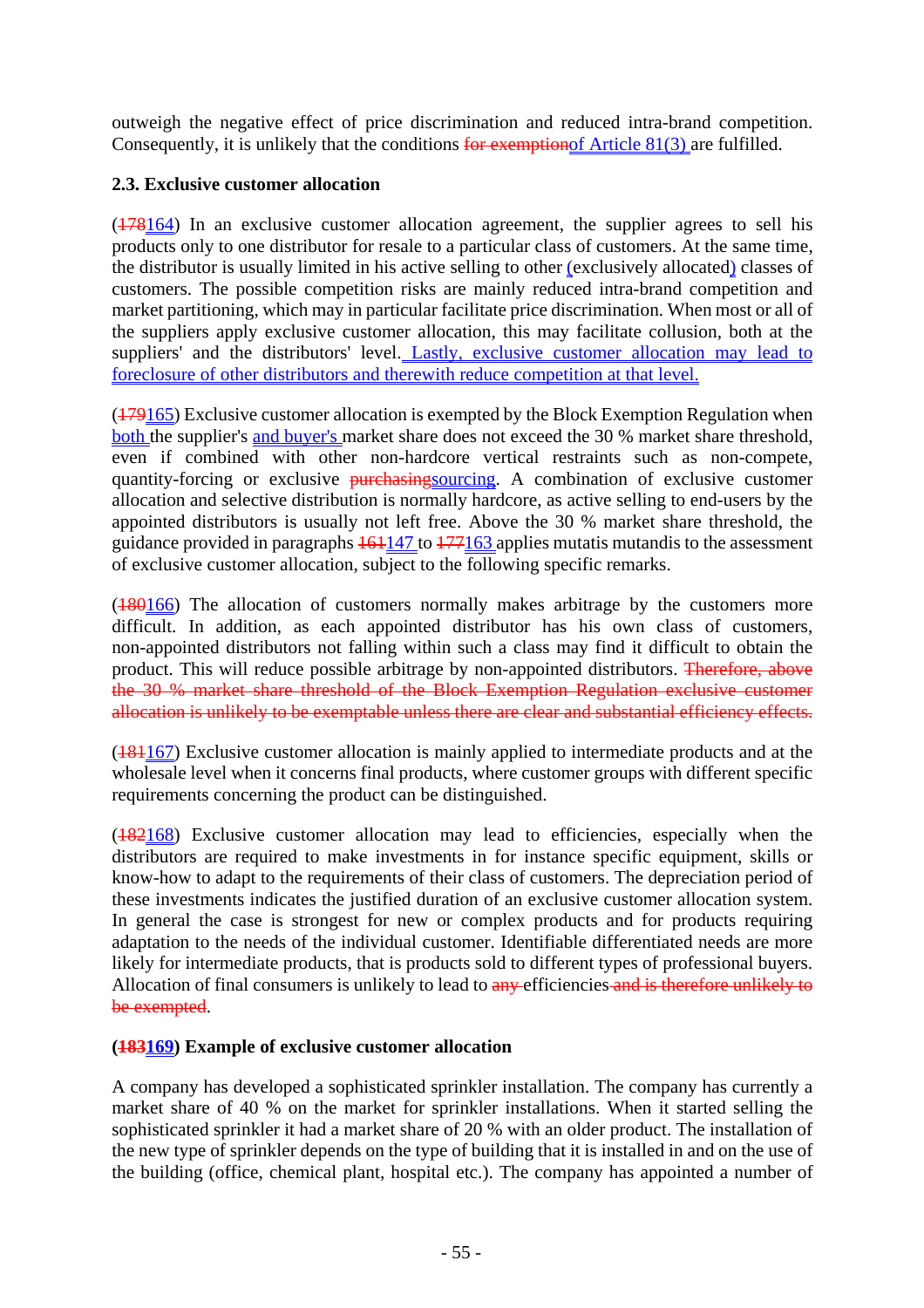outweigh the negative effect of price discrimination and reduced intra-brand competition. Consequently, it is unlikely that the conditions ~~for exemption~~of Article 81(3) are fulfilled.

### 2.3. Exclusive customer allocation

(~~178~~164) In an exclusive customer allocation agreement, the supplier agrees to sell his products only to one distributor for resale to a particular class of customers. At the same time, the distributor is usually limited in his active selling to other (exclusively allocated) classes of customers. The possible competition risks are mainly reduced intra-brand competition and market partitioning, which may in particular facilitate price discrimination. When most or all of the suppliers apply exclusive customer allocation, this may facilitate collusion, both at the suppliers' and the distributors' level. Lastly, exclusive customer allocation may lead to foreclosure of other distributors and therewith reduce competition at that level.

(~~179~~165) Exclusive customer allocation is exempted by the Block Exemption Regulation when both the supplier's and buyer's market share does not exceed the 30 % market share threshold, even if combined with other non-hardcore vertical restraints such as non-compete, quantity-forcing or exclusive ~~purchasing~~sourcing. A combination of exclusive customer allocation and selective distribution is normally hardcore, as active selling to end-users by the appointed distributors is usually not left free. Above the 30 % market share threshold, the guidance provided in paragraphs ~~161~~147 to ~~177~~163 applies mutatis mutandis to the assessment of exclusive customer allocation, subject to the following specific remarks.

(~~180~~166) The allocation of customers normally makes arbitrage by the customers more difficult. In addition, as each appointed distributor has his own class of customers, non-appointed distributors not falling within such a class may find it difficult to obtain the product. This will reduce possible arbitrage by non-appointed distributors. ~~Therefore, above the 30 % market share threshold of the Block Exemption Regulation exclusive customer allocation is unlikely to be exemptable unless there are clear and substantial efficiency effects.~~

(~~181~~167) Exclusive customer allocation is mainly applied to intermediate products and at the wholesale level when it concerns final products, where customer groups with different specific requirements concerning the product can be distinguished.

(~~182~~168) Exclusive customer allocation may lead to efficiencies, especially when the distributors are required to make investments in for instance specific equipment, skills or know-how to adapt to the requirements of their class of customers. The depreciation period of these investments indicates the justified duration of an exclusive customer allocation system. In general the case is strongest for new or complex products and for products requiring adaptation to the needs of the individual customer. Identifiable differentiated needs are more likely for intermediate products, that is products sold to different types of professional buyers. Allocation of final consumers is unlikely to lead to ~~any~~ efficiencies~~ and is therefore unlikely to be exempted~~.

**(~~183~~169) Example of exclusive customer allocation**

A company has developed a sophisticated sprinkler installation. The company has currently a market share of 40 % on the market for sprinkler installations. When it started selling the sophisticated sprinkler it had a market share of 20 % with an older product. The installation of the new type of sprinkler depends on the type of building that it is installed in and on the use of the building (office, chemical plant, hospital etc.). The company has appointed a number of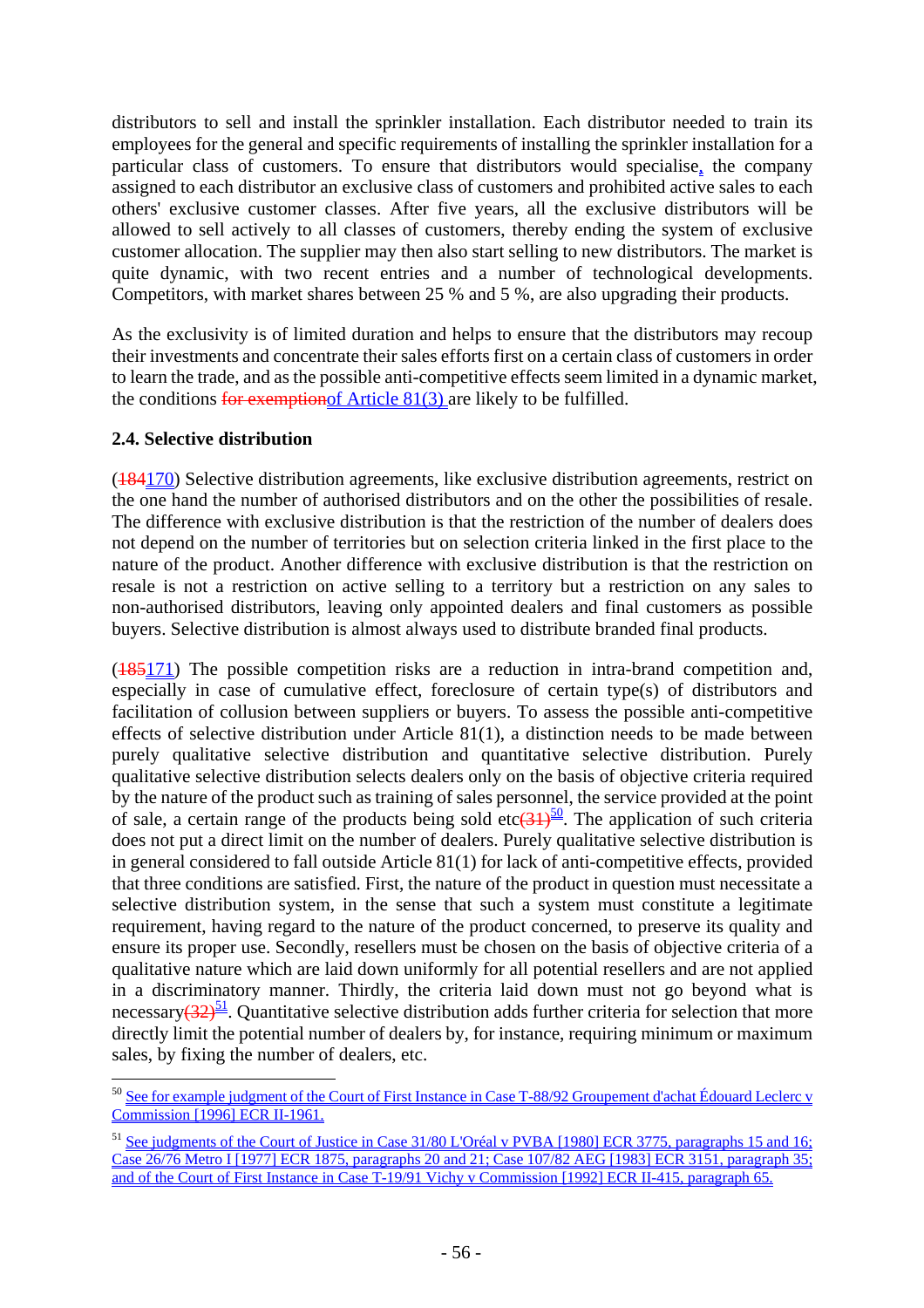distributors to sell and install the sprinkler installation. Each distributor needed to train its employees for the general and specific requirements of installing the sprinkler installation for a particular class of customers. To ensure that distributors would specialise, the company assigned to each distributor an exclusive class of customers and prohibited active sales to each others' exclusive customer classes. After five years, all the exclusive distributors will be allowed to sell actively to all classes of customers, thereby ending the system of exclusive customer allocation. The supplier may then also start selling to new distributors. The market is quite dynamic, with two recent entries and a number of technological developments. Competitors, with market shares between 25 % and 5 %, are also upgrading their products.

As the exclusivity is of limited duration and helps to ensure that the distributors may recoup their investments and concentrate their sales efforts first on a certain class of customers in order to learn the trade, and as the possible anti-competitive effects seem limited in a dynamic market, the conditions for exemptionof Article 81(3) are likely to be fulfilled.

### 2.4. Selective distribution

(184170) Selective distribution agreements, like exclusive distribution agreements, restrict on the one hand the number of authorised distributors and on the other the possibilities of resale. The difference with exclusive distribution is that the restriction of the number of dealers does not depend on the number of territories but on selection criteria linked in the first place to the nature of the product. Another difference with exclusive distribution is that the restriction on resale is not a restriction on active selling to a territory but a restriction on any sales to non-authorised distributors, leaving only appointed dealers and final customers as possible buyers. Selective distribution is almost always used to distribute branded final products.

(185171) The possible competition risks are a reduction in intra-brand competition and, especially in case of cumulative effect, foreclosure of certain type(s) of distributors and facilitation of collusion between suppliers or buyers. To assess the possible anti-competitive effects of selective distribution under Article 81(1), a distinction needs to be made between purely qualitative selective distribution and quantitative selective distribution. Purely qualitative selective distribution selects dealers only on the basis of objective criteria required by the nature of the product such as training of sales personnel, the service provided at the point of sale, a certain range of the products being sold etc(31)[50]. The application of such criteria does not put a direct limit on the number of dealers. Purely qualitative selective distribution is in general considered to fall outside Article 81(1) for lack of anti-competitive effects, provided that three conditions are satisfied. First, the nature of the product in question must necessitate a selective distribution system, in the sense that such a system must constitute a legitimate requirement, having regard to the nature of the product concerned, to preserve its quality and ensure its proper use. Secondly, resellers must be chosen on the basis of objective criteria of a qualitative nature which are laid down uniformly for all potential resellers and are not applied in a discriminatory manner. Thirdly, the criteria laid down must not go beyond what is necessary(32)[51]. Quantitative selective distribution adds further criteria for selection that more directly limit the potential number of dealers by, for instance, requiring minimum or maximum sales, by fixing the number of dealers, etc.

---

[50] See for example judgment of the Court of First Instance in Case T-88/92 Groupement d'achat Édouard Leclerc v Commission [1996] ECR II-1961.

[51] See judgments of the Court of Justice in Case 31/80 L'Oréal v PVBA [1980] ECR 3775, paragraphs 15 and 16; Case 26/76 Metro I [1977] ECR 1875, paragraphs 20 and 21; Case 107/82 AEG [1983] ECR 3151, paragraph 35; and of the Court of First Instance in Case T-19/91 Vichy v Commission [1992] ECR II-415, paragraph 65.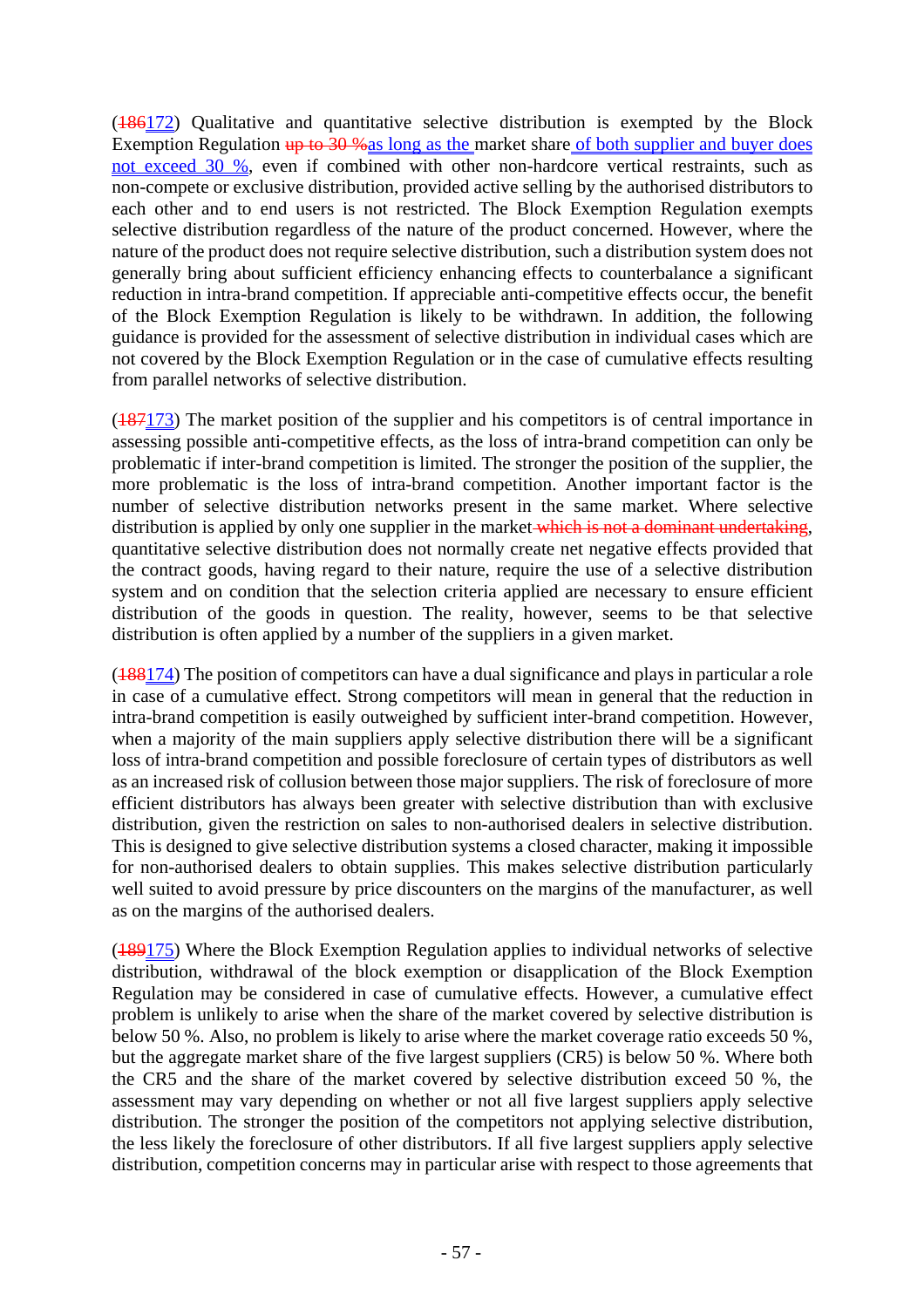(~~186~~172) Qualitative and quantitative selective distribution is exempted by the Block Exemption Regulation ~~up to 30 %~~as long as the market share of both supplier and buyer does not exceed 30 %, even if combined with other non-hardcore vertical restraints, such as non-compete or exclusive distribution, provided active selling by the authorised distributors to each other and to end users is not restricted. The Block Exemption Regulation exempts selective distribution regardless of the nature of the product concerned. However, where the nature of the product does not require selective distribution, such a distribution system does not generally bring about sufficient efficiency enhancing effects to counterbalance a significant reduction in intra-brand competition. If appreciable anti-competitive effects occur, the benefit of the Block Exemption Regulation is likely to be withdrawn. In addition, the following guidance is provided for the assessment of selective distribution in individual cases which are not covered by the Block Exemption Regulation or in the case of cumulative effects resulting from parallel networks of selective distribution.

(~~187~~173) The market position of the supplier and his competitors is of central importance in assessing possible anti-competitive effects, as the loss of intra-brand competition can only be problematic if inter-brand competition is limited. The stronger the position of the supplier, the more problematic is the loss of intra-brand competition. Another important factor is the number of selective distribution networks present in the same market. Where selective distribution is applied by only one supplier in the market~~ which is not a dominant undertaking~~, quantitative selective distribution does not normally create net negative effects provided that the contract goods, having regard to their nature, require the use of a selective distribution system and on condition that the selection criteria applied are necessary to ensure efficient distribution of the goods in question. The reality, however, seems to be that selective distribution is often applied by a number of the suppliers in a given market.

(~~188~~174) The position of competitors can have a dual significance and plays in particular a role in case of a cumulative effect. Strong competitors will mean in general that the reduction in intra-brand competition is easily outweighed by sufficient inter-brand competition. However, when a majority of the main suppliers apply selective distribution there will be a significant loss of intra-brand competition and possible foreclosure of certain types of distributors as well as an increased risk of collusion between those major suppliers. The risk of foreclosure of more efficient distributors has always been greater with selective distribution than with exclusive distribution, given the restriction on sales to non-authorised dealers in selective distribution. This is designed to give selective distribution systems a closed character, making it impossible for non-authorised dealers to obtain supplies. This makes selective distribution particularly well suited to avoid pressure by price discounters on the margins of the manufacturer, as well as on the margins of the authorised dealers.

(~~189~~175) Where the Block Exemption Regulation applies to individual networks of selective distribution, withdrawal of the block exemption or disapplication of the Block Exemption Regulation may be considered in case of cumulative effects. However, a cumulative effect problem is unlikely to arise when the share of the market covered by selective distribution is below 50 %. Also, no problem is likely to arise where the market coverage ratio exceeds 50 %, but the aggregate market share of the five largest suppliers (CR5) is below 50 %. Where both the CR5 and the share of the market covered by selective distribution exceed 50 %, the assessment may vary depending on whether or not all five largest suppliers apply selective distribution. The stronger the position of the competitors not applying selective distribution, the less likely the foreclosure of other distributors. If all five largest suppliers apply selective distribution, competition concerns may in particular arise with respect to those agreements that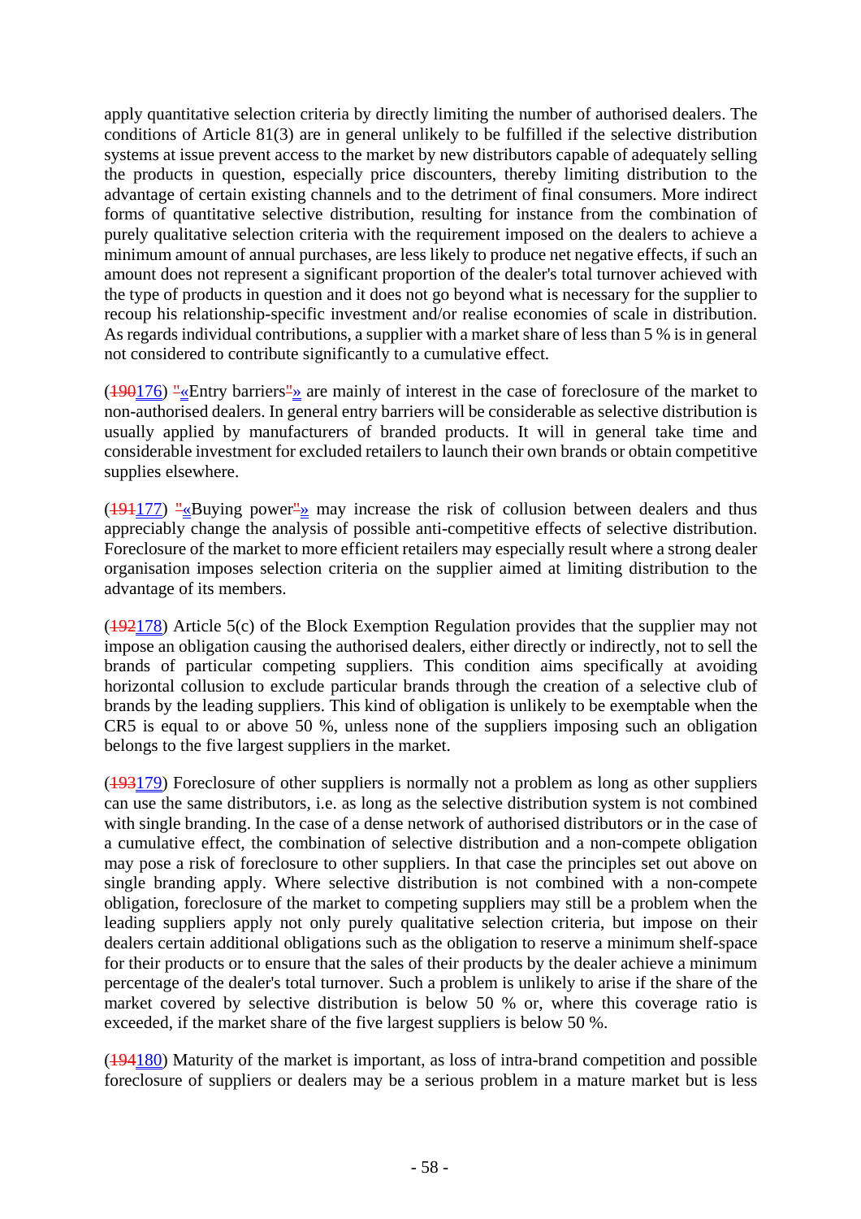apply quantitative selection criteria by directly limiting the number of authorised dealers. The conditions of Article 81(3) are in general unlikely to be fulfilled if the selective distribution systems at issue prevent access to the market by new distributors capable of adequately selling the products in question, especially price discounters, thereby limiting distribution to the advantage of certain existing channels and to the detriment of final consumers. More indirect forms of quantitative selective distribution, resulting for instance from the combination of purely qualitative selection criteria with the requirement imposed on the dealers to achieve a minimum amount of annual purchases, are less likely to produce net negative effects, if such an amount does not represent a significant proportion of the dealer's total turnover achieved with the type of products in question and it does not go beyond what is necessary for the supplier to recoup his relationship-specific investment and/or realise economies of scale in distribution. As regards individual contributions, a supplier with a market share of less than 5 % is in general not considered to contribute significantly to a cumulative effect.

(~~190~~176) ~~"~~«Entry barriers~~"~~» are mainly of interest in the case of foreclosure of the market to non-authorised dealers. In general entry barriers will be considerable as selective distribution is usually applied by manufacturers of branded products. It will in general take time and considerable investment for excluded retailers to launch their own brands or obtain competitive supplies elsewhere.

(~~191~~177) ~~"~~«Buying power~~"~~» may increase the risk of collusion between dealers and thus appreciably change the analysis of possible anti-competitive effects of selective distribution. Foreclosure of the market to more efficient retailers may especially result where a strong dealer organisation imposes selection criteria on the supplier aimed at limiting distribution to the advantage of its members.

(~~192~~178) Article 5(c) of the Block Exemption Regulation provides that the supplier may not impose an obligation causing the authorised dealers, either directly or indirectly, not to sell the brands of particular competing suppliers. This condition aims specifically at avoiding horizontal collusion to exclude particular brands through the creation of a selective club of brands by the leading suppliers. This kind of obligation is unlikely to be exemptable when the CR5 is equal to or above 50 %, unless none of the suppliers imposing such an obligation belongs to the five largest suppliers in the market.

(~~193~~179) Foreclosure of other suppliers is normally not a problem as long as other suppliers can use the same distributors, i.e. as long as the selective distribution system is not combined with single branding. In the case of a dense network of authorised distributors or in the case of a cumulative effect, the combination of selective distribution and a non-compete obligation may pose a risk of foreclosure to other suppliers. In that case the principles set out above on single branding apply. Where selective distribution is not combined with a non-compete obligation, foreclosure of the market to competing suppliers may still be a problem when the leading suppliers apply not only purely qualitative selection criteria, but impose on their dealers certain additional obligations such as the obligation to reserve a minimum shelf-space for their products or to ensure that the sales of their products by the dealer achieve a minimum percentage of the dealer's total turnover. Such a problem is unlikely to arise if the share of the market covered by selective distribution is below 50 % or, where this coverage ratio is exceeded, if the market share of the five largest suppliers is below 50 %.

(~~194~~180) Maturity of the market is important, as loss of intra-brand competition and possible foreclosure of suppliers or dealers may be a serious problem in a mature market but is less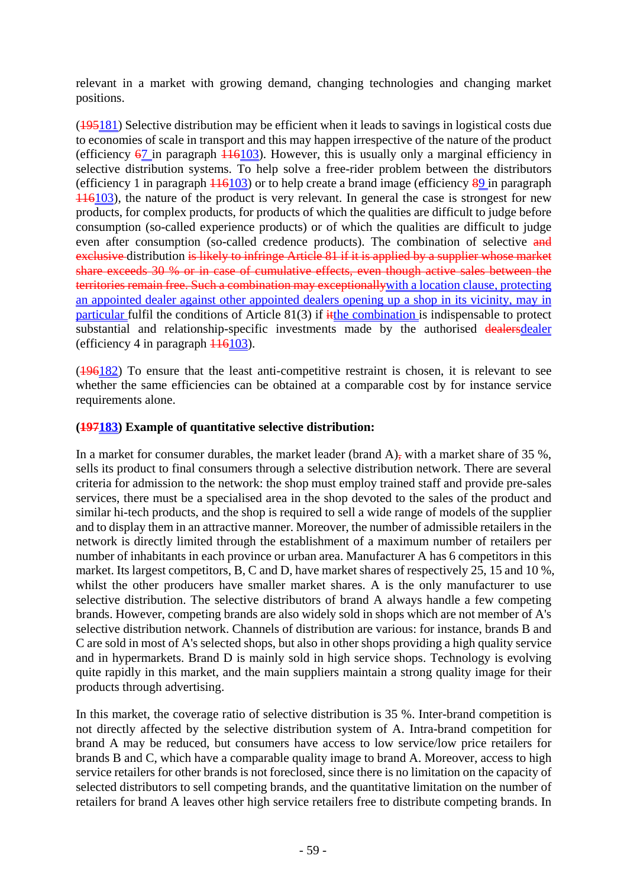relevant in a market with growing demand, changing technologies and changing market positions.

(~~195~~181) Selective distribution may be efficient when it leads to savings in logistical costs due to economies of scale in transport and this may happen irrespective of the nature of the product (efficiency ~~6~~7 in paragraph ~~116~~103). However, this is usually only a marginal efficiency in selective distribution systems. To help solve a free-rider problem between the distributors (efficiency 1 in paragraph ~~116~~103) or to help create a brand image (efficiency ~~8~~9 in paragraph ~~116~~103), the nature of the product is very relevant. In general the case is strongest for new products, for complex products, for products of which the qualities are difficult to judge before consumption (so-called experience products) or of which the qualities are difficult to judge even after consumption (so-called credence products). The combination of selective ~~and exclusive~~ distribution ~~is likely to infringe Article 81 if it is applied by a supplier whose market share exceeds 30 % or in case of cumulative effects, even though active sales between the territories remain free. Such a combination may exceptionally~~with a location clause, protecting an appointed dealer against other appointed dealers opening up a shop in its vicinity, may in particular fulfil the conditions of Article 81(3) if ~~it~~the combination is indispensable to protect substantial and relationship-specific investments made by the authorised ~~dealers~~dealer (efficiency 4 in paragraph ~~116~~103).

(~~196~~182) To ensure that the least anti-competitive restraint is chosen, it is relevant to see whether the same efficiencies can be obtained at a comparable cost by for instance service requirements alone.

**(~~197~~183) Example of quantitative selective distribution:**

In a market for consumer durables, the market leader (brand A)~~,~~ with a market share of 35 %, sells its product to final consumers through a selective distribution network. There are several criteria for admission to the network: the shop must employ trained staff and provide pre-sales services, there must be a specialised area in the shop devoted to the sales of the product and similar hi-tech products, and the shop is required to sell a wide range of models of the supplier and to display them in an attractive manner. Moreover, the number of admissible retailers in the network is directly limited through the establishment of a maximum number of retailers per number of inhabitants in each province or urban area. Manufacturer A has 6 competitors in this market. Its largest competitors, B, C and D, have market shares of respectively 25, 15 and 10 %, whilst the other producers have smaller market shares. A is the only manufacturer to use selective distribution. The selective distributors of brand A always handle a few competing brands. However, competing brands are also widely sold in shops which are not member of A's selective distribution network. Channels of distribution are various: for instance, brands B and C are sold in most of A's selected shops, but also in other shops providing a high quality service and in hypermarkets. Brand D is mainly sold in high service shops. Technology is evolving quite rapidly in this market, and the main suppliers maintain a strong quality image for their products through advertising.

In this market, the coverage ratio of selective distribution is 35 %. Inter-brand competition is not directly affected by the selective distribution system of A. Intra-brand competition for brand A may be reduced, but consumers have access to low service/low price retailers for brands B and C, which have a comparable quality image to brand A. Moreover, access to high service retailers for other brands is not foreclosed, since there is no limitation on the capacity of selected distributors to sell competing brands, and the quantitative limitation on the number of retailers for brand A leaves other high service retailers free to distribute competing brands. In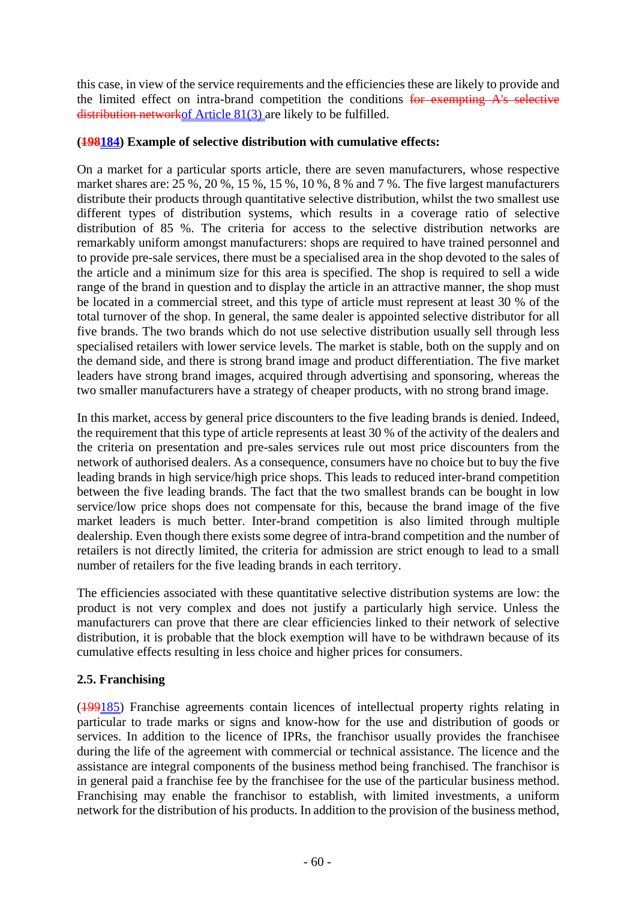this case, in view of the service requirements and the efficiencies these are likely to provide and the limited effect on intra-brand competition the conditions ~~for exempting A's selective distribution network~~of Article 81(3) are likely to be fulfilled.

**(~~198~~184) Example of selective distribution with cumulative effects:**

On a market for a particular sports article, there are seven manufacturers, whose respective market shares are: 25 %, 20 %, 15 %, 15 %, 10 %, 8 % and 7 %. The five largest manufacturers distribute their products through quantitative selective distribution, whilst the two smallest use different types of distribution systems, which results in a coverage ratio of selective distribution of 85 %. The criteria for access to the selective distribution networks are remarkably uniform amongst manufacturers: shops are required to have trained personnel and to provide pre-sale services, there must be a specialised area in the shop devoted to the sales of the article and a minimum size for this area is specified. The shop is required to sell a wide range of the brand in question and to display the article in an attractive manner, the shop must be located in a commercial street, and this type of article must represent at least 30 % of the total turnover of the shop. In general, the same dealer is appointed selective distributor for all five brands. The two brands which do not use selective distribution usually sell through less specialised retailers with lower service levels. The market is stable, both on the supply and on the demand side, and there is strong brand image and product differentiation. The five market leaders have strong brand images, acquired through advertising and sponsoring, whereas the two smaller manufacturers have a strategy of cheaper products, with no strong brand image.

In this market, access by general price discounters to the five leading brands is denied. Indeed, the requirement that this type of article represents at least 30 % of the activity of the dealers and the criteria on presentation and pre-sales services rule out most price discounters from the network of authorised dealers. As a consequence, consumers have no choice but to buy the five leading brands in high service/high price shops. This leads to reduced inter-brand competition between the five leading brands. The fact that the two smallest brands can be bought in low service/low price shops does not compensate for this, because the brand image of the five market leaders is much better. Inter-brand competition is also limited through multiple dealership. Even though there exists some degree of intra-brand competition and the number of retailers is not directly limited, the criteria for admission are strict enough to lead to a small number of retailers for the five leading brands in each territory.

The efficiencies associated with these quantitative selective distribution systems are low: the product is not very complex and does not justify a particularly high service. Unless the manufacturers can prove that there are clear efficiencies linked to their network of selective distribution, it is probable that the block exemption will have to be withdrawn because of its cumulative effects resulting in less choice and higher prices for consumers.

### 2.5. Franchising

(~~199~~185) Franchise agreements contain licences of intellectual property rights relating in particular to trade marks or signs and know-how for the use and distribution of goods or services. In addition to the licence of IPRs, the franchisor usually provides the franchisee during the life of the agreement with commercial or technical assistance. The licence and the assistance are integral components of the business method being franchised. The franchisor is in general paid a franchise fee by the franchisee for the use of the particular business method. Franchising may enable the franchisor to establish, with limited investments, a uniform network for the distribution of his products. In addition to the provision of the business method,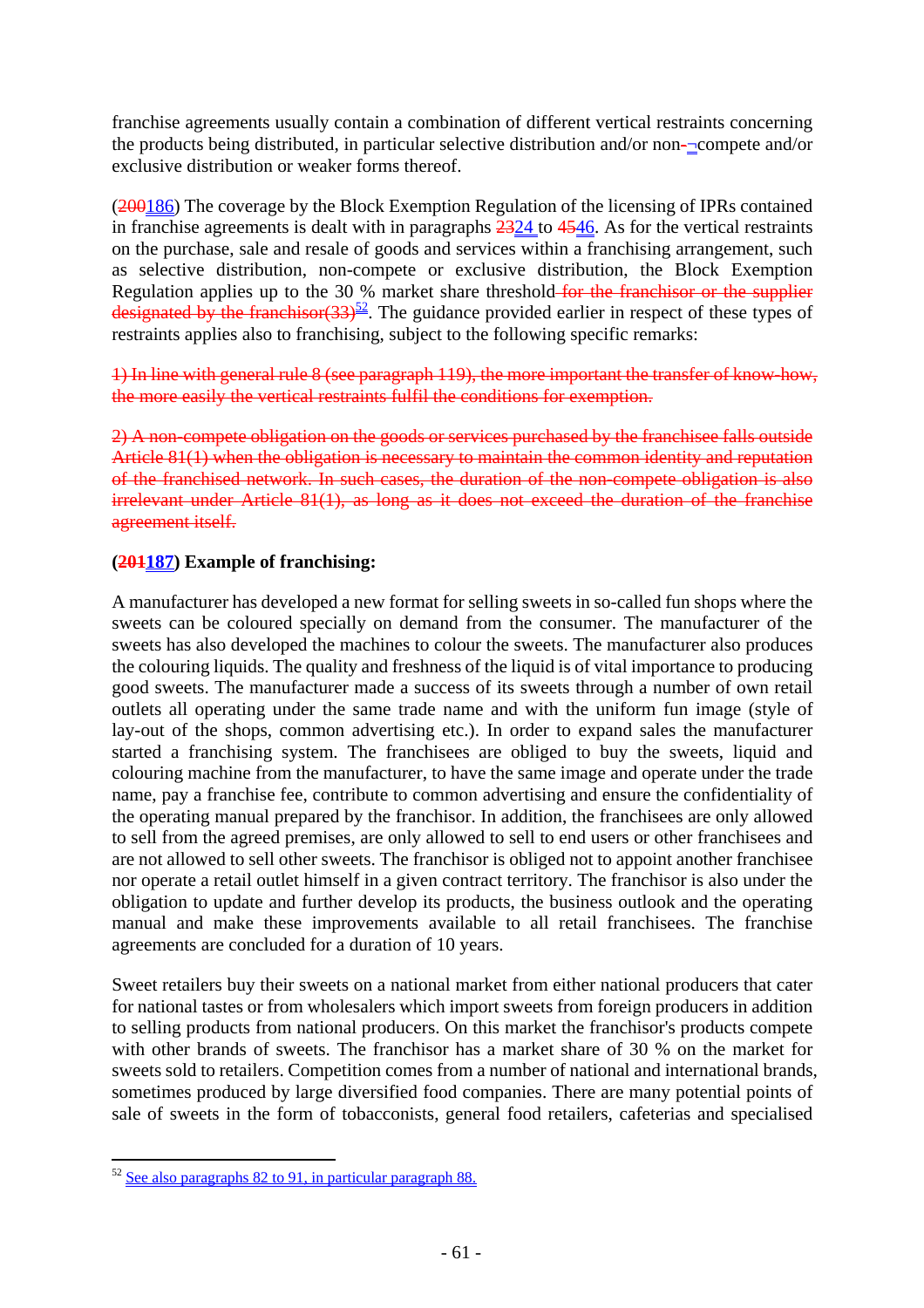franchise agreements usually contain a combination of different vertical restraints concerning the products being distributed, in particular selective distribution and/or non-compete and/or exclusive distribution or weaker forms thereof.

(200186) The coverage by the Block Exemption Regulation of the licensing of IPRs contained in franchise agreements is dealt with in paragraphs 2324 to 4546. As for the vertical restraints on the purchase, sale and resale of goods and services within a franchising arrangement, such as selective distribution, non-compete or exclusive distribution, the Block Exemption Regulation applies up to the 30 % market threshold for the franchisor or the supplier designated by the franchisor(33)[52]. The guidance provided earlier in respect of these types of restraints applies also to franchising, subject to the following specific remarks:

~~1) In line with general rule 8 (see paragraph 119), the more important the transfer of know-how, the more easily the vertical restraints fulfil the conditions for exemption.~~

~~2) A non-compete obligation on the goods or services purchased by the franchisee falls outside Article 81(1) when the obligation is necessary to maintain the common identity and reputation of the franchised network. In such cases, the duration of the non-compete obligation is also irrelevant under Article 81(1), as long as it does not exceed the duration of the franchise agreement itself.~~

**(201187) Example of franchising:**

A manufacturer has developed a new format for selling sweets in so-called fun shops where the sweets can be coloured specially on demand from the consumer. The manufacturer of the sweets has also developed the machines to colour the sweets. The manufacturer also produces the colouring liquids. The quality and freshness of the liquid is of vital importance to producing good sweets. The manufacturer made a success of its sweets through a number of own retail outlets all operating under the same trade name and with the uniform fun image (style of lay-out of the shops, common advertising etc.). In order to expand sales the manufacturer started a franchising system. The franchisees are obliged to buy the sweets, liquid and colouring machine from the manufacturer, to have the same image and operate under the trade name, pay a franchise fee, contribute to common advertising and ensure the confidentiality of the operating manual prepared by the franchisor. In addition, the franchisees are only allowed to sell from the agreed premises, are only allowed to sell to end users or other franchisees and are not allowed to sell other sweets. The franchisor is obliged not to appoint another franchisee nor operate a retail outlet himself in a given contract territory. The franchisor is also under the obligation to update and further develop its products, the business outlook and the operating manual and make these improvements available to all retail franchisees. The franchise agreements are concluded for a duration of 10 years.

Sweet retailers buy their sweets on a national market from either national producers that cater for national tastes or from wholesalers which import sweets from foreign producers in addition to selling products from national producers. On this market the franchisor's products compete with other brands of sweets. The franchisor has a market share of 30 % on the market for sweets sold to retailers. Competition comes from a number of national and international brands, sometimes produced by large diversified food companies. There are many potential points of sale of sweets in the form of tobacconists, general food retailers, cafeterias and specialised

[52] See also paragraphs 82 to 91, in particular paragraph 88.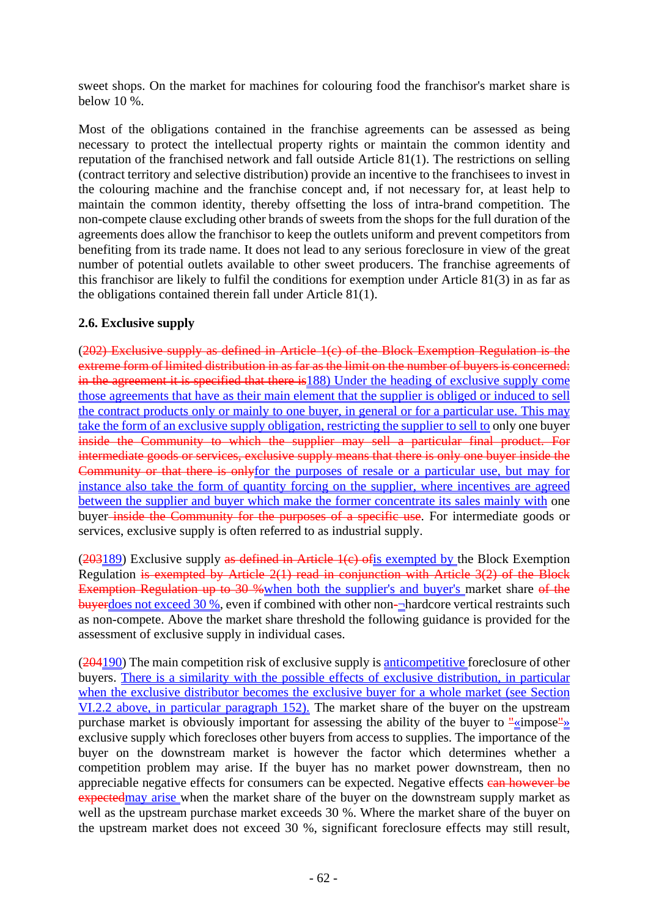sweet shops. On the market for machines for colouring food the franchisor's market share is below 10 %.

Most of the obligations contained in the franchise agreements can be assessed as being necessary to protect the intellectual property rights or maintain the common identity and reputation of the franchised network and fall outside Article 81(1). The restrictions on selling (contract territory and selective distribution) provide an incentive to the franchisees to invest in the colouring machine and the franchise concept and, if not necessary for, at least help to maintain the common identity, thereby offsetting the loss of intra-brand competition. The non-compete clause excluding other brands of sweets from the shops for the full duration of the agreements does allow the franchisor to keep the outlets uniform and prevent competitors from benefiting from its trade name. It does not lead to any serious foreclosure in view of the great number of potential outlets available to other sweet producers. The franchise agreements of this franchisor are likely to fulfil the conditions for exemption under Article 81(3) in as far as the obligations contained therein fall under Article 81(1).

**2.6. Exclusive supply**

(~~202) Exclusive supply as defined in Article 1(c) of the Block Exemption Regulation is the extreme form of limited distribution in as far as the limit on the number of buyers is concerned: in the agreement it is specified that there is~~188) Under the heading of exclusive supply come those agreements that have as their main element that the supplier is obliged or induced to sell the contract products only or mainly to one buyer, in general or for a particular use. This may take the form of an exclusive supply obligation, restricting the supplier to sell to only one buyer ~~inside the Community to which the supplier may sell a particular final product. For intermediate goods or services, exclusive supply means that there is only one buyer inside the Community or that there is only~~for the purposes of resale or a particular use, but may for instance also take the form of quantity forcing on the supplier, where incentives are agreed between the supplier and buyer which make the former concentrate its sales mainly with one buyer~~ inside the Community for the purposes of a specific use~~. For intermediate goods or services, exclusive supply is often referred to as industrial supply.

(~~203~~189) Exclusive supply ~~as defined in Article 1(c) of~~is exempted by the Block Exemption Regulation ~~is exempted by Article 2(1) read in conjunction with Article 3(2) of the Block Exemption Regulation up to 30 %~~when both the supplier's and buyer's market share ~~of the buyer~~does not exceed 30 %, even if combined with other non-~~-~~hardcore vertical restraints such as non-compete. Above the market share threshold the following guidance is provided for the assessment of exclusive supply in individual cases.

(~~204~~190) The main competition risk of exclusive supply is anticompetitive foreclosure of other buyers. There is a similarity with the possible effects of exclusive distribution, in particular when the exclusive distributor becomes the exclusive buyer for a whole market (see Section VI.2.2 above, in particular paragraph 152). The market share of the buyer on the upstream purchase market is obviously important for assessing the ability of the buyer to ~~"~~«impose~~"~~» exclusive supply which forecloses other buyers from access to supplies. The importance of the buyer on the downstream market is however the factor which determines whether a competition problem may arise. If the buyer has no market power downstream, then no appreciable negative effects for consumers can be expected. Negative effects ~~can however be expected~~may arise when the market share of the buyer on the downstream supply market as well as the upstream purchase market exceeds 30 %. Where the market share of the buyer on the upstream market does not exceed 30 %, significant foreclosure effects may still result,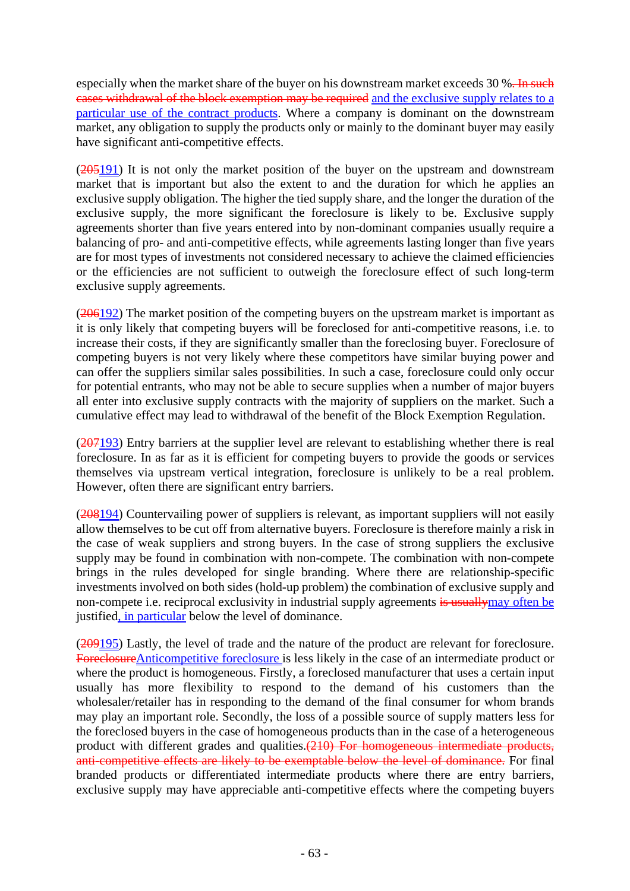especially when the market share of the buyer on his downstream market exceeds 30 %~~. In such cases withdrawal of the block exemption may be required~~ and the exclusive supply relates to a particular use of the contract products. Where a company is dominant on the downstream market, any obligation to supply the products only or mainly to the dominant buyer may easily have significant anti-competitive effects.

(~~205~~191) It is not only the market position of the buyer on the upstream and downstream market that is important but also the extent to and the duration for which he applies an exclusive supply obligation. The higher the tied supply share, and the longer the duration of the exclusive supply, the more significant the foreclosure is likely to be. Exclusive supply agreements shorter than five years entered into by non-dominant companies usually require a balancing of pro- and anti-competitive effects, while agreements lasting longer than five years are for most types of investments not considered necessary to achieve the claimed efficiencies or the efficiencies are not sufficient to outweigh the foreclosure effect of such long-term exclusive supply agreements.

(~~206~~192) The market position of the competing buyers on the upstream market is important as it is only likely that competing buyers will be foreclosed for anti-competitive reasons, i.e. to increase their costs, if they are significantly smaller than the foreclosing buyer. Foreclosure of competing buyers is not very likely where these competitors have similar buying power and can offer the suppliers similar sales possibilities. In such a case, foreclosure could only occur for potential entrants, who may not be able to secure supplies when a number of major buyers all enter into exclusive supply contracts with the majority of suppliers on the market. Such a cumulative effect may lead to withdrawal of the benefit of the Block Exemption Regulation.

(~~207~~193) Entry barriers at the supplier level are relevant to establishing whether there is real foreclosure. In as far as it is efficient for competing buyers to provide the goods or services themselves via upstream vertical integration, foreclosure is unlikely to be a real problem. However, often there are significant entry barriers.

(~~208~~194) Countervailing power of suppliers is relevant, as important suppliers will not easily allow themselves to be cut off from alternative buyers. Foreclosure is therefore mainly a risk in the case of weak suppliers and strong buyers. In the case of strong suppliers the exclusive supply may be found in combination with non-compete. The combination with non-compete brings in the rules developed for single branding. Where there are relationship-specific investments involved on both sides (hold-up problem) the combination of exclusive supply and non-compete i.e. reciprocal exclusivity in industrial supply agreements ~~is usually~~may often be justified, in particular below the level of dominance.

(~~209~~195) Lastly, the level of trade and the nature of the product are relevant for foreclosure. ~~Foreclosure~~Anticompetitive foreclosure is less likely in the case of an intermediate product or where the product is homogeneous. Firstly, a foreclosed manufacturer that uses a certain input usually has more flexibility to respond to the demand of his customers than the wholesaler/retailer has in responding to the demand of the final consumer for whom brands may play an important role. Secondly, the loss of a possible source of supply matters less for the foreclosed buyers in the case of homogeneous products than in the case of a heterogeneous product with different grades and qualities.~~(210) For homogeneous intermediate products, anti-competitive effects are likely to be exemptable below the level of dominance.~~ For final branded products or differentiated intermediate products where there are entry barriers, exclusive supply may have appreciable anti-competitive effects where the competing buyers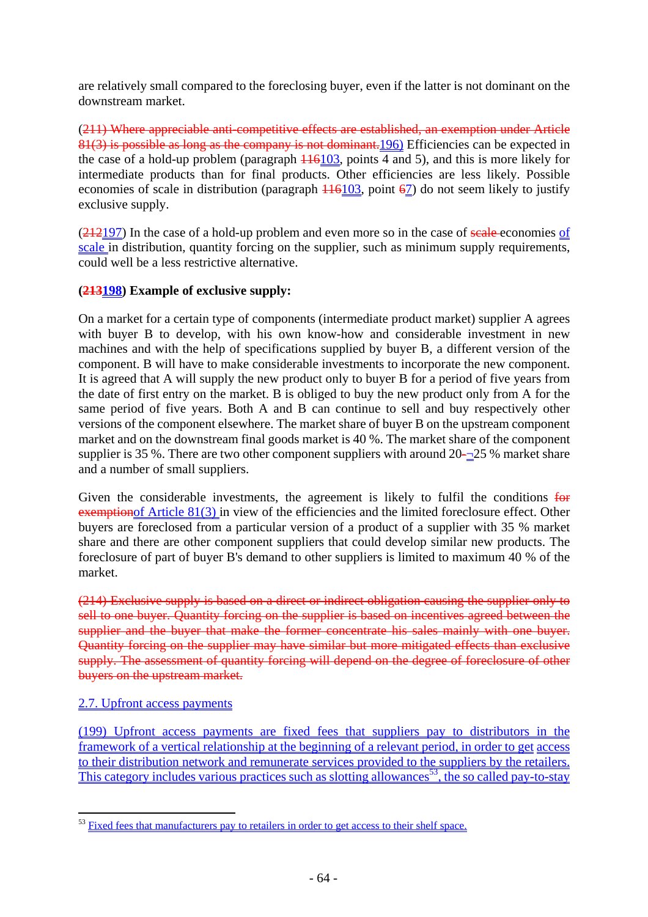are relatively small compared to the foreclosing buyer, even if the latter is not dominant on the downstream market.

(~~211) Where appreciable anti-competitive effects are established, an exemption under Article 81(3) is possible as long as the company is not dominant.~~196) Efficiencies can be expected in the case of a hold-up problem (paragraph ~~116~~103, points 4 and 5), and this is more likely for intermediate products than for final products. Other efficiencies are less likely. Possible economies of scale in distribution (paragraph ~~116~~103, point ~~6~~7) do not seem likely to justify exclusive supply.

(~~212~~197) In the case of a hold-up problem and even more so in the case of ~~scale~~ economies of scale in distribution, quantity forcing on the supplier, such as minimum supply requirements, could well be a less restrictive alternative.

**(~~213~~198) Example of exclusive supply:**

On a market for a certain type of components (intermediate product market) supplier A agrees with buyer B to develop, with his own know-how and considerable investment in new machines and with the help of specifications supplied by buyer B, a different version of the component. B will have to make considerable investments to incorporate the new component. It is agreed that A will supply the new product only to buyer B for a period of five years from the date of first entry on the market. B is obliged to buy the new product only from A for the same period of five years. Both A and B can continue to sell and buy respectively other versions of the component elsewhere. The market share of buyer B on the upstream component market and on the downstream final goods market is 40 %. The market share of the component supplier is 35 %. There are two other component suppliers with around 20~~-~~¬25 % market share and a number of small suppliers.

Given the considerable investments, the agreement is likely to fulfil the conditions ~~for exemption~~of Article 81(3) in view of the efficiencies and the limited foreclosure effect. Other buyers are foreclosed from a particular version of a product of a supplier with 35 % market share and there are other component suppliers that could develop similar new products. The foreclosure of part of buyer B's demand to other suppliers is limited to maximum 40 % of the market.

~~(214) Exclusive supply is based on a direct or indirect obligation causing the supplier only to sell to one buyer. Quantity forcing on the supplier is based on incentives agreed between the supplier and the buyer that make the former concentrate his sales mainly with one buyer. Quantity forcing on the supplier may have similar but more mitigated effects than exclusive supply. The assessment of quantity forcing will depend on the degree of foreclosure of other buyers on the upstream market.~~

2.7. Upfront access payments

(199) Upfront access payments are fixed fees that suppliers pay to distributors in the framework of a vertical relationship at the beginning of a relevant period, in order to get access to their distribution network and remunerate services provided to the suppliers by the retailers. This category includes various practices such as slotting allowances[53], the so called pay-to-stay

[53] Fixed fees that manufacturers pay to retailers in order to get access to their shelf space.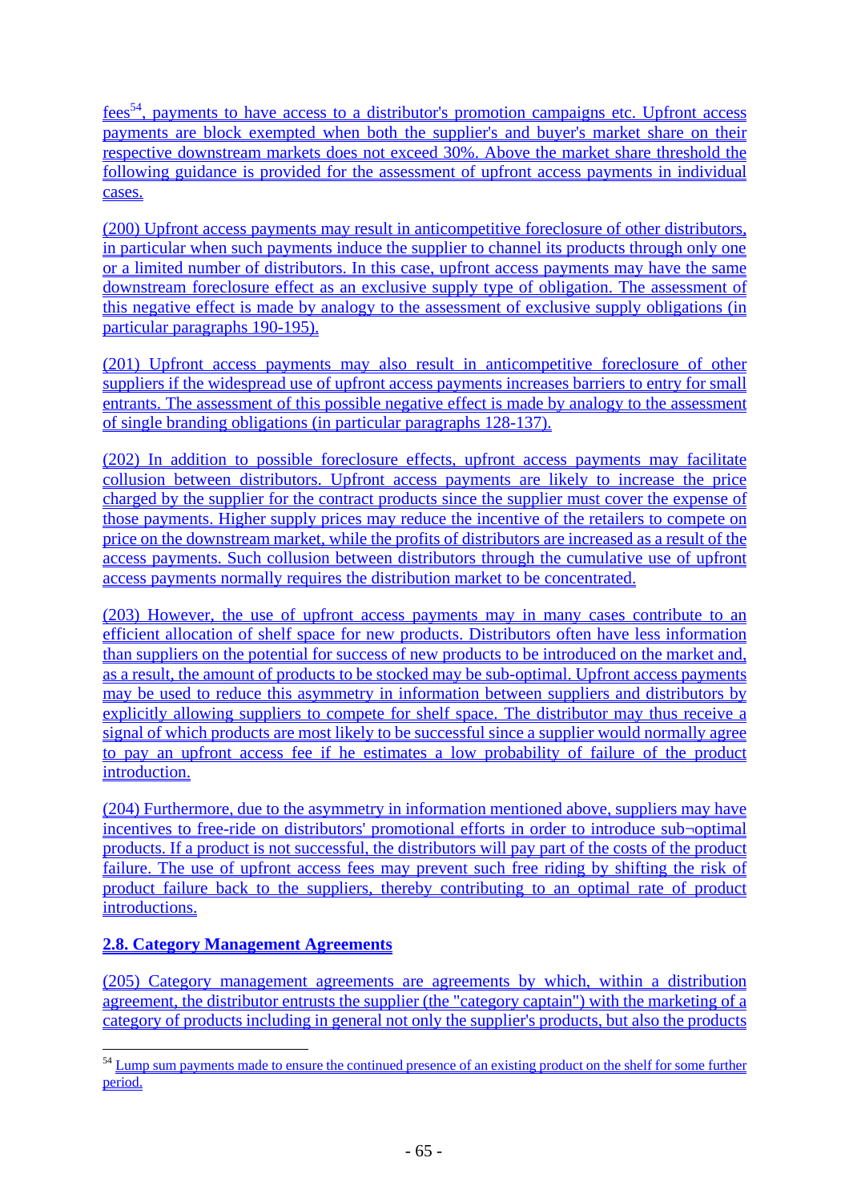fees[54], payments to have access to a distributor's promotion campaigns etc. Upfront access payments are block exempted when both the supplier's and buyer's market share on their respective downstream markets does not exceed 30%. Above the market share threshold the following guidance is provided for the assessment of upfront access payments in individual cases.

(200) Upfront access payments may result in anticompetitive foreclosure of other distributors, in particular when such payments induce the supplier to channel its products through only one or a limited number of distributors. In this case, upfront access payments may have the same downstream foreclosure effect as an exclusive supply type of obligation. The assessment of this negative effect is made by analogy to the assessment of exclusive supply obligations (in particular paragraphs 190-195).

(201) Upfront access payments may also result in anticompetitive foreclosure of other suppliers if the widespread use of upfront access payments increases barriers to entry for small entrants. The assessment of this possible negative effect is made by analogy to the assessment of single branding obligations (in particular paragraphs 128-137).

(202) In addition to possible foreclosure effects, upfront access payments may facilitate collusion between distributors. Upfront access payments are likely to increase the price charged by the supplier for the contract products since the supplier must cover the expense of those payments. Higher supply prices may reduce the incentive of the retailers to compete on price on the downstream market, while the profits of distributors are increased as a result of the access payments. Such collusion between distributors through the cumulative use of upfront access payments normally requires the distribution market to be concentrated.

(203) However, the use of upfront access payments may in many cases contribute to an efficient allocation of shelf space for new products. Distributors often have less information than suppliers on the potential for success of new products to be introduced on the market and, as a result, the amount of products to be stocked may be sub-optimal. Upfront access payments may be used to reduce this asymmetry in information between suppliers and distributors by explicitly allowing suppliers to compete for shelf space. The distributor may thus receive a signal of which products are most likely to be successful since a supplier would normally agree to pay an upfront access fee if he estimates a low probability of failure of the product introduction.

(204) Furthermore, due to the asymmetry in information mentioned above, suppliers may have incentives to free-ride on distributors' promotional efforts in order to introduce sub¬optimal products. If a product is not successful, the distributors will pay part of the costs of the product failure. The use of upfront access fees may prevent such free riding by shifting the risk of product failure back to the suppliers, thereby contributing to an optimal rate of product introductions.

### 2.8. Category Management Agreements

(205) Category management agreements are agreements by which, within a distribution agreement, the distributor entrusts the supplier (the "category captain") with the marketing of a category of products including in general not only the supplier's products, but also the products

---

[54] Lump sum payments made to ensure the continued presence of an existing product on the shelf for some further period.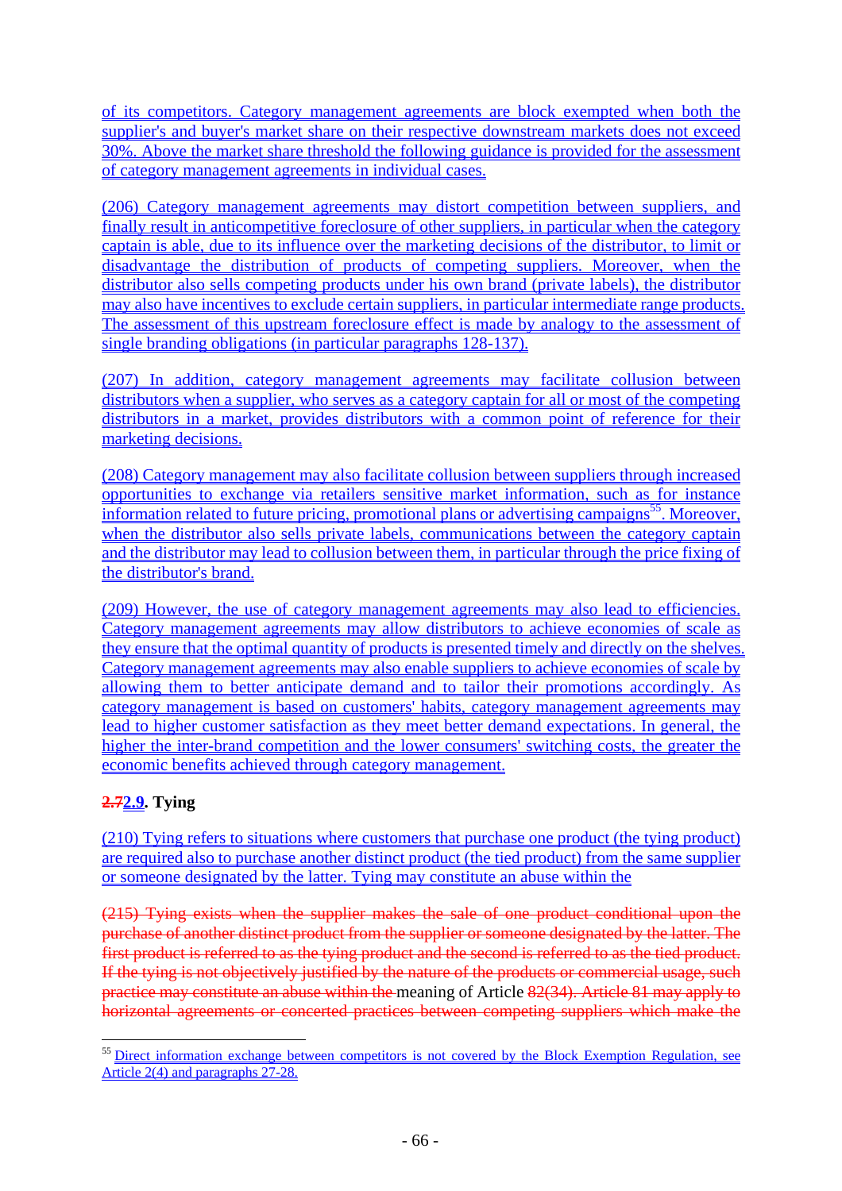of its competitors. Category management agreements are block exempted when both the supplier's and buyer's market share on their respective downstream markets does not exceed 30%. Above the market share threshold the following guidance is provided for the assessment of category management agreements in individual cases.

(206) Category management agreements may distort competition between suppliers, and finally result in anticompetitive foreclosure of other suppliers, in particular when the category captain is able, due to its influence over the marketing decisions of the distributor, to limit or disadvantage the distribution of products of competing suppliers. Moreover, when the distributor also sells competing products under his own brand (private labels), the distributor may also have incentives to exclude certain suppliers, in particular intermediate range products. The assessment of this upstream foreclosure effect is made by analogy to the assessment of single branding obligations (in particular paragraphs 128-137).

(207) In addition, category management agreements may facilitate collusion between distributors when a supplier, who serves as a category captain for all or most of the competing distributors in a market, provides distributors with a common point of reference for their marketing decisions.

(208) Category management may also facilitate collusion between suppliers through increased opportunities to exchange via retailers sensitive market information, such as for instance information related to future pricing, promotional plans or advertising campaigns[55]. Moreover, when the distributor also sells private labels, communications between the category captain and the distributor may lead to collusion between them, in particular through the price fixing of the distributor's brand.

(209) However, the use of category management agreements may also lead to efficiencies. Category management agreements may allow distributors to achieve economies of scale as they ensure that the optimal quantity of products is presented timely and directly on the shelves. Category management agreements may also enable suppliers to achieve economies of scale by allowing them to better anticipate demand and to tailor their promotions accordingly. As category management is based on customers' habits, category management agreements may lead to higher customer satisfaction as they meet better demand expectations. In general, the higher the inter-brand competition and the lower consumers' switching costs, the greater the economic benefits achieved through category management.

### ~~2.7~~2.9. Tying

(210) Tying refers to situations where customers that purchase one product (the tying product) are required also to purchase another distinct product (the tied product) from the same supplier or someone designated by the latter. Tying may constitute an abuse within the

~~(215) Tying exists when the supplier makes the sale of one product conditional upon the purchase of another distinct product from the supplier or someone designated by the latter. The first product is referred to as the tying product and the second is referred to as the tied product. If the tying is not objectively justified by the nature of the products or commercial usage, such practice may constitute an abuse within the~~ meaning of Article ~~82(34). Article 81 may apply to horizontal agreements or concerted practices between competing suppliers which make the~~

[55] Direct information exchange between competitors is not covered by the Block Exemption Regulation, see Article 2(4) and paragraphs 27-28.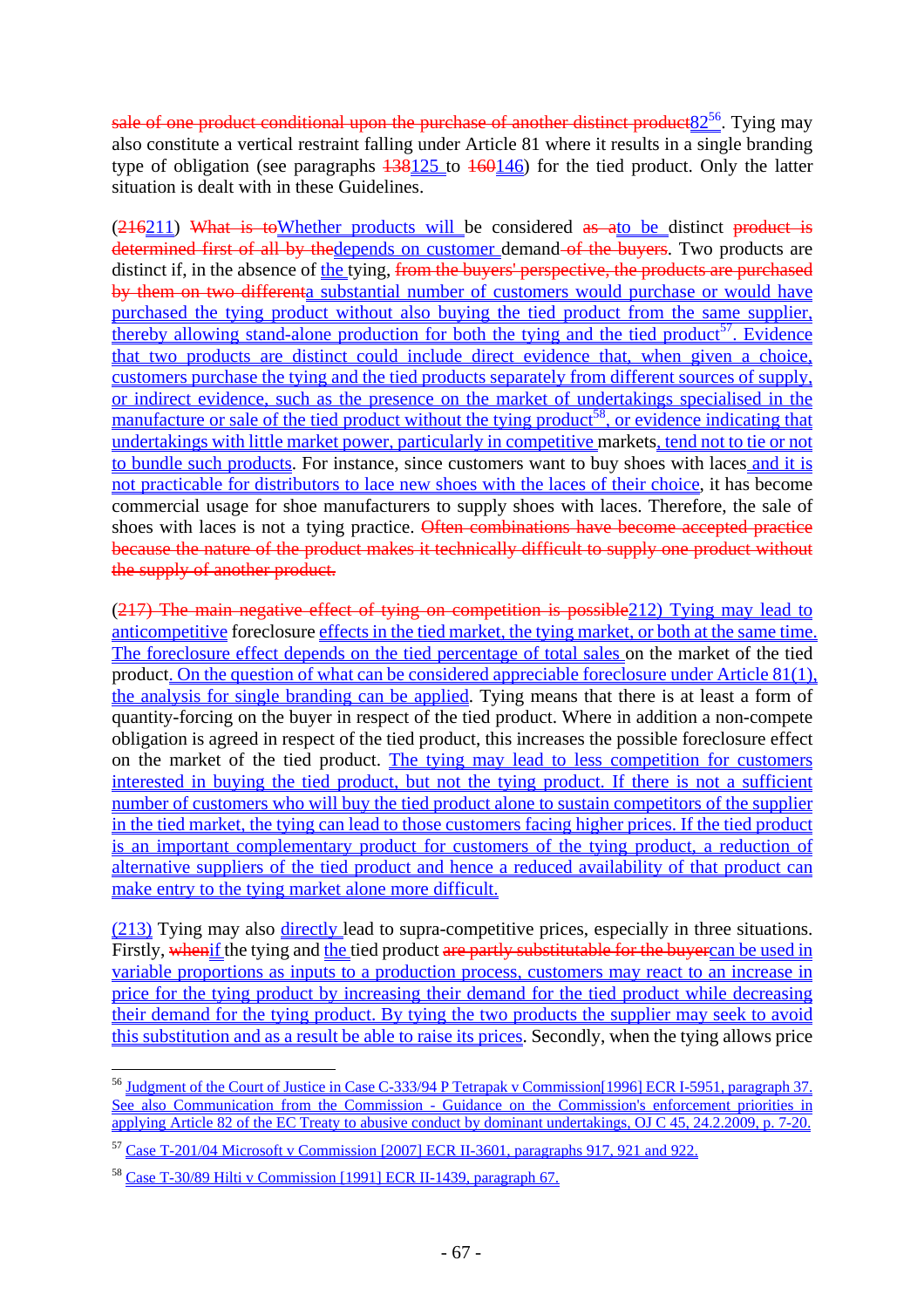~~sale of one product conditional upon the purchase of another distinct product~~82[56]. Tying may also constitute a vertical restraint falling under Article 81 where it results in a single branding type of obligation (see paragraphs ~~138~~125 to ~~160~~146) for the tied product. Only the latter situation is dealt with in these Guidelines.

(~~216~~211) ~~What is to~~Whether products will be considered ~~as a~~to be distinct ~~product is determined first of all by the~~depends on customer demand ~~of the buyers~~. Two products are distinct if, in the absence of the tying, ~~from the buyers' perspective, the products are purchased by them on two different~~a substantial number of customers would purchase or would have purchased the tying product without also buying the tied product from the same supplier, thereby allowing stand-alone production for both the tying and the tied product[57]. Evidence that two products are distinct could include direct evidence that, when given a choice, customers purchase the tying and the tied products separately from different sources of supply, or indirect evidence, such as the presence on the market of undertakings specialised in the manufacture or sale of the tied product without the tying product[58], or evidence indicating that undertakings with little market power, particularly in competitive markets, tend not to tie or not to bundle such products. For instance, since customers want to buy shoes with laces and it is not practicable for distributors to lace new shoes with the laces of their choice, it has become commercial usage for shoe manufacturers to supply shoes with laces. Therefore, the sale of shoes with laces is not a tying practice. ~~Often combinations have become accepted practice because the nature of the product makes it technically difficult to supply one product without the supply of another product.~~

(~~217) The main negative effect of tying on competition is possible~~212) Tying may lead to anticompetitive foreclosure effects in the tied market, the tying market, or both at the same time. The foreclosure effect depends on the tied percentage of total sales on the market of the tied product. On the question of what can be considered appreciable foreclosure under Article 81(1), the analysis for single branding can be applied. Tying means that there is at least a form of quantity-forcing on the buyer in respect of the tied product. Where in addition a non-compete obligation is agreed in respect of the tied product, this increases the possible foreclosure effect on the market of the tied product. The tying may lead to less competition for customers interested in buying the tied product, but not the tying product. If there is not a sufficient number of customers who will buy the tied product alone to sustain competitors of the supplier in the tied market, the tying can lead to those customers facing higher prices. If the tied product is an important complementary product for customers of the tying product, a reduction of alternative suppliers of the tied product and hence a reduced availability of that product can make entry to the tying market alone more difficult.

(213) Tying may also directly lead to supra-competitive prices, especially in three situations. Firstly, ~~when~~if the tying and the tied product ~~are partly substitutable for the buyer~~can be used in variable proportions as inputs to a production process, customers may react to an increase in price for the tying product by increasing their demand for the tied product while decreasing their demand for the tying product. By tying the two products the supplier may seek to avoid this substitution and as a result be able to raise its prices. Secondly, when the tying allows price

---

[56] Judgment of the Court of Justice in Case C-333/94 P Tetrapak v Commission[1996] ECR I-5951, paragraph 37. See also Communication from the Commission - Guidance on the Commission's enforcement priorities in applying Article 82 of the EC Treaty to abusive conduct by dominant undertakings, OJ C 45, 24.2.2009, p. 7-20.

[57] Case T-201/04 Microsoft v Commission [2007] ECR II-3601, paragraphs 917, 921 and 922.

[58] Case T-30/89 Hilti v Commission [1991] ECR II-1439, paragraph 67.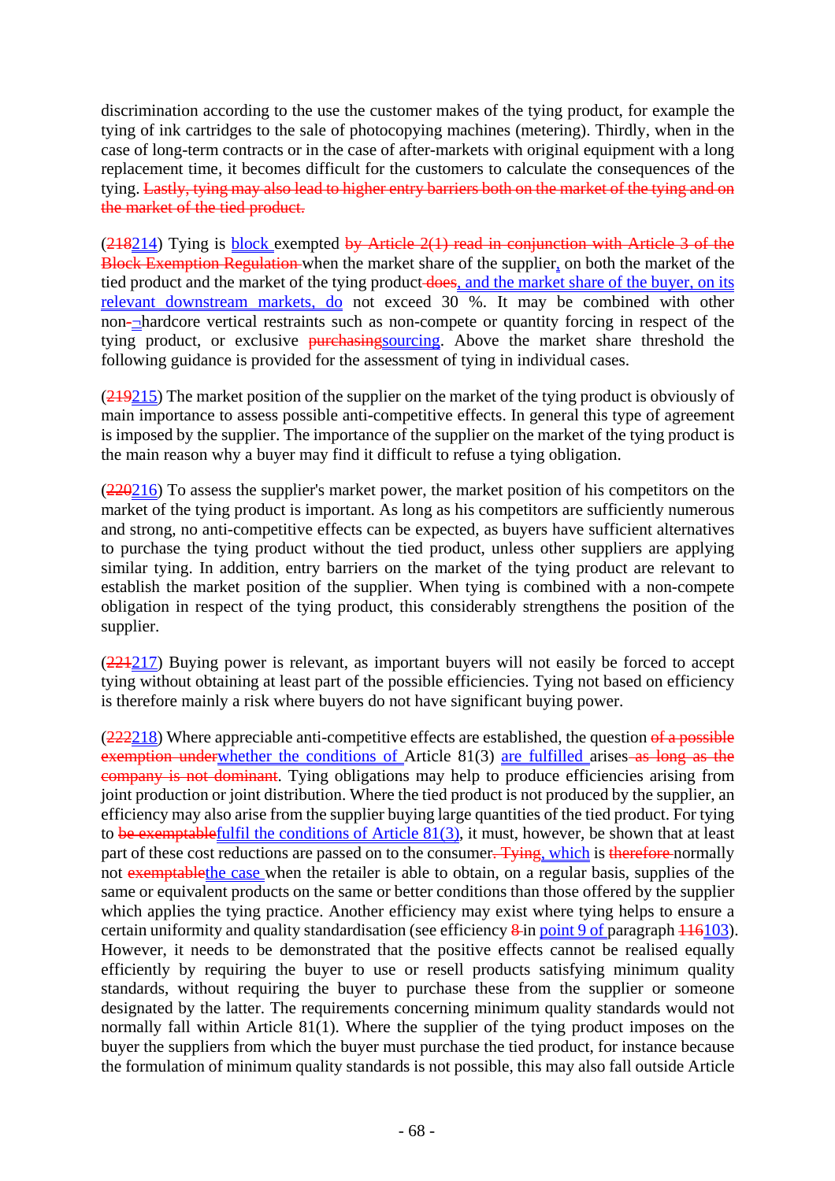discrimination according to the use the customer makes of the tying product, for example the tying of ink cartridges to the sale of photocopying machines (metering). Thirdly, when in the case of long-term contracts or in the case of after-markets with original equipment with a long replacement time, it becomes difficult for the customers to calculate the consequences of the tying. ~~Lastly, tying may also lead to higher entry barriers both on the market of the tying and on the market of the tied product.~~

(~~218~~214) Tying is block exempted ~~by Article 2(1) read in conjunction with Article 3 of the Block Exemption Regulation~~ when the market share of the supplier, on both the market of the tied product and the market of the tying product ~~does~~, and the market share of the buyer, on its relevant downstream markets, do not exceed 30 %. It may be combined with other non~~-~~¬hardcore vertical restraints such as non-compete or quantity forcing in respect of the tying product, or exclusive ~~purchasing~~sourcing. Above the market share threshold the following guidance is provided for the assessment of tying in individual cases.

(~~219~~215) The market position of the supplier on the market of the tying product is obviously of main importance to assess possible anti-competitive effects. In general this type of agreement is imposed by the supplier. The importance of the supplier on the market of the tying product is the main reason why a buyer may find it difficult to refuse a tying obligation.

(~~220~~216) To assess the supplier's market power, the market position of his competitors on the market of the tying product is important. As long as his competitors are sufficiently numerous and strong, no anti-competitive effects can be expected, as buyers have sufficient alternatives to purchase the tying product without the tied product, unless other suppliers are applying similar tying. In addition, entry barriers on the market of the tying product are relevant to establish the market position of the supplier. When tying is combined with a non-compete obligation in respect of the tying product, this considerably strengthens the position of the supplier.

(~~221~~217) Buying power is relevant, as important buyers will not easily be forced to accept tying without obtaining at least part of the possible efficiencies. Tying not based on efficiency is therefore mainly a risk where buyers do not have significant buying power.

(~~222~~218) Where appreciable anti-competitive effects are established, the question ~~of a possible exemption under~~whether the conditions of Article 81(3) are fulfilled arises ~~as long as the company is not dominant~~. Tying obligations may help to produce efficiencies arising from joint production or joint distribution. Where the tied product is not produced by the supplier, an efficiency may also arise from the supplier buying large quantities of the tied product. For tying to ~~be exemptable~~fulfil the conditions of Article 81(3), it must, however, be shown that at least part of these cost reductions are passed on to the consumer~~. Tying~~, which is ~~therefore~~ normally not ~~exemptable~~the case when the retailer is able to obtain, on a regular basis, supplies of the same or equivalent products on the same or better conditions than those offered by the supplier which applies the tying practice. Another efficiency may exist where tying helps to ensure a certain uniformity and quality standardisation (see efficiency ~~8~~ in point 9 of paragraph ~~116~~103). However, it needs to be demonstrated that the positive effects cannot be realised equally efficiently by requiring the buyer to use or resell products satisfying minimum quality standards, without requiring the buyer to purchase these from the supplier or someone designated by the latter. The requirements concerning minimum quality standards would not normally fall within Article 81(1). Where the supplier of the tying product imposes on the buyer the suppliers from which the buyer must purchase the tied product, for instance because the formulation of minimum quality standards is not possible, this may also fall outside Article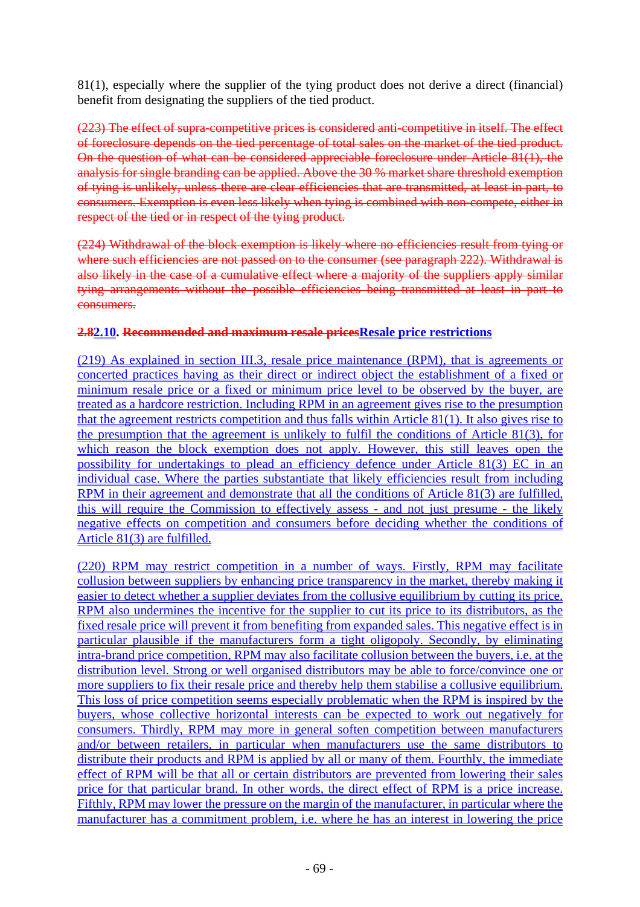81(1), especially where the supplier of the tying product does not derive a direct (financial) benefit from designating the suppliers of the tied product.

~~(223) The effect of supra-competitive prices is considered anti-competitive in itself. The effect of foreclosure depends on the tied percentage of total sales on the market of the tied product. On the question of what can be considered appreciable foreclosure under Article 81(1), the analysis for single branding can be applied. Above the 30 % market share threshold exemption of tying is unlikely, unless there are clear efficiencies that are transmitted, at least in part, to consumers. Exemption is even less likely when tying is combined with non-compete, either in respect of the tied or in respect of the tying product.~~

~~(224) Withdrawal of the block exemption is likely where no efficiencies result from tying or where such efficiencies are not passed on to the consumer (see paragraph 222). Withdrawal is also likely in the case of a cumulative effect where a majority of the suppliers apply similar tying arrangements without the possible efficiencies being transmitted at least in part to consumers.~~

**~~2.8~~2.10. ~~Recommended and maximum resale prices~~Resale price restrictions**

(219) As explained in section III.3, resale price maintenance (RPM), that is agreements or concerted practices having as their direct or indirect object the establishment of a fixed or minimum resale price or a fixed or minimum price level to be observed by the buyer, are treated as a hardcore restriction. Including RPM in an agreement gives rise to the presumption that the agreement restricts competition and thus falls within Article 81(1). It also gives rise to the presumption that the agreement is unlikely to fulfil the conditions of Article 81(3), for which reason the block exemption does not apply. However, this still leaves open the possibility for undertakings to plead an efficiency defence under Article 81(3) EC in an individual case. Where the parties substantiate that likely efficiencies result from including RPM in their agreement and demonstrate that all the conditions of Article 81(3) are fulfilled, this will require the Commission to effectively assess - and not just presume - the likely negative effects on competition and consumers before deciding whether the conditions of Article 81(3) are fulfilled.

(220) RPM may restrict competition in a number of ways. Firstly, RPM may facilitate collusion between suppliers by enhancing price transparency in the market, thereby making it easier to detect whether a supplier deviates from the collusive equilibrium by cutting its price. RPM also undermines the incentive for the supplier to cut its price to its distributors, as the fixed resale price will prevent it from benefiting from expanded sales. This negative effect is in particular plausible if the manufacturers form a tight oligopoly. Secondly, by eliminating intra-brand price competition, RPM may also facilitate collusion between the buyers, i.e. at the distribution level. Strong or well organised distributors may be able to force/convince one or more suppliers to fix their resale price and thereby help them stabilise a collusive equilibrium. This loss of price competition seems especially problematic when the RPM is inspired by the buyers, whose collective horizontal interests can be expected to work out negatively for consumers. Thirdly, RPM may more in general soften competition between manufacturers and/or between retailers, in particular when manufacturers use the same distributors to distribute their products and RPM is applied by all or many of them. Fourthly, the immediate effect of RPM will be that all or certain distributors are prevented from lowering their sales price for that particular brand. In other words, the direct effect of RPM is a price increase. Fifthly, RPM may lower the pressure on the margin of the manufacturer, in particular where the manufacturer has a commitment problem, i.e. where he has an interest in lowering the price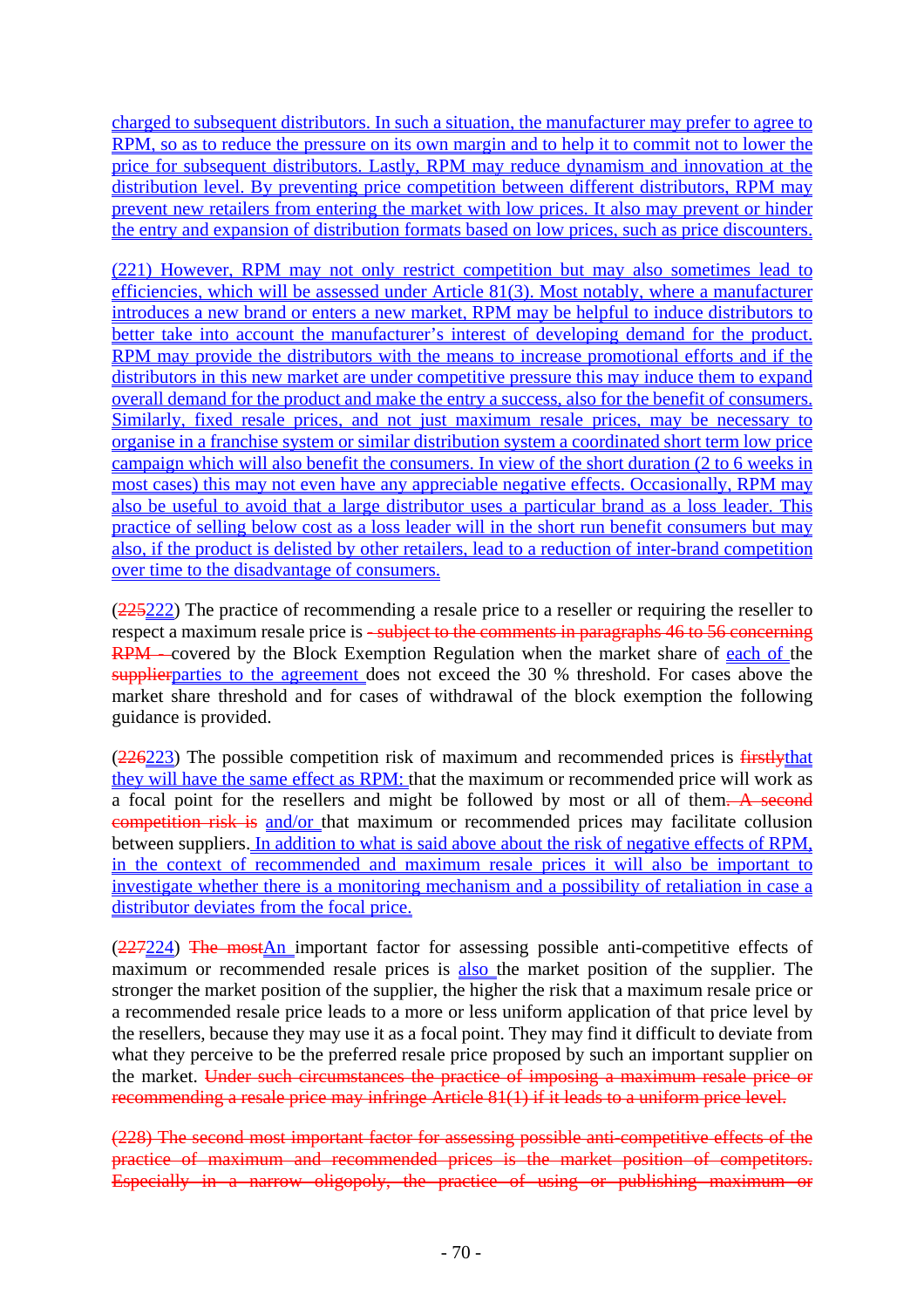charged to subsequent distributors. In such a situation, the manufacturer may prefer to agree to RPM, so as to reduce the pressure on its own margin and to help it to commit not to lower the price for subsequent distributors. Lastly, RPM may reduce dynamism and innovation at the distribution level. By preventing price competition between different distributors, RPM may prevent new retailers from entering the market with low prices. It also may prevent or hinder the entry and expansion of distribution formats based on low prices, such as price discounters.

(221) However, RPM may not only restrict competition but may also sometimes lead to efficiencies, which will be assessed under Article 81(3). Most notably, where a manufacturer introduces a new brand or enters a new market, RPM may be helpful to induce distributors to better take into account the manufacturer's interest of developing demand for the product. RPM may provide the distributors with the means to increase promotional efforts and if the distributors in this new market are under competitive pressure this may induce them to expand overall demand for the product and make the entry a success, also for the benefit of consumers. Similarly, fixed resale prices, and not just maximum resale prices, may be necessary to organise in a franchise system or similar distribution system a coordinated short term low price campaign which will also benefit the consumers. In view of the short duration (2 to 6 weeks in most cases) this may not even have any appreciable negative effects. Occasionally, RPM may also be useful to avoid that a large distributor uses a particular brand as a loss leader. This practice of selling below cost as a loss leader will in the short run benefit consumers but may also, if the product is delisted by other retailers, lead to a reduction of inter-brand competition over time to the disadvantage of consumers.

(~~225~~222) The practice of recommending a resale price to a reseller or requiring the reseller to respect a maximum resale price is ~~- subject to the comments in paragraphs 46 to 56 concerning RPM -~~ covered by the Block Exemption Regulation when the market share of each of the ~~supplier~~parties to the agreement does not exceed the 30 % threshold. For cases above the market share threshold and for cases of withdrawal of the block exemption the following guidance is provided.

(~~226~~223) The possible competition risk of maximum and recommended prices is ~~firstly~~that they will have the same effect as RPM: that the maximum or recommended price will work as a focal point for the resellers and might be followed by most or all of them~~. A second competition risk is~~ and/or that maximum or recommended prices may facilitate collusion between suppliers. In addition to what is said above about the risk of negative effects of RPM, in the context of recommended and maximum resale prices it will also be important to investigate whether there is a monitoring mechanism and a possibility of retaliation in case a distributor deviates from the focal price.

(~~227~~224) ~~The most~~An important factor for assessing possible anti-competitive effects of maximum or recommended resale prices is also the market position of the supplier. The stronger the market position of the supplier, the higher the risk that a maximum resale price or a recommended resale price leads to a more or less uniform application of that price level by the resellers, because they may use it as a focal point. They may find it difficult to deviate from what they perceive to be the preferred resale price proposed by such an important supplier on the market. ~~Under such circumstances the practice of imposing a maximum resale price or recommending a resale price may infringe Article 81(1) if it leads to a uniform price level.~~

~~(228) The second most important factor for assessing possible anti-competitive effects of the practice of maximum and recommended prices is the market position of competitors. Especially in a narrow oligopoly, the practice of using or publishing maximum or~~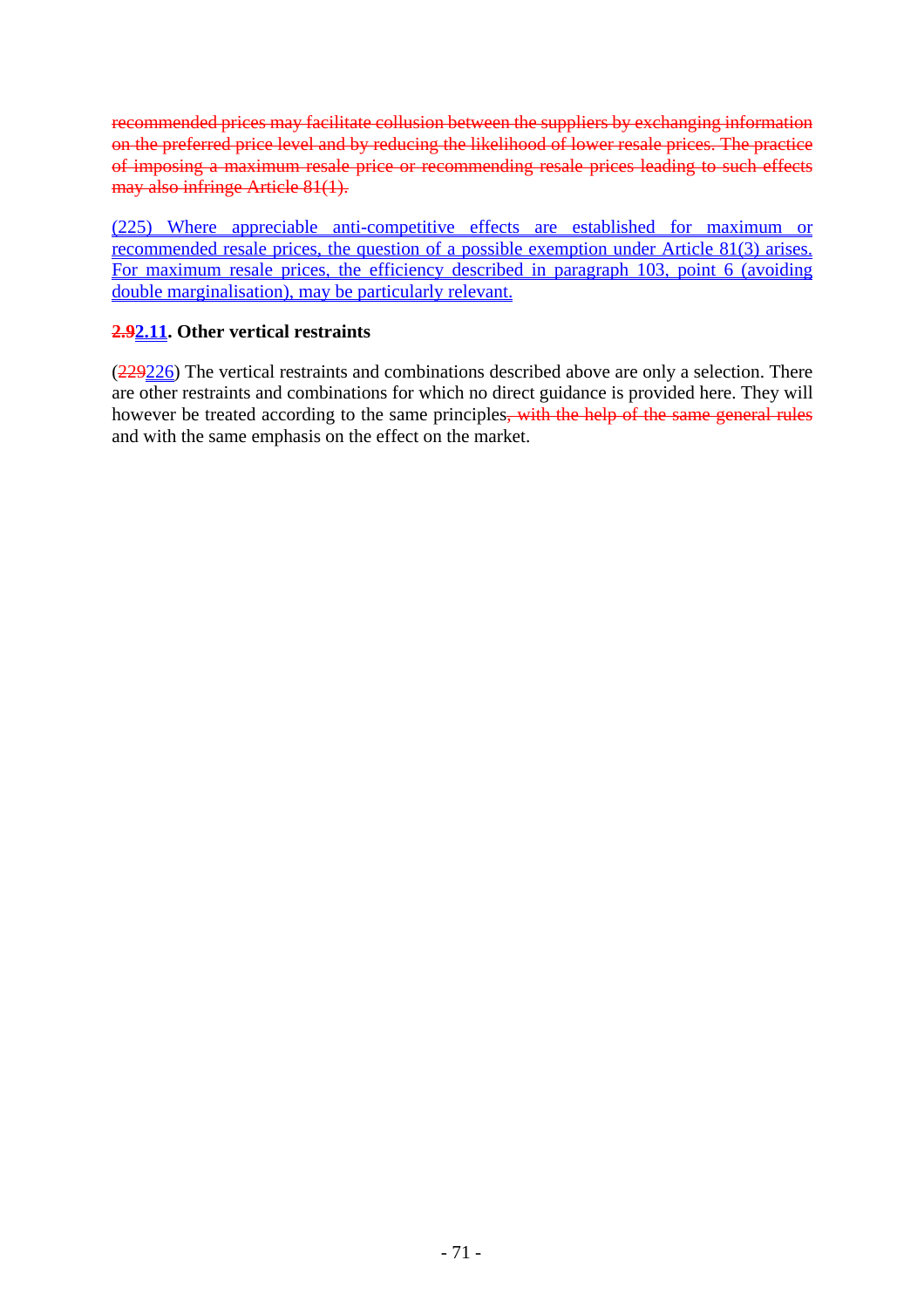~~recommended prices may facilitate collusion between the suppliers by exchanging information on the preferred price level and by reducing the likelihood of lower resale prices. The practice of imposing a maximum resale price or recommending resale prices leading to such effects may also infringe Article 81(1).~~

(225) Where appreciable anti-competitive effects are established for maximum or recommended resale prices, the question of a possible exemption under Article 81(3) arises. For maximum resale prices, the efficiency described in paragraph 103, point 6 (avoiding double marginalisation), may be particularly relevant.

### ~~2.9~~2.11. Other vertical restraints

(~~229~~226) The vertical restraints and combinations described above are only a selection. There are other restraints and combinations for which no direct guidance is provided here. They will however be treated according to the same principles~~, with the help of the same general rules~~ and with the same emphasis on the effect on the market.